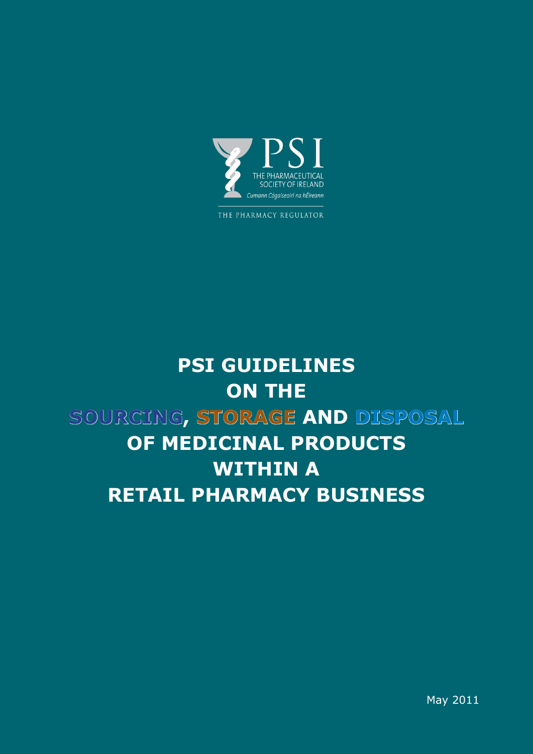PSI

THE PHARMACEUTICAL SOCIETY OF IRELAND

Cumann Cógaiseoirí na hÉireann

THE PHARMACY REGULATOR

# PSI GUIDELINES ON THE SOURCING, STORAGE AND DISPOSAL OF MEDICINAL PRODUCTS WITHIN A RETAIL PHARMACY BUSINESS

May 2011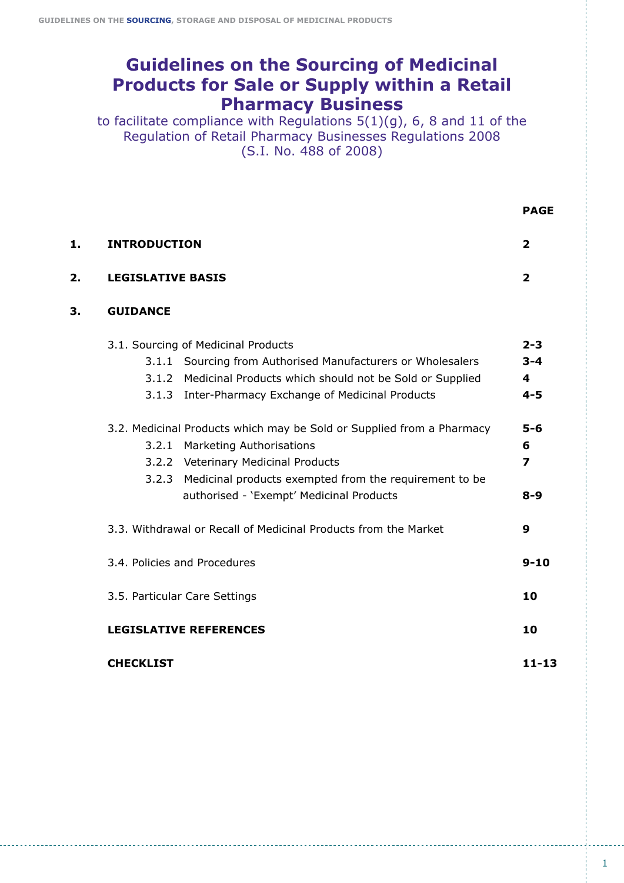# Guidelines on the Sourcing of Medicinal Products for Sale or Supply within a Retail Pharmacy Business

to facilitate compliance with Regulations 5(1)(g), 6, 8 and 11 of the Regulation of Retail Pharmacy Businesses Regulations 2008 (S.I. No. 488 of 2008)

| | | PAGE |
|---|---|---|
| **1.** | **INTRODUCTION** | **2** |
| **2.** | **LEGISLATIVE BASIS** | **2** |
| **3.** | **GUIDANCE** | |
| | 3.1. Sourcing of Medicinal Products | **2-3** |
| | 3.1.1 Sourcing from Authorised Manufacturers or Wholesalers | **3-4** |
| | 3.1.2 Medicinal Products which should not be Sold or Supplied | **4** |
| | 3.1.3 Inter-Pharmacy Exchange of Medicinal Products | **4-5** |
| | 3.2. Medicinal Products which may be Sold or Supplied from a Pharmacy | **5-6** |
| | 3.2.1 Marketing Authorisations | **6** |
| | 3.2.2 Veterinary Medicinal Products | **7** |
| | 3.2.3 Medicinal products exempted from the requirement to be authorised - 'Exempt' Medicinal Products | **8-9** |
| | 3.3. Withdrawal or Recall of Medicinal Products from the Market | **9** |
| | 3.4. Policies and Procedures | **9-10** |
| | 3.5. Particular Care Settings | **10** |
| | **LEGISLATIVE REFERENCES** | **10** |
| | **CHECKLIST** | **11-13** |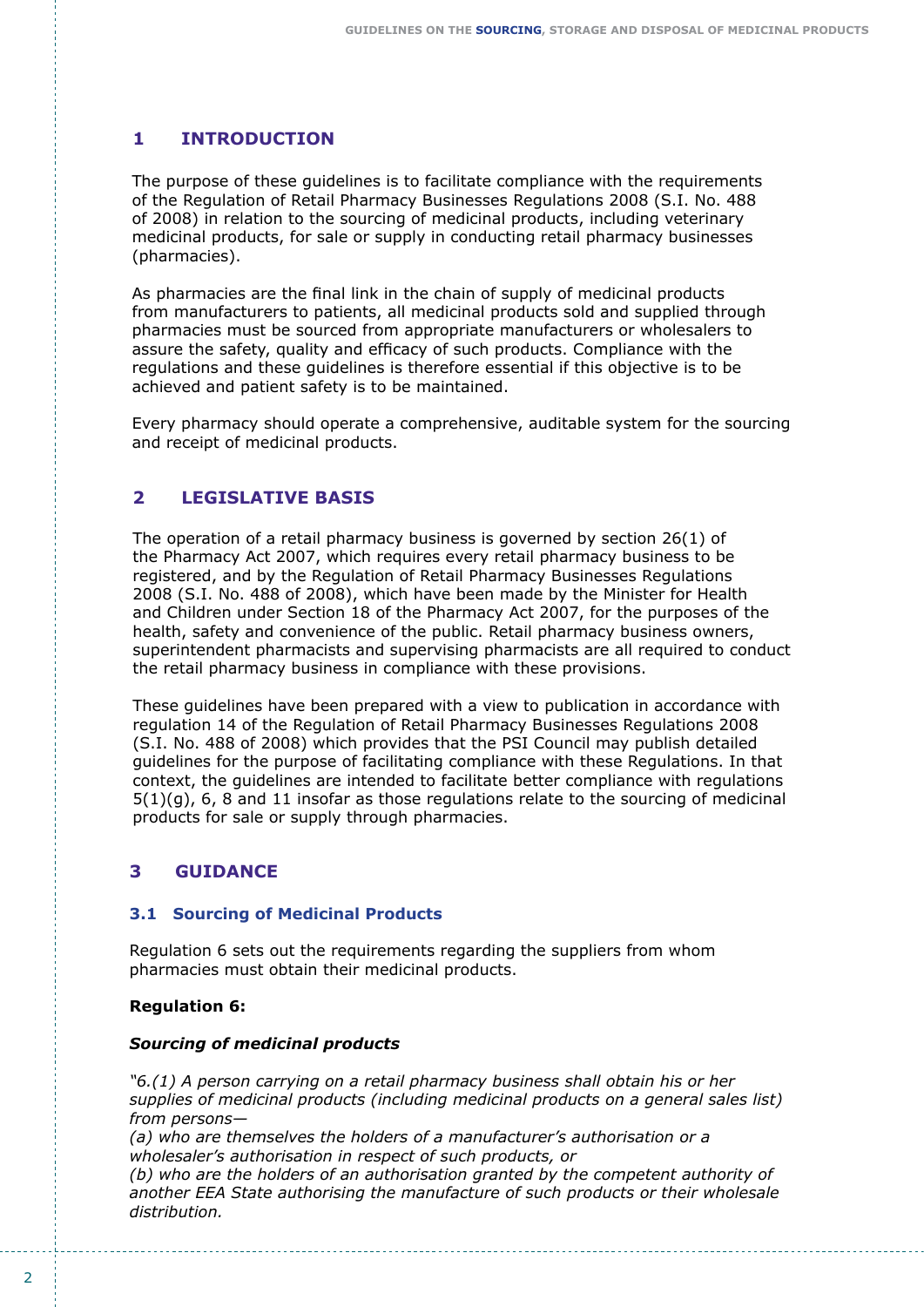## 1 INTRODUCTION

The purpose of these guidelines is to facilitate compliance with the requirements of the Regulation of Retail Pharmacy Businesses Regulations 2008 (S.I. No. 488 of 2008) in relation to the sourcing of medicinal products, including veterinary medicinal products, for sale or supply in conducting retail pharmacy businesses (pharmacies).

As pharmacies are the final link in the chain of supply of medicinal products from manufacturers to patients, all medicinal products sold and supplied through pharmacies must be sourced from appropriate manufacturers or wholesalers to assure the safety, quality and efficacy of such products. Compliance with the regulations and these guidelines is therefore essential if this objective is to be achieved and patient safety is to be maintained.

Every pharmacy should operate a comprehensive, auditable system for the sourcing and receipt of medicinal products.

## 2 LEGISLATIVE BASIS

The operation of a retail pharmacy business is governed by section 26(1) of the Pharmacy Act 2007, which requires every retail pharmacy business to be registered, and by the Regulation of Retail Pharmacy Businesses Regulations 2008 (S.I. No. 488 of 2008), which have been made by the Minister for Health and Children under Section 18 of the Pharmacy Act 2007, for the purposes of the health, safety and convenience of the public. Retail pharmacy business owners, superintendent pharmacists and supervising pharmacists are all required to conduct the retail pharmacy business in compliance with these provisions.

These guidelines have been prepared with a view to publication in accordance with regulation 14 of the Regulation of Retail Pharmacy Businesses Regulations 2008 (S.I. No. 488 of 2008) which provides that the PSI Council may publish detailed guidelines for the purpose of facilitating compliance with these Regulations. In that context, the guidelines are intended to facilitate better compliance with regulations 5(1)(g), 6, 8 and 11 insofar as those regulations relate to the sourcing of medicinal products for sale or supply through pharmacies.

## 3 GUIDANCE

### 3.1 Sourcing of Medicinal Products

Regulation 6 sets out the requirements regarding the suppliers from whom pharmacies must obtain their medicinal products.

**Regulation 6:**

***Sourcing of medicinal products***

*"6.(1) A person carrying on a retail pharmacy business shall obtain his or her supplies of medicinal products (including medicinal products on a general sales list) from persons—*
*(a) who are themselves the holders of a manufacturer's authorisation or a wholesaler's authorisation in respect of such products, or*
*(b) who are the holders of an authorisation granted by the competent authority of another EEA State authorising the manufacture of such products or their wholesale distribution.*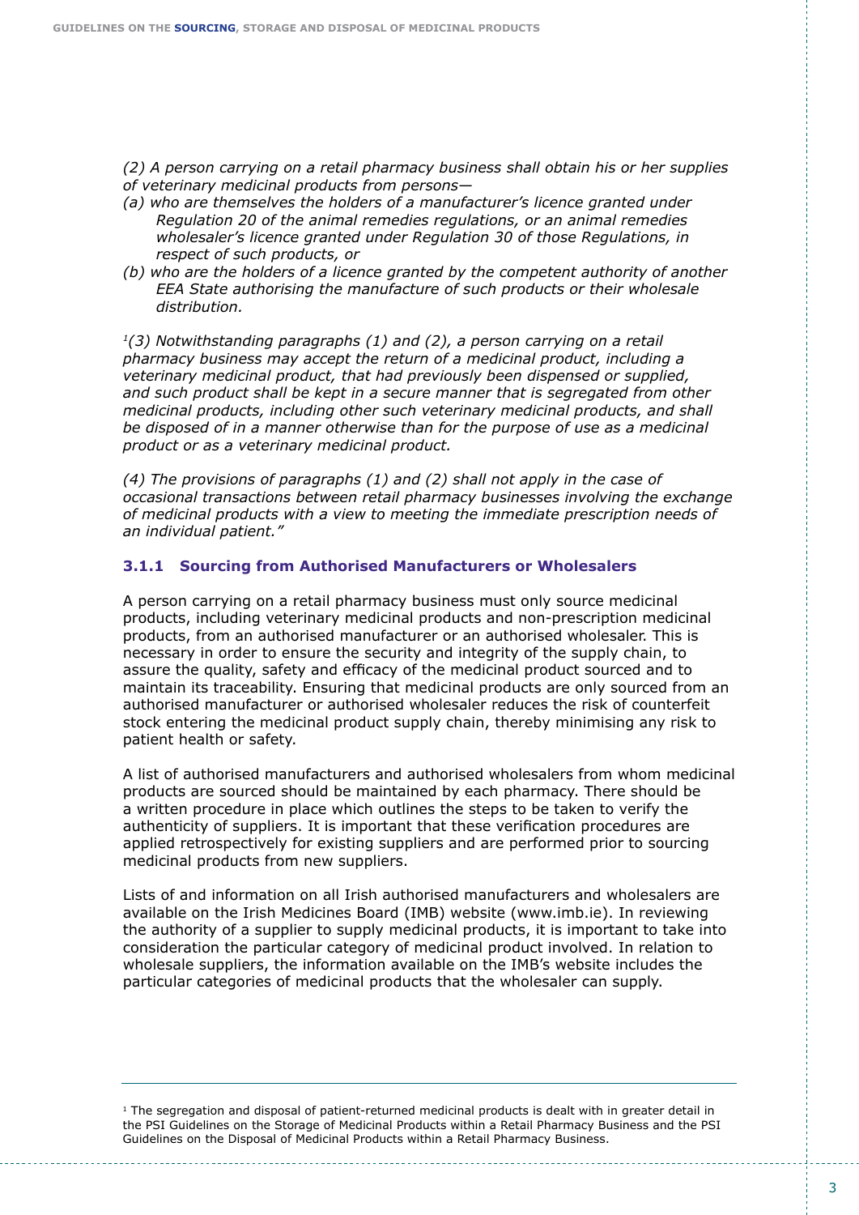*(2) A person carrying on a retail pharmacy business shall obtain his or her supplies of veterinary medicinal products from persons—*

*(a) who are themselves the holders of a manufacturer's licence granted under Regulation 20 of the animal remedies regulations, or an animal remedies wholesaler's licence granted under Regulation 30 of those Regulations, in respect of such products, or*

*(b) who are the holders of a licence granted by the competent authority of another EEA State authorising the manufacture of such products or their wholesale distribution.*

[1]*(3) Notwithstanding paragraphs (1) and (2), a person carrying on a retail pharmacy business may accept the return of a medicinal product, including a veterinary medicinal product, that had previously been dispensed or supplied, and such product shall be kept in a secure manner that is segregated from other medicinal products, including other such veterinary medicinal products, and shall be disposed of in a manner otherwise than for the purpose of use as a medicinal product or as a veterinary medicinal product.*

*(4) The provisions of paragraphs (1) and (2) shall not apply in the case of occasional transactions between retail pharmacy businesses involving the exchange of medicinal products with a view to meeting the immediate prescription needs of an individual patient."*

### 3.1.1 Sourcing from Authorised Manufacturers or Wholesalers

A person carrying on a retail pharmacy business must only source medicinal products, including veterinary medicinal products and non-prescription medicinal products, from an authorised manufacturer or an authorised wholesaler. This is necessary in order to ensure the security and integrity of the supply chain, to assure the quality, safety and efficacy of the medicinal product sourced and to maintain its traceability. Ensuring that medicinal products are only sourced from an authorised manufacturer or authorised wholesaler reduces the risk of counterfeit stock entering the medicinal product supply chain, thereby minimising any risk to patient health or safety.

A list of authorised manufacturers and authorised wholesalers from whom medicinal products are sourced should be maintained by each pharmacy. There should be a written procedure in place which outlines the steps to be taken to verify the authenticity of suppliers. It is important that these verification procedures are applied retrospectively for existing suppliers and are performed prior to sourcing medicinal products from new suppliers.

Lists of and information on all Irish authorised manufacturers and wholesalers are available on the Irish Medicines Board (IMB) website (www.imb.ie). In reviewing the authority of a supplier to supply medicinal products, it is important to take into consideration the particular category of medicinal product involved. In relation to wholesale suppliers, the information available on the IMB's website includes the particular categories of medicinal products that the wholesaler can supply.

---

[1] The segregation and disposal of patient-returned medicinal products is dealt with in greater detail in the PSI Guidelines on the Storage of Medicinal Products within a Retail Pharmacy Business and the PSI Guidelines on the Disposal of Medicinal Products within a Retail Pharmacy Business.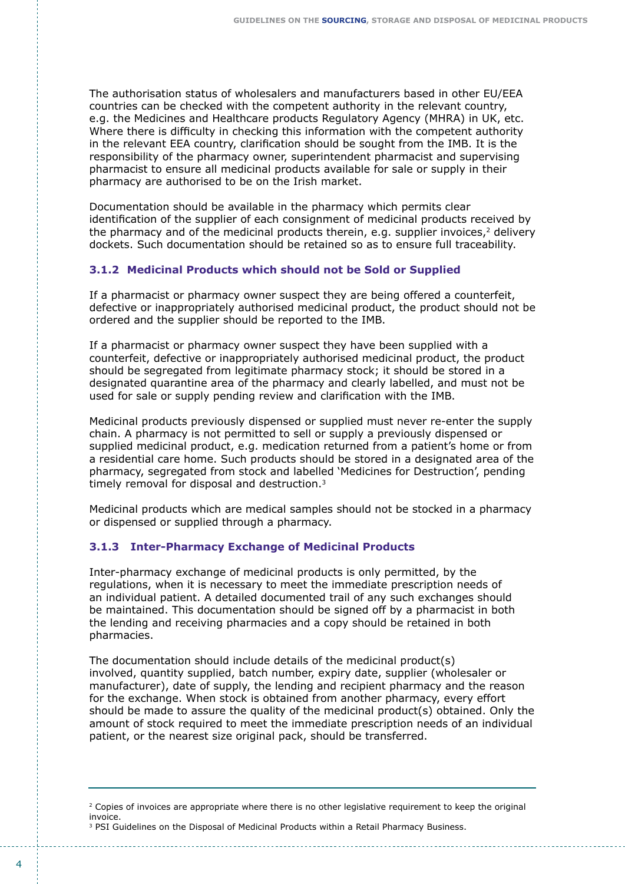The authorisation status of wholesalers and manufacturers based in other EU/EEA countries can be checked with the competent authority in the relevant country, e.g. the Medicines and Healthcare products Regulatory Agency (MHRA) in UK, etc. Where there is difficulty in checking this information with the competent authority in the relevant EEA country, clarification should be sought from the IMB. It is the responsibility of the pharmacy owner, superintendent pharmacist and supervising pharmacist to ensure all medicinal products available for sale or supply in their pharmacy are authorised to be on the Irish market.

Documentation should be available in the pharmacy which permits clear identification of the supplier of each consignment of medicinal products received by the pharmacy and of the medicinal products therein, e.g. supplier invoices,[2] delivery dockets. Such documentation should be retained so as to ensure full traceability.

### 3.1.2 Medicinal Products which should not be Sold or Supplied

If a pharmacist or pharmacy owner suspect they are being offered a counterfeit, defective or inappropriately authorised medicinal product, the product should not be ordered and the supplier should be reported to the IMB.

If a pharmacist or pharmacy owner suspect they have been supplied with a counterfeit, defective or inappropriately authorised medicinal product, the product should be segregated from legitimate pharmacy stock; it should be stored in a designated quarantine area of the pharmacy and clearly labelled, and must not be used for sale or supply pending review and clarification with the IMB.

Medicinal products previously dispensed or supplied must never re-enter the supply chain. A pharmacy is not permitted to sell or supply a previously dispensed or supplied medicinal product, e.g. medication returned from a patient's home or from a residential care home. Such products should be stored in a designated area of the pharmacy, segregated from stock and labelled 'Medicines for Destruction', pending timely removal for disposal and destruction.[3]

Medicinal products which are medical samples should not be stocked in a pharmacy or dispensed or supplied through a pharmacy.

### 3.1.3 Inter-Pharmacy Exchange of Medicinal Products

Inter-pharmacy exchange of medicinal products is only permitted, by the regulations, when it is necessary to meet the immediate prescription needs of an individual patient. A detailed documented trail of any such exchanges should be maintained. This documentation should be signed off by a pharmacist in both the lending and receiving pharmacies and a copy should be retained in both pharmacies.

The documentation should include details of the medicinal product(s) involved, quantity supplied, batch number, expiry date, supplier (wholesaler or manufacturer), date of supply, the lending and recipient pharmacy and the reason for the exchange. When stock is obtained from another pharmacy, every effort should be made to assure the quality of the medicinal product(s) obtained. Only the amount of stock required to meet the immediate prescription needs of an individual patient, or the nearest size original pack, should be transferred.

---

[2] Copies of invoices are appropriate where there is no other legislative requirement to keep the original invoice.

[3] PSI Guidelines on the Disposal of Medicinal Products within a Retail Pharmacy Business.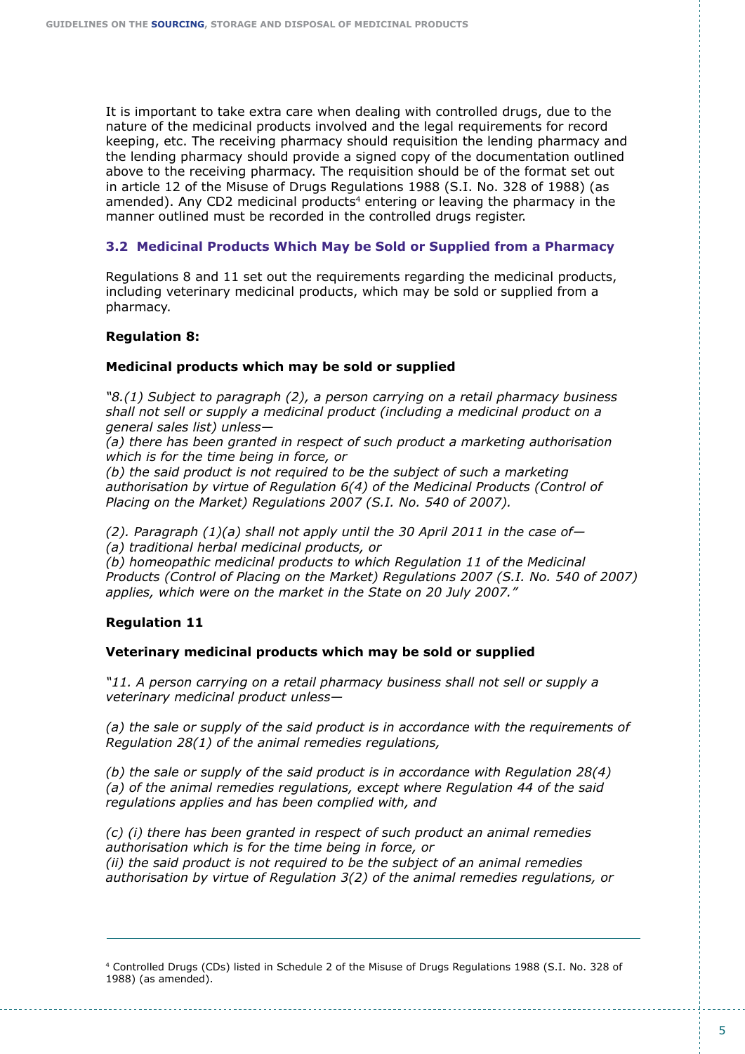It is important to take extra care when dealing with controlled drugs, due to the nature of the medicinal products involved and the legal requirements for record keeping, etc. The receiving pharmacy should requisition the lending pharmacy and the lending pharmacy should provide a signed copy of the documentation outlined above to the receiving pharmacy. The requisition should be of the format set out in article 12 of the Misuse of Drugs Regulations 1988 (S.I. No. 328 of 1988) (as amended). Any CD2 medicinal products[4] entering or leaving the pharmacy in the manner outlined must be recorded in the controlled drugs register.

### 3.2 Medicinal Products Which May be Sold or Supplied from a Pharmacy

Regulations 8 and 11 set out the requirements regarding the medicinal products, including veterinary medicinal products, which may be sold or supplied from a pharmacy.

**Regulation 8:**

**Medicinal products which may be sold or supplied**

*"8.(1) Subject to paragraph (2), a person carrying on a retail pharmacy business shall not sell or supply a medicinal product (including a medicinal product on a general sales list) unless—*
*(a) there has been granted in respect of such product a marketing authorisation which is for the time being in force, or*
*(b) the said product is not required to be the subject of such a marketing authorisation by virtue of Regulation 6(4) of the Medicinal Products (Control of Placing on the Market) Regulations 2007 (S.I. No. 540 of 2007).*

*(2). Paragraph (1)(a) shall not apply until the 30 April 2011 in the case of—*
*(a) traditional herbal medicinal products, or*
*(b) homeopathic medicinal products to which Regulation 11 of the Medicinal Products (Control of Placing on the Market) Regulations 2007 (S.I. No. 540 of 2007) applies, which were on the market in the State on 20 July 2007."*

**Regulation 11**

**Veterinary medicinal products which may be sold or supplied**

*"11. A person carrying on a retail pharmacy business shall not sell or supply a veterinary medicinal product unless—*

*(a) the sale or supply of the said product is in accordance with the requirements of Regulation 28(1) of the animal remedies regulations,*

*(b) the sale or supply of the said product is in accordance with Regulation 28(4)(a) of the animal remedies regulations, except where Regulation 44 of the said regulations applies and has been complied with, and*

*(c) (i) there has been granted in respect of such product an animal remedies authorisation which is for the time being in force, or*
*(ii) the said product is not required to be the subject of an animal remedies authorisation by virtue of Regulation 3(2) of the animal remedies regulations, or*

---

[4] Controlled Drugs (CDs) listed in Schedule 2 of the Misuse of Drugs Regulations 1988 (S.I. No. 328 of 1988) (as amended).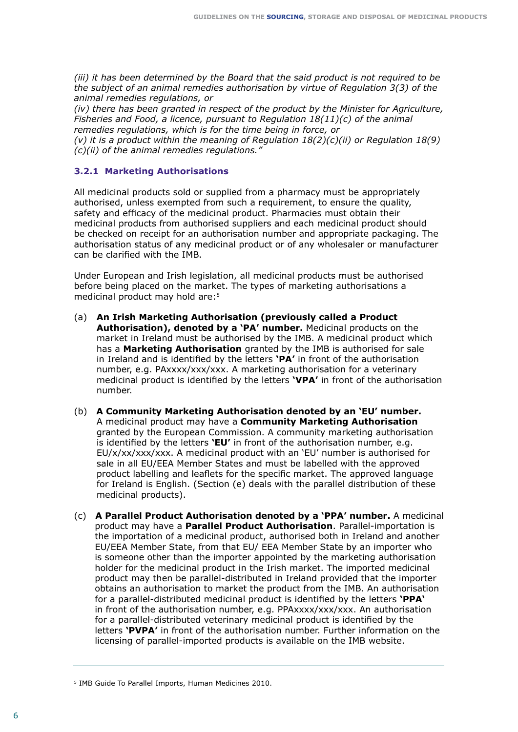*(iii) it has been determined by the Board that the said product is not required to be the subject of an animal remedies authorisation by virtue of Regulation 3(3) of the animal remedies regulations, or*
*(iv) there has been granted in respect of the product by the Minister for Agriculture, Fisheries and Food, a licence, pursuant to Regulation 18(11)(c) of the animal remedies regulations, which is for the time being in force, or*
*(v) it is a product within the meaning of Regulation 18(2)(c)(ii) or Regulation 18(9)(c)(ii) of the animal remedies regulations."*

### 3.2.1 Marketing Authorisations

All medicinal products sold or supplied from a pharmacy must be appropriately authorised, unless exempted from such a requirement, to ensure the quality, safety and efficacy of the medicinal product. Pharmacies must obtain their medicinal products from authorised suppliers and each medicinal product should be checked on receipt for an authorisation number and appropriate packaging. The authorisation status of any medicinal product or of any wholesaler or manufacturer can be clarified with the IMB.

Under European and Irish legislation, all medicinal products must be authorised before being placed on the market. The types of marketing authorisations a medicinal product may hold are:[5]

(a) **An Irish Marketing Authorisation (previously called a Product Authorisation), denoted by a 'PA' number.** Medicinal products on the market in Ireland must be authorised by the IMB. A medicinal product which has a **Marketing Authorisation** granted by the IMB is authorised for sale in Ireland and is identified by the letters **'PA'** in front of the authorisation number, e.g. PAxxxx/xxx/xxx. A marketing authorisation for a veterinary medicinal product is identified by the letters **'VPA'** in front of the authorisation number.

(b) **A Community Marketing Authorisation denoted by an 'EU' number.** A medicinal product may have a **Community Marketing Authorisation** granted by the European Commission. A community marketing authorisation is identified by the letters **'EU'** in front of the authorisation number, e.g. EU/x/xx/xxx/xxx. A medicinal product with an 'EU' number is authorised for sale in all EU/EEA Member States and must be labelled with the approved product labelling and leaflets for the specific market. The approved language for Ireland is English. (Section (e) deals with the parallel distribution of these medicinal products).

(c) **A Parallel Product Authorisation denoted by a 'PPA' number.** A medicinal product may have a **Parallel Product Authorisation**. Parallel-importation is the importation of a medicinal product, authorised both in Ireland and another EU/EEA Member State, from that EU/ EEA Member State by an importer who is someone other than the importer appointed by the marketing authorisation holder for the medicinal product in the Irish market. The imported medicinal product may then be parallel-distributed in Ireland provided that the importer obtains an authorisation to market the product from the IMB. An authorisation for a parallel-distributed medicinal product is identified by the letters **'PPA'** in front of the authorisation number, e.g. PPAxxxx/xxx/xxx. An authorisation for a parallel-distributed veterinary medicinal product is identified by the letters **'PVPA'** in front of the authorisation number. Further information on the licensing of parallel-imported products is available on the IMB website.

---

[5] IMB Guide To Parallel Imports, Human Medicines 2010.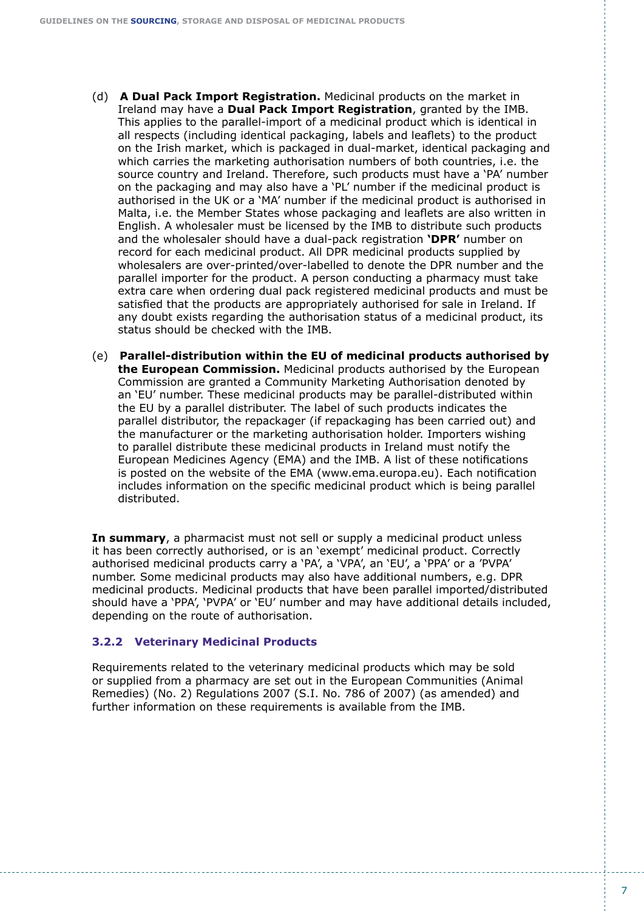(d) **A Dual Pack Import Registration.** Medicinal products on the market in Ireland may have a **Dual Pack Import Registration**, granted by the IMB. This applies to the parallel-import of a medicinal product which is identical in all respects (including identical packaging, labels and leaflets) to the product on the Irish market, which is packaged in dual-market, identical packaging and which carries the marketing authorisation numbers of both countries, i.e. the source country and Ireland. Therefore, such products must have a 'PA' number on the packaging and may also have a 'PL' number if the medicinal product is authorised in the UK or a 'MA' number if the medicinal product is authorised in Malta, i.e. the Member States whose packaging and leaflets are also written in English. A wholesaler must be licensed by the IMB to distribute such products and the wholesaler should have a dual-pack registration **'DPR'** number on record for each medicinal product. All DPR medicinal products supplied by wholesalers are over-printed/over-labelled to denote the DPR number and the parallel importer for the product. A person conducting a pharmacy must take extra care when ordering dual pack registered medicinal products and must be satisfied that the products are appropriately authorised for sale in Ireland. If any doubt exists regarding the authorisation status of a medicinal product, its status should be checked with the IMB.

(e) **Parallel-distribution within the EU of medicinal products authorised by the European Commission.** Medicinal products authorised by the European Commission are granted a Community Marketing Authorisation denoted by an 'EU' number. These medicinal products may be parallel-distributed within the EU by a parallel distributer. The label of such products indicates the parallel distributor, the repackager (if repackaging has been carried out) and the manufacturer or the marketing authorisation holder. Importers wishing to parallel distribute these medicinal products in Ireland must notify the European Medicines Agency (EMA) and the IMB. A list of these notifications is posted on the website of the EMA (www.ema.europa.eu). Each notification includes information on the specific medicinal product which is being parallel distributed.

**In summary**, a pharmacist must not sell or supply a medicinal product unless it has been correctly authorised, or is an 'exempt' medicinal product. Correctly authorised medicinal products carry a 'PA', a 'VPA', an 'EU', a 'PPA' or a 'PVPA' number. Some medicinal products may also have additional numbers, e.g. DPR medicinal products. Medicinal products that have been parallel imported/distributed should have a 'PPA', 'PVPA' or 'EU' number and may have additional details included, depending on the route of authorisation.

### 3.2.2 Veterinary Medicinal Products

Requirements related to the veterinary medicinal products which may be sold or supplied from a pharmacy are set out in the European Communities (Animal Remedies) (No. 2) Regulations 2007 (S.I. No. 786 of 2007) (as amended) and further information on these requirements is available from the IMB.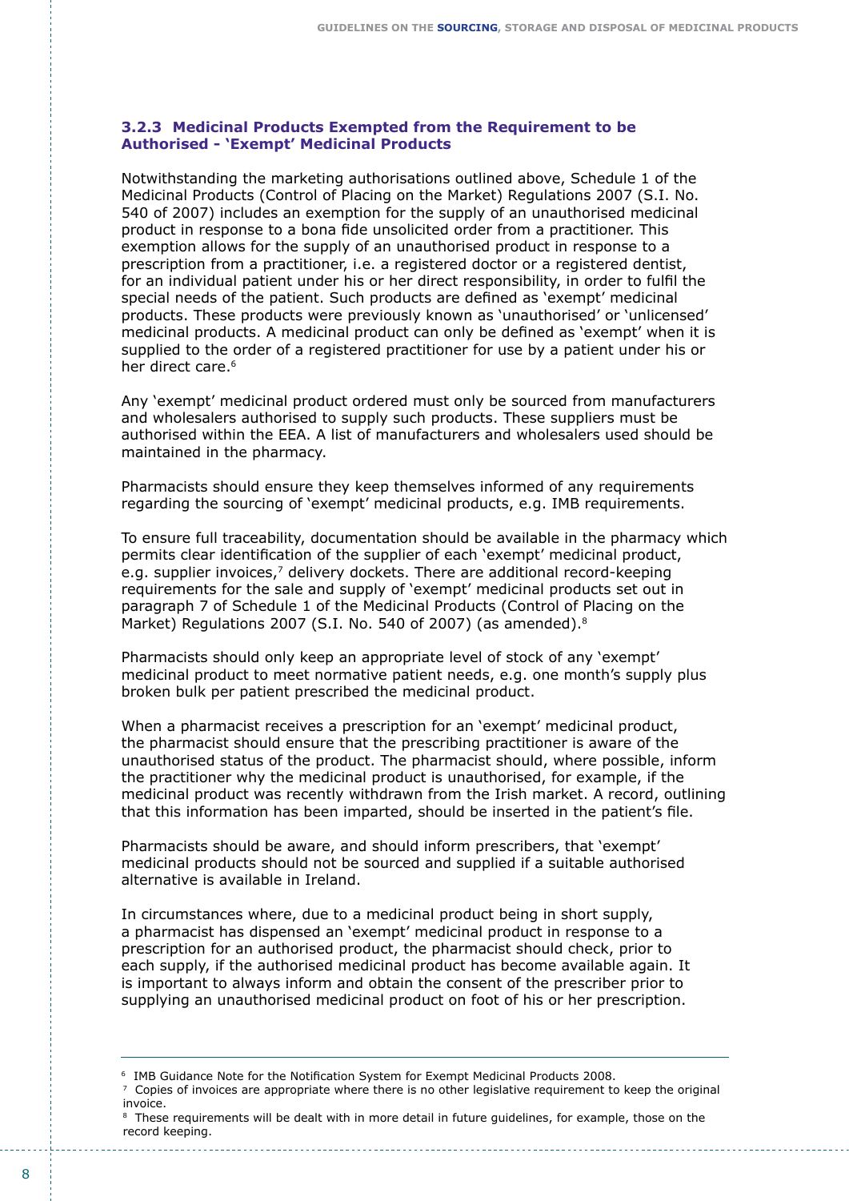### 3.2.3 Medicinal Products Exempted from the Requirement to be Authorised - 'Exempt' Medicinal Products

Notwithstanding the marketing authorisations outlined above, Schedule 1 of the Medicinal Products (Control of Placing on the Market) Regulations 2007 (S.I. No. 540 of 2007) includes an exemption for the supply of an unauthorised medicinal product in response to a bona fide unsolicited order from a practitioner. This exemption allows for the supply of an unauthorised product in response to a prescription from a practitioner, i.e. a registered doctor or a registered dentist, for an individual patient under his or her direct responsibility, in order to fulfil the special needs of the patient. Such products are defined as 'exempt' medicinal products. These products were previously known as 'unauthorised' or 'unlicensed' medicinal products. A medicinal product can only be defined as 'exempt' when it is supplied to the order of a registered practitioner for use by a patient under his or her direct care.[6]

Any 'exempt' medicinal product ordered must only be sourced from manufacturers and wholesalers authorised to supply such products. These suppliers must be authorised within the EEA. A list of manufacturers and wholesalers used should be maintained in the pharmacy.

Pharmacists should ensure they keep themselves informed of any requirements regarding the sourcing of 'exempt' medicinal products, e.g. IMB requirements.

To ensure full traceability, documentation should be available in the pharmacy which permits clear identification of the supplier of each 'exempt' medicinal product, e.g. supplier invoices,[7] delivery dockets. There are additional record-keeping requirements for the sale and supply of 'exempt' medicinal products set out in paragraph 7 of Schedule 1 of the Medicinal Products (Control of Placing on the Market) Regulations 2007 (S.I. No. 540 of 2007) (as amended).[8]

Pharmacists should only keep an appropriate level of stock of any 'exempt' medicinal product to meet normative patient needs, e.g. one month's supply plus broken bulk per patient prescribed the medicinal product.

When a pharmacist receives a prescription for an 'exempt' medicinal product, the pharmacist should ensure that the prescribing practitioner is aware of the unauthorised status of the product. The pharmacist should, where possible, inform the practitioner why the medicinal product is unauthorised, for example, if the medicinal product was recently withdrawn from the Irish market. A record, outlining that this information has been imparted, should be inserted in the patient's file.

Pharmacists should be aware, and should inform prescribers, that 'exempt' medicinal products should not be sourced and supplied if a suitable authorised alternative is available in Ireland.

In circumstances where, due to a medicinal product being in short supply, a pharmacist has dispensed an 'exempt' medicinal product in response to a prescription for an authorised product, the pharmacist should check, prior to each supply, if the authorised medicinal product has become available again. It is important to always inform and obtain the consent of the prescriber prior to supplying an unauthorised medicinal product on foot of his or her prescription.

---

[6] IMB Guidance Note for the Notification System for Exempt Medicinal Products 2008.

[7] Copies of invoices are appropriate where there is no other legislative requirement to keep the original invoice.

[8] These requirements will be dealt with in more detail in future guidelines, for example, those on the record keeping.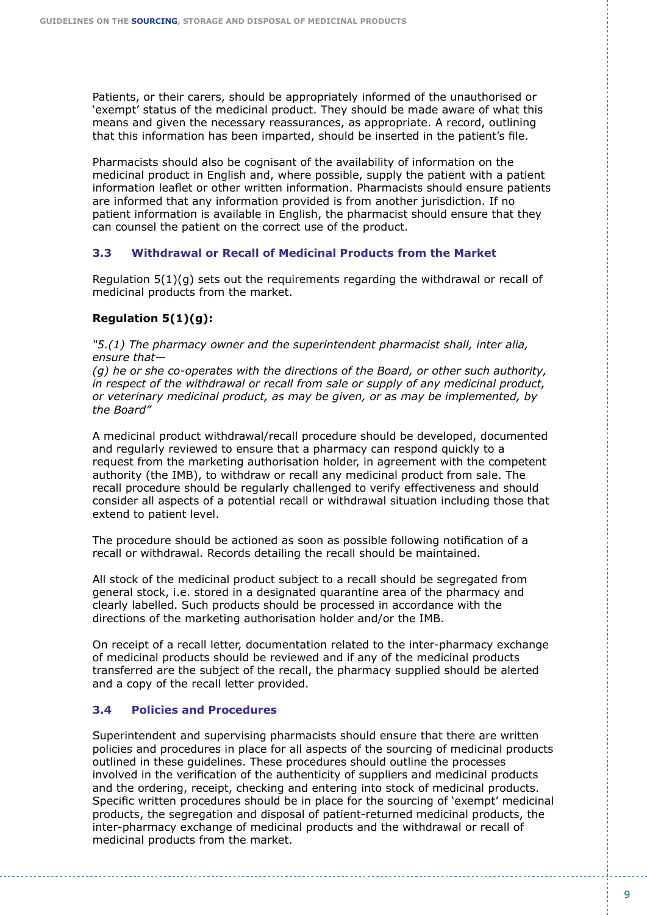Patients, or their carers, should be appropriately informed of the unauthorised or 'exempt' status of the medicinal product. They should be made aware of what this means and given the necessary reassurances, as appropriate. A record, outlining that this information has been imparted, should be inserted in the patient's file.

Pharmacists should also be cognisant of the availability of information on the medicinal product in English and, where possible, supply the patient with a patient information leaflet or other written information. Pharmacists should ensure patients are informed that any information provided is from another jurisdiction. If no patient information is available in English, the pharmacist should ensure that they can counsel the patient on the correct use of the product.

### 3.3 Withdrawal or Recall of Medicinal Products from the Market

Regulation 5(1)(g) sets out the requirements regarding the withdrawal or recall of medicinal products from the market.

**Regulation 5(1)(g):**

*"5.(1) The pharmacy owner and the superintendent pharmacist shall, inter alia, ensure that—*
*(g) he or she co-operates with the directions of the Board, or other such authority, in respect of the withdrawal or recall from sale or supply of any medicinal product, or veterinary medicinal product, as may be given, or as may be implemented, by the Board"*

A medicinal product withdrawal/recall procedure should be developed, documented and regularly reviewed to ensure that a pharmacy can respond quickly to a request from the marketing authorisation holder, in agreement with the competent authority (the IMB), to withdraw or recall any medicinal product from sale. The recall procedure should be regularly challenged to verify effectiveness and should consider all aspects of a potential recall or withdrawal situation including those that extend to patient level.

The procedure should be actioned as soon as possible following notification of a recall or withdrawal. Records detailing the recall should be maintained.

All stock of the medicinal product subject to a recall should be segregated from general stock, i.e. stored in a designated quarantine area of the pharmacy and clearly labelled. Such products should be processed in accordance with the directions of the marketing authorisation holder and/or the IMB.

On receipt of a recall letter, documentation related to the inter-pharmacy exchange of medicinal products should be reviewed and if any of the medicinal products transferred are the subject of the recall, the pharmacy supplied should be alerted and a copy of the recall letter provided.

### 3.4 Policies and Procedures

Superintendent and supervising pharmacists should ensure that there are written policies and procedures in place for all aspects of the sourcing of medicinal products outlined in these guidelines. These procedures should outline the processes involved in the verification of the authenticity of suppliers and medicinal products and the ordering, receipt, checking and entering into stock of medicinal products. Specific written procedures should be in place for the sourcing of 'exempt' medicinal products, the segregation and disposal of patient-returned medicinal products, the inter-pharmacy exchange of medicinal products and the withdrawal or recall of medicinal products from the market.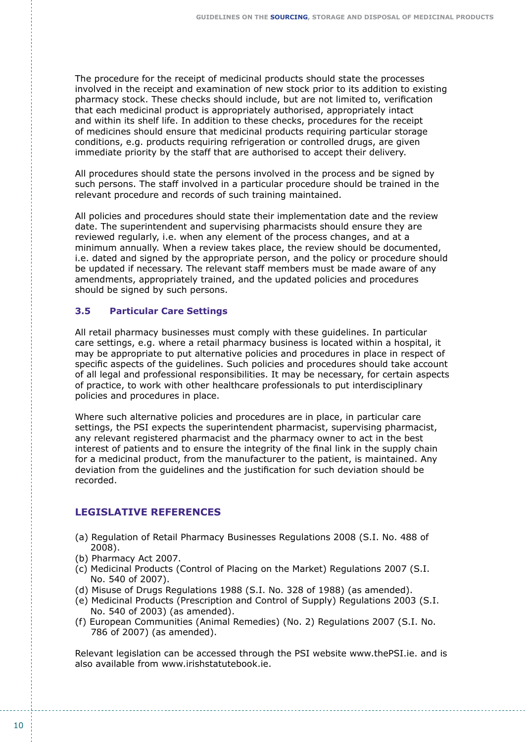The procedure for the receipt of medicinal products should state the processes involved in the receipt and examination of new stock prior to its addition to existing pharmacy stock. These checks should include, but are not limited to, verification that each medicinal product is appropriately authorised, appropriately intact and within its shelf life. In addition to these checks, procedures for the receipt of medicines should ensure that medicinal products requiring particular storage conditions, e.g. products requiring refrigeration or controlled drugs, are given immediate priority by the staff that are authorised to accept their delivery.

All procedures should state the persons involved in the process and be signed by such persons. The staff involved in a particular procedure should be trained in the relevant procedure and records of such training maintained.

All policies and procedures should state their implementation date and the review date. The superintendent and supervising pharmacists should ensure they are reviewed regularly, i.e. when any element of the process changes, and at a minimum annually. When a review takes place, the review should be documented, i.e. dated and signed by the appropriate person, and the policy or procedure should be updated if necessary. The relevant staff members must be made aware of any amendments, appropriately trained, and the updated policies and procedures should be signed by such persons.

### 3.5 Particular Care Settings

All retail pharmacy businesses must comply with these guidelines. In particular care settings, e.g. where a retail pharmacy business is located within a hospital, it may be appropriate to put alternative policies and procedures in place in respect of specific aspects of the guidelines. Such policies and procedures should take account of all legal and professional responsibilities. It may be necessary, for certain aspects of practice, to work with other healthcare professionals to put interdisciplinary policies and procedures in place.

Where such alternative policies and procedures are in place, in particular care settings, the PSI expects the superintendent pharmacist, supervising pharmacist, any relevant registered pharmacist and the pharmacy owner to act in the best interest of patients and to ensure the integrity of the final link in the supply chain for a medicinal product, from the manufacturer to the patient, is maintained. Any deviation from the guidelines and the justification for such deviation should be recorded.

## LEGISLATIVE REFERENCES

(a) Regulation of Retail Pharmacy Businesses Regulations 2008 (S.I. No. 488 of 2008).
(b) Pharmacy Act 2007.
(c) Medicinal Products (Control of Placing on the Market) Regulations 2007 (S.I. No. 540 of 2007).
(d) Misuse of Drugs Regulations 1988 (S.I. No. 328 of 1988) (as amended).
(e) Medicinal Products (Prescription and Control of Supply) Regulations 2003 (S.I. No. 540 of 2003) (as amended).
(f) European Communities (Animal Remedies) (No. 2) Regulations 2007 (S.I. No. 786 of 2007) (as amended).

Relevant legislation can be accessed through the PSI website www.thePSI.ie. and is also available from www.irishstatutebook.ie.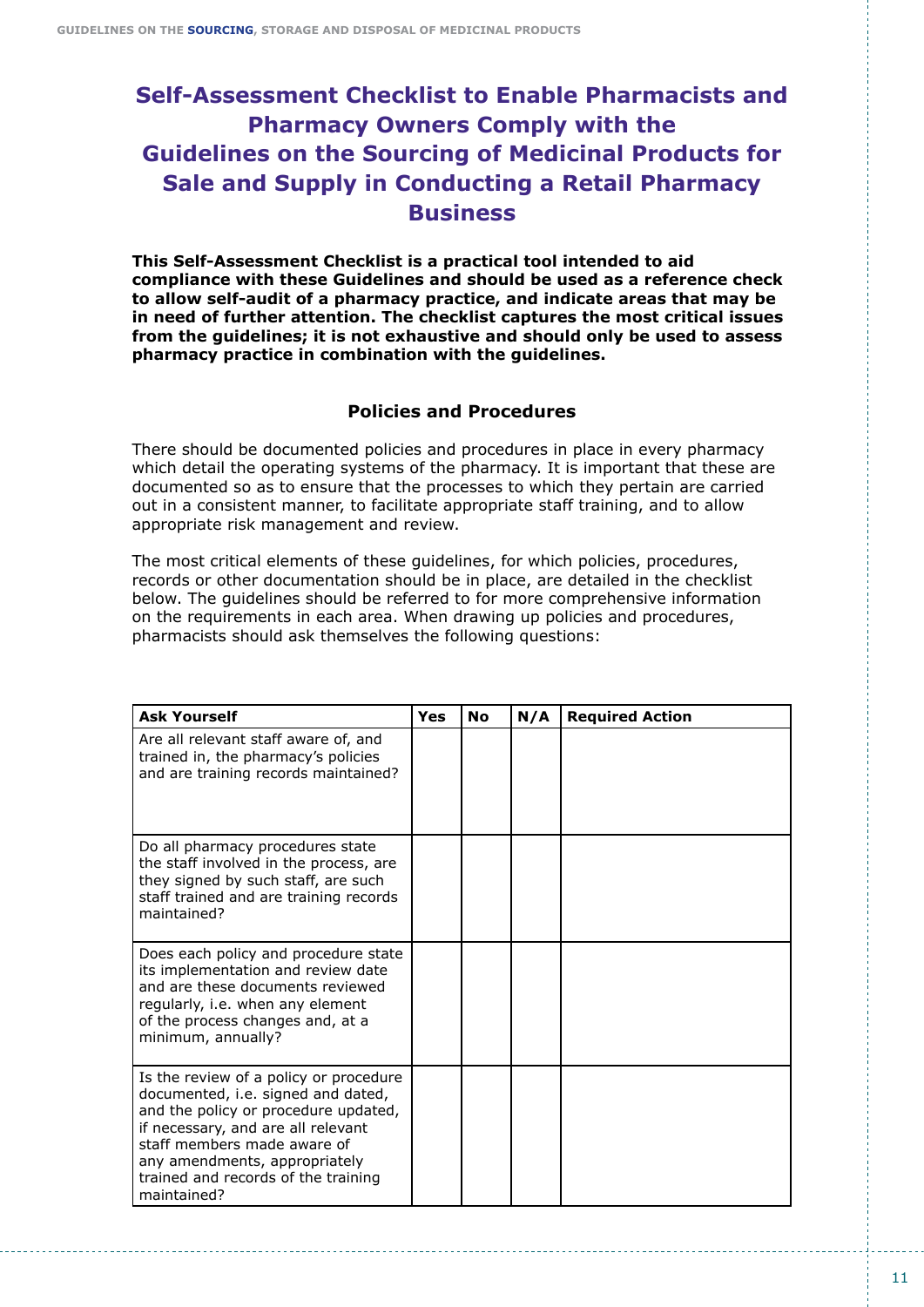# Self-Assessment Checklist to Enable Pharmacists and Pharmacy Owners Comply with the Guidelines on the Sourcing of Medicinal Products for Sale and Supply in Conducting a Retail Pharmacy Business

**This Self-Assessment Checklist is a practical tool intended to aid compliance with these Guidelines and should be used as a reference check to allow self-audit of a pharmacy practice, and indicate areas that may be in need of further attention. The checklist captures the most critical issues from the guidelines; it is not exhaustive and should only be used to assess pharmacy practice in combination with the guidelines.**

### Policies and Procedures

There should be documented policies and procedures in place in every pharmacy which detail the operating systems of the pharmacy. It is important that these are documented so as to ensure that the processes to which they pertain are carried out in a consistent manner, to facilitate appropriate staff training, and to allow appropriate risk management and review.

The most critical elements of these guidelines, for which policies, procedures, records or other documentation should be in place, are detailed in the checklist below. The guidelines should be referred to for more comprehensive information on the requirements in each area. When drawing up policies and procedures, pharmacists should ask themselves the following questions:

| Ask Yourself | Yes | No | N/A | Required Action |
|---|---|---|---|---|
| Are all relevant staff aware of, and trained in, the pharmacy's policies and are training records maintained? | | | | |
| Do all pharmacy procedures state the staff involved in the process, are they signed by such staff, are such staff trained and are training records maintained? | | | | |
| Does each policy and procedure state its implementation and review date and are these documents reviewed regularly, i.e. when any element of the process changes and, at a minimum, annually? | | | | |
| Is the review of a policy or procedure documented, i.e. signed and dated, and the policy or procedure updated, if necessary, and are all relevant staff members made aware of any amendments, appropriately trained and records of the training maintained? | | | | |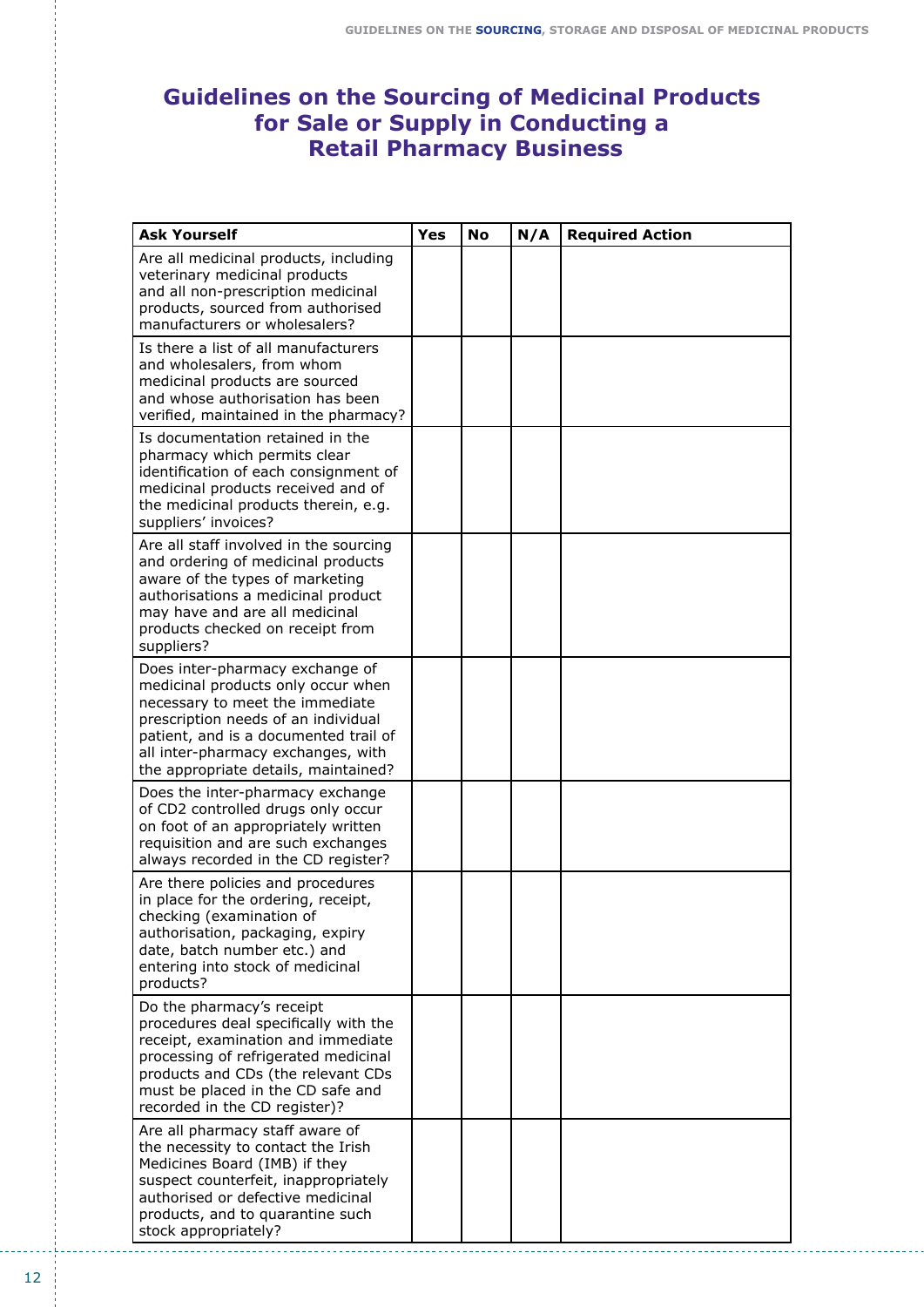# Guidelines on the Sourcing of Medicinal Products for Sale or Supply in Conducting a Retail Pharmacy Business

| Ask Yourself | Yes | No | N/A | Required Action |
|---|---|---|---|---|
| Are all medicinal products, including veterinary medicinal products and all non-prescription medicinal products, sourced from authorised manufacturers or wholesalers? | | | | |
| Is there a list of all manufacturers and wholesalers, from whom medicinal products are sourced and whose authorisation has been verified, maintained in the pharmacy? | | | | |
| Is documentation retained in the pharmacy which permits clear identification of each consignment of medicinal products received and of the medicinal products therein, e.g. suppliers' invoices? | | | | |
| Are all staff involved in the sourcing and ordering of medicinal products aware of the types of marketing authorisations a medicinal product may have and are all medicinal products checked on receipt from suppliers? | | | | |
| Does inter-pharmacy exchange of medicinal products only occur when necessary to meet the immediate prescription needs of an individual patient, and is a documented trail of all inter-pharmacy exchanges, with the appropriate details, maintained? | | | | |
| Does the inter-pharmacy exchange of CD2 controlled drugs only occur on foot of an appropriately written requisition and are such exchanges always recorded in the CD register? | | | | |
| Are there policies and procedures in place for the ordering, receipt, checking (examination of authorisation, packaging, expiry date, batch number etc.) and entering into stock of medicinal products? | | | | |
| Do the pharmacy's receipt procedures deal specifically with the receipt, examination and immediate processing of refrigerated medicinal products and CDs (the relevant CDs must be placed in the CD safe and recorded in the CD register)? | | | | |
| Are all pharmacy staff aware of the necessity to contact the Irish Medicines Board (IMB) if they suspect counterfeit, inappropriately authorised or defective medicinal products, and to quarantine such stock appropriately? | | | | |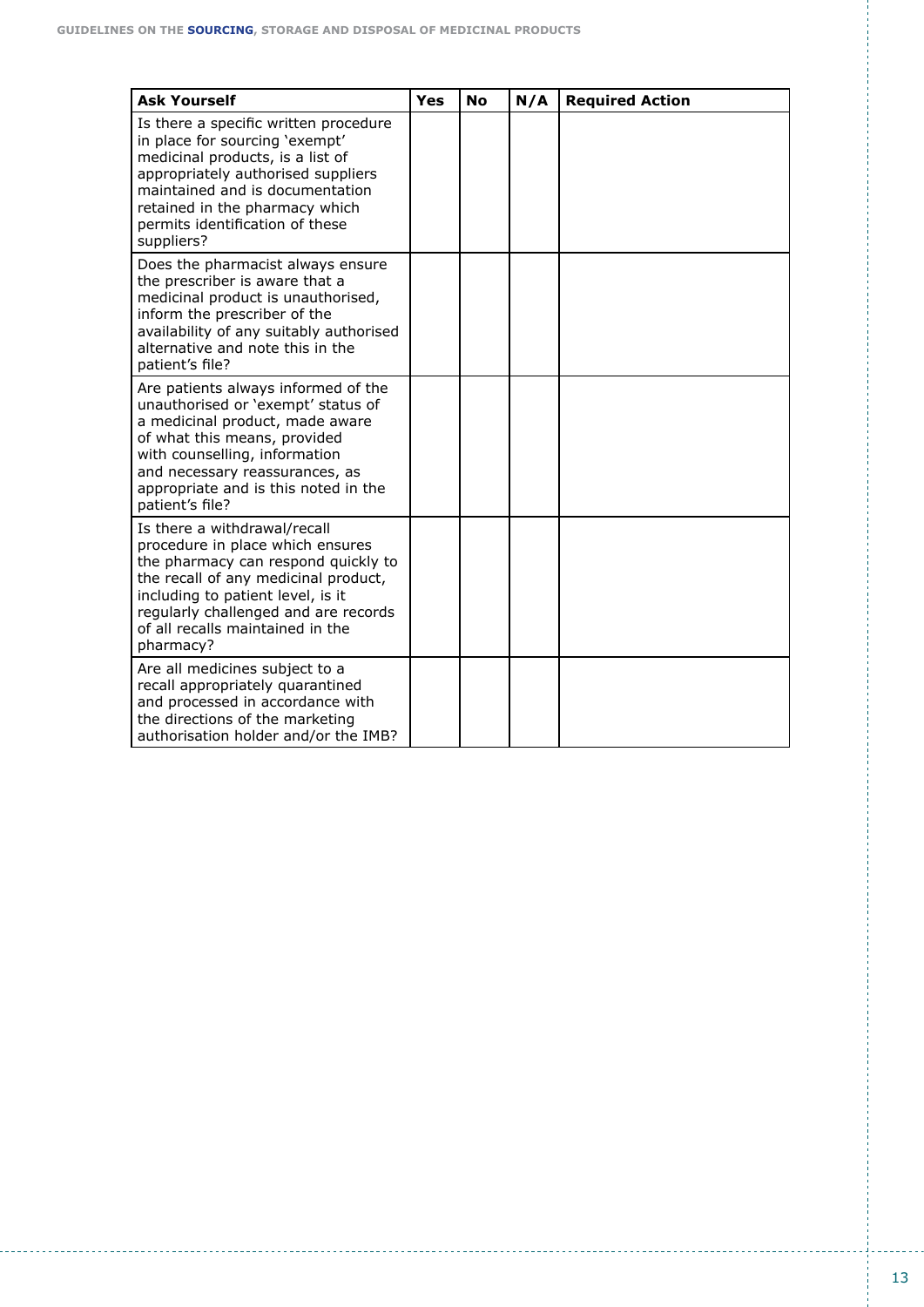| Ask Yourself | Yes | No | N/A | Required Action |
|---|---|---|---|---|
| Is there a specific written procedure in place for sourcing 'exempt' medicinal products, is a list of appropriately authorised suppliers maintained and is documentation retained in the pharmacy which permits identification of these suppliers? | | | | |
| Does the pharmacist always ensure the prescriber is aware that a medicinal product is unauthorised, inform the prescriber of the availability of any suitably authorised alternative and note this in the patient's file? | | | | |
| Are patients always informed of the unauthorised or 'exempt' status of a medicinal product, made aware of what this means, provided with counselling, information and necessary reassurances, as appropriate and is this noted in the patient's file? | | | | |
| Is there a withdrawal/recall procedure in place which ensures the pharmacy can respond quickly to the recall of any medicinal product, including to patient level, is it regularly challenged and are records of all recalls maintained in the pharmacy? | | | | |
| Are all medicines subject to a recall appropriately quarantined and processed in accordance with the directions of the marketing authorisation holder and/or the IMB? | | | | |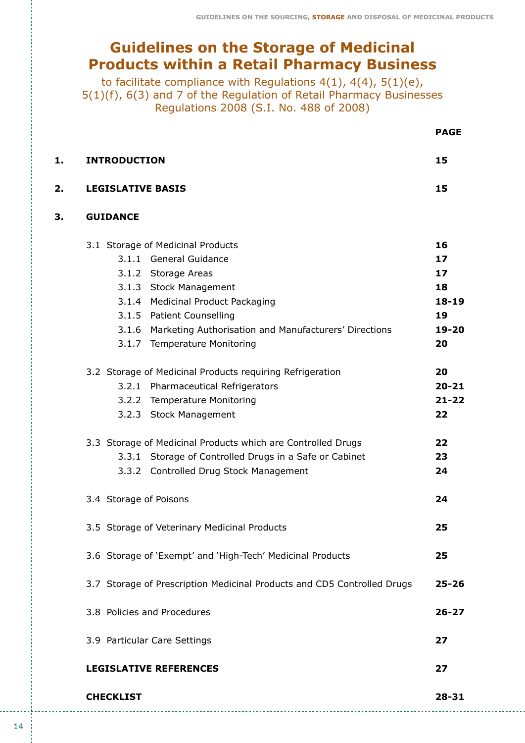# Guidelines on the Storage of Medicinal Products within a Retail Pharmacy Business

to facilitate compliance with Regulations 4(1), 4(4), 5(1)(e), 5(1)(f), 6(3) and 7 of the Regulation of Retail Pharmacy Businesses Regulations 2008 (S.I. No. 488 of 2008)

| | | PAGE |
|---|---|---|
| **1.** | **INTRODUCTION** | **15** |
| **2.** | **LEGISLATIVE BASIS** | **15** |
| **3.** | **GUIDANCE** | |
| | 3.1 Storage of Medicinal Products | **16** |
| | 3.1.1 General Guidance | **17** |
| | 3.1.2 Storage Areas | **17** |
| | 3.1.3 Stock Management | **18** |
| | 3.1.4 Medicinal Product Packaging | **18-19** |
| | 3.1.5 Patient Counselling | **19** |
| | 3.1.6 Marketing Authorisation and Manufacturers' Directions | **19-20** |
| | 3.1.7 Temperature Monitoring | **20** |
| | 3.2 Storage of Medicinal Products requiring Refrigeration | **20** |
| | 3.2.1 Pharmaceutical Refrigerators | **20-21** |
| | 3.2.2 Temperature Monitoring | **21-22** |
| | 3.2.3 Stock Management | **22** |
| | 3.3 Storage of Medicinal Products which are Controlled Drugs | **22** |
| | 3.3.1 Storage of Controlled Drugs in a Safe or Cabinet | **23** |
| | 3.3.2 Controlled Drug Stock Management | **24** |
| | 3.4 Storage of Poisons | **24** |
| | 3.5 Storage of Veterinary Medicinal Products | **25** |
| | 3.6 Storage of 'Exempt' and 'High-Tech' Medicinal Products | **25** |
| | 3.7 Storage of Prescription Medicinal Products and CD5 Controlled Drugs | **25-26** |
| | 3.8 Policies and Procedures | **26-27** |
| | 3.9 Particular Care Settings | **27** |
| | **LEGISLATIVE REFERENCES** | **27** |
| | **CHECKLIST** | **28-31** |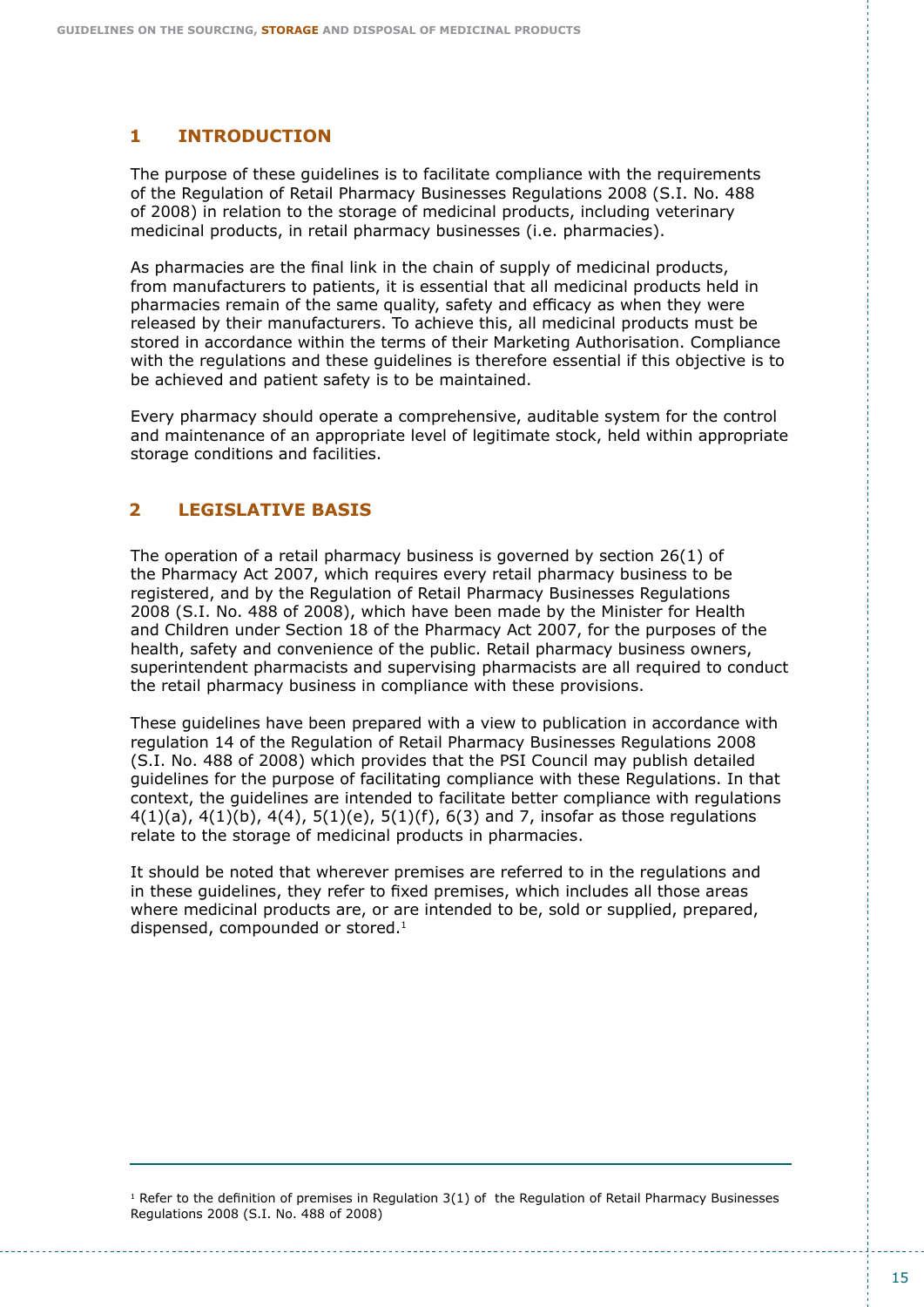## 1 INTRODUCTION

The purpose of these guidelines is to facilitate compliance with the requirements of the Regulation of Retail Pharmacy Businesses Regulations 2008 (S.I. No. 488 of 2008) in relation to the storage of medicinal products, including veterinary medicinal products, in retail pharmacy businesses (i.e. pharmacies).

As pharmacies are the final link in the chain of supply of medicinal products, from manufacturers to patients, it is essential that all medicinal products held in pharmacies remain of the same quality, safety and efficacy as when they were released by their manufacturers. To achieve this, all medicinal products must be stored in accordance within the terms of their Marketing Authorisation. Compliance with the regulations and these guidelines is therefore essential if this objective is to be achieved and patient safety is to be maintained.

Every pharmacy should operate a comprehensive, auditable system for the control and maintenance of an appropriate level of legitimate stock, held within appropriate storage conditions and facilities.

## 2 LEGISLATIVE BASIS

The operation of a retail pharmacy business is governed by section 26(1) of the Pharmacy Act 2007, which requires every retail pharmacy business to be registered, and by the Regulation of Retail Pharmacy Businesses Regulations 2008 (S.I. No. 488 of 2008), which have been made by the Minister for Health and Children under Section 18 of the Pharmacy Act 2007, for the purposes of the health, safety and convenience of the public. Retail pharmacy business owners, superintendent pharmacists and supervising pharmacists are all required to conduct the retail pharmacy business in compliance with these provisions.

These guidelines have been prepared with a view to publication in accordance with regulation 14 of the Regulation of Retail Pharmacy Businesses Regulations 2008 (S.I. No. 488 of 2008) which provides that the PSI Council may publish detailed guidelines for the purpose of facilitating compliance with these Regulations. In that context, the guidelines are intended to facilitate better compliance with regulations 4(1)(a), 4(1)(b), 4(4), 5(1)(e), 5(1)(f), 6(3) and 7, insofar as those regulations relate to the storage of medicinal products in pharmacies.

It should be noted that wherever premises are referred to in the regulations and in these guidelines, they refer to fixed premises, which includes all those areas where medicinal products are, or are intended to be, sold or supplied, prepared, dispensed, compounded or stored.[1]

---

[1] Refer to the definition of premises in Regulation 3(1) of the Regulation of Retail Pharmacy Businesses Regulations 2008 (S.I. No. 488 of 2008)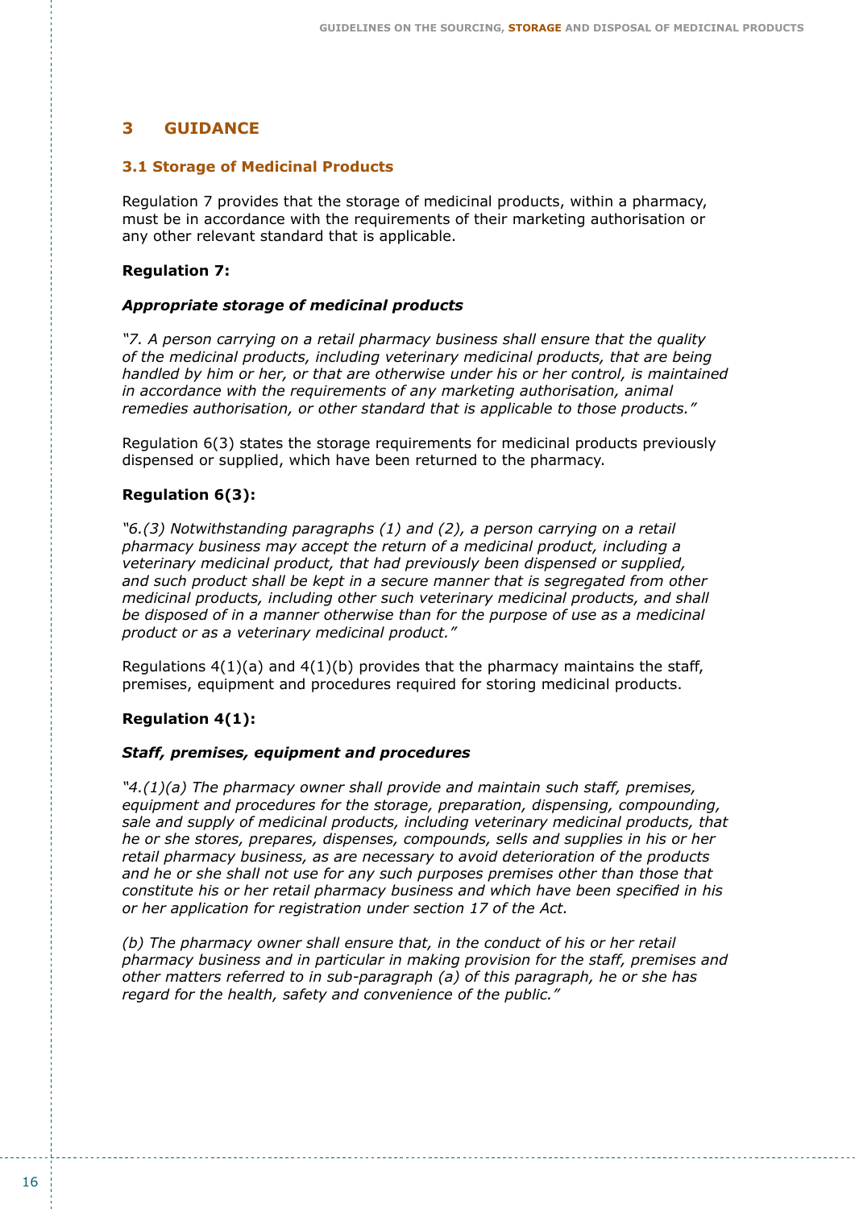# 3 GUIDANCE

## 3.1 Storage of Medicinal Products

Regulation 7 provides that the storage of medicinal products, within a pharmacy, must be in accordance with the requirements of their marketing authorisation or any other relevant standard that is applicable.

**Regulation 7:**

***Appropriate storage of medicinal products***

*"7. A person carrying on a retail pharmacy business shall ensure that the quality of the medicinal products, including veterinary medicinal products, that are being handled by him or her, or that are otherwise under his or her control, is maintained in accordance with the requirements of any marketing authorisation, animal remedies authorisation, or other standard that is applicable to those products."*

Regulation 6(3) states the storage requirements for medicinal products previously dispensed or supplied, which have been returned to the pharmacy.

**Regulation 6(3):**

*"6.(3) Notwithstanding paragraphs (1) and (2), a person carrying on a retail pharmacy business may accept the return of a medicinal product, including a veterinary medicinal product, that had previously been dispensed or supplied, and such product shall be kept in a secure manner that is segregated from other medicinal products, including other such veterinary medicinal products, and shall be disposed of in a manner otherwise than for the purpose of use as a medicinal product or as a veterinary medicinal product."*

Regulations 4(1)(a) and 4(1)(b) provides that the pharmacy maintains the staff, premises, equipment and procedures required for storing medicinal products.

**Regulation 4(1):**

***Staff, premises, equipment and procedures***

*"4.(1)(a) The pharmacy owner shall provide and maintain such staff, premises, equipment and procedures for the storage, preparation, dispensing, compounding, sale and supply of medicinal products, including veterinary medicinal products, that he or she stores, prepares, dispenses, compounds, sells and supplies in his or her retail pharmacy business, as are necessary to avoid deterioration of the products and he or she shall not use for any such purposes premises other than those that constitute his or her retail pharmacy business and which have been specified in his or her application for registration under section 17 of the Act.*

*(b) The pharmacy owner shall ensure that, in the conduct of his or her retail pharmacy business and in particular in making provision for the staff, premises and other matters referred to in sub-paragraph (a) of this paragraph, he or she has regard for the health, safety and convenience of the public."*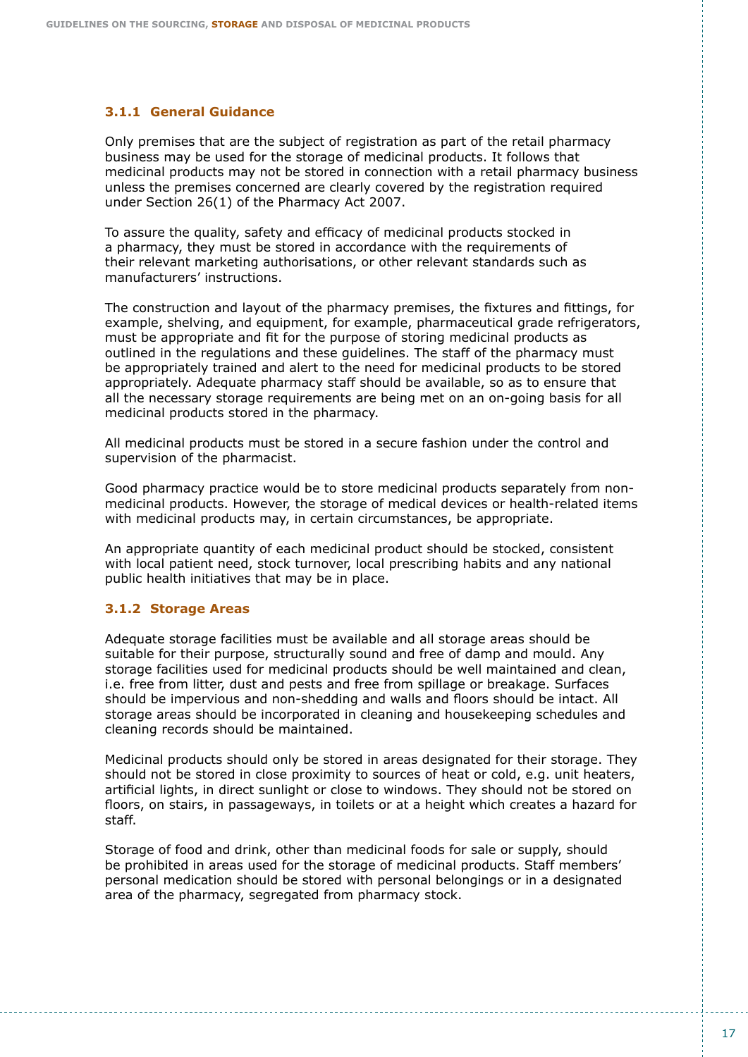### 3.1.1 General Guidance

Only premises that are the subject of registration as part of the retail pharmacy business may be used for the storage of medicinal products. It follows that medicinal products may not be stored in connection with a retail pharmacy business unless the premises concerned are clearly covered by the registration required under Section 26(1) of the Pharmacy Act 2007.

To assure the quality, safety and efficacy of medicinal products stocked in a pharmacy, they must be stored in accordance with the requirements of their relevant marketing authorisations, or other relevant standards such as manufacturers' instructions.

The construction and layout of the pharmacy premises, the fixtures and fittings, for example, shelving, and equipment, for example, pharmaceutical grade refrigerators, must be appropriate and fit for the purpose of storing medicinal products as outlined in the regulations and these guidelines. The staff of the pharmacy must be appropriately trained and alert to the need for medicinal products to be stored appropriately. Adequate pharmacy staff should be available, so as to ensure that all the necessary storage requirements are being met on an on-going basis for all medicinal products stored in the pharmacy.

All medicinal products must be stored in a secure fashion under the control and supervision of the pharmacist.

Good pharmacy practice would be to store medicinal products separately from non-medicinal products. However, the storage of medical devices or health-related items with medicinal products may, in certain circumstances, be appropriate.

An appropriate quantity of each medicinal product should be stocked, consistent with local patient need, stock turnover, local prescribing habits and any national public health initiatives that may be in place.

### 3.1.2 Storage Areas

Adequate storage facilities must be available and all storage areas should be suitable for their purpose, structurally sound and free of damp and mould. Any storage facilities used for medicinal products should be well maintained and clean, i.e. free from litter, dust and pests and free from spillage or breakage. Surfaces should be impervious and non-shedding and walls and floors should be intact. All storage areas should be incorporated in cleaning and housekeeping schedules and cleaning records should be maintained.

Medicinal products should only be stored in areas designated for their storage. They should not be stored in close proximity to sources of heat or cold, e.g. unit heaters, artificial lights, in direct sunlight or close to windows. They should not be stored on floors, on stairs, in passageways, in toilets or at a height which creates a hazard for staff.

Storage of food and drink, other than medicinal foods for sale or supply, should be prohibited in areas used for the storage of medicinal products. Staff members' personal medication should be stored with personal belongings or in a designated area of the pharmacy, segregated from pharmacy stock.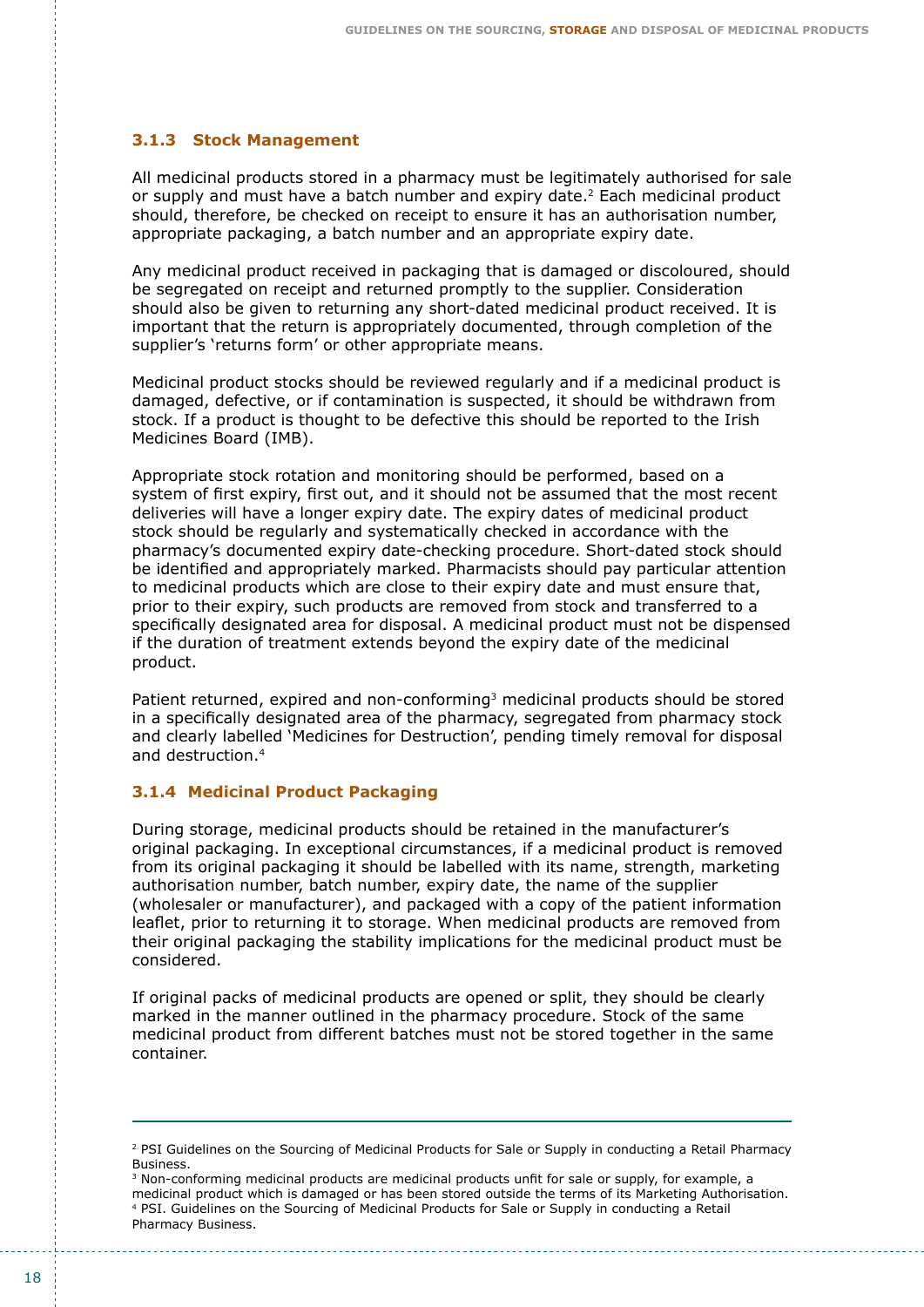### 3.1.3 Stock Management

All medicinal products stored in a pharmacy must be legitimately authorised for sale or supply and must have a batch number and expiry date.[2] Each medicinal product should, therefore, be checked on receipt to ensure it has an authorisation number, appropriate packaging, a batch number and an appropriate expiry date.

Any medicinal product received in packaging that is damaged or discoloured, should be segregated on receipt and returned promptly to the supplier. Consideration should also be given to returning any short-dated medicinal product received. It is important that the return is appropriately documented, through completion of the supplier's 'returns form' or other appropriate means.

Medicinal product stocks should be reviewed regularly and if a medicinal product is damaged, defective, or if contamination is suspected, it should be withdrawn from stock. If a product is thought to be defective this should be reported to the Irish Medicines Board (IMB).

Appropriate stock rotation and monitoring should be performed, based on a system of first expiry, first out, and it should not be assumed that the most recent deliveries will have a longer expiry date. The expiry dates of medicinal product stock should be regularly and systematically checked in accordance with the pharmacy's documented expiry date-checking procedure. Short-dated stock should be identified and appropriately marked. Pharmacists should pay particular attention to medicinal products which are close to their expiry date and must ensure that, prior to their expiry, such products are removed from stock and transferred to a specifically designated area for disposal. A medicinal product must not be dispensed if the duration of treatment extends beyond the expiry date of the medicinal product.

Patient returned, expired and non-conforming[3] medicinal products should be stored in a specifically designated area of the pharmacy, segregated from pharmacy stock and clearly labelled 'Medicines for Destruction', pending timely removal for disposal and destruction.[4]

### 3.1.4 Medicinal Product Packaging

During storage, medicinal products should be retained in the manufacturer's original packaging. In exceptional circumstances, if a medicinal product is removed from its original packaging it should be labelled with its name, strength, marketing authorisation number, batch number, expiry date, the name of the supplier (wholesaler or manufacturer), and packaged with a copy of the patient information leaflet, prior to returning it to storage. When medicinal products are removed from their original packaging the stability implications for the medicinal product must be considered.

If original packs of medicinal products are opened or split, they should be clearly marked in the manner outlined in the pharmacy procedure. Stock of the same medicinal product from different batches must not be stored together in the same container.

---

[2] PSI Guidelines on the Sourcing of Medicinal Products for Sale or Supply in conducting a Retail Pharmacy Business.

[3] Non-conforming medicinal products are medicinal products unfit for sale or supply, for example, a medicinal product which is damaged or has been stored outside the terms of its Marketing Authorisation.

[4] PSI. Guidelines on the Sourcing of Medicinal Products for Sale or Supply in conducting a Retail Pharmacy Business.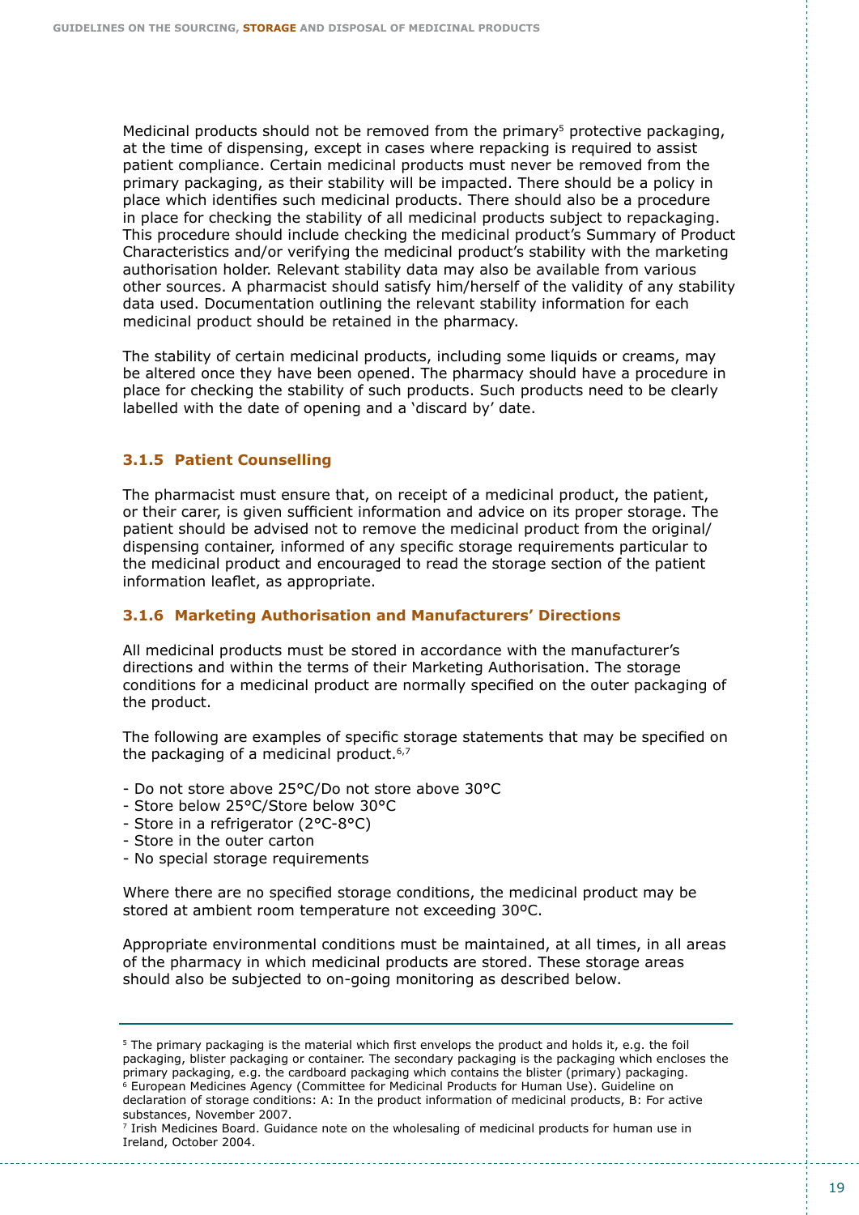Medicinal products should not be removed from the primary[5] protective packaging, at the time of dispensing, except in cases where repacking is required to assist patient compliance. Certain medicinal products must never be removed from the primary packaging, as their stability will be impacted. There should be a policy in place which identifies such medicinal products. There should also be a procedure in place for checking the stability of all medicinal products subject to repackaging. This procedure should include checking the medicinal product's Summary of Product Characteristics and/or verifying the medicinal product's stability with the marketing authorisation holder. Relevant stability data may also be available from various other sources. A pharmacist should satisfy him/herself of the validity of any stability data used. Documentation outlining the relevant stability information for each medicinal product should be retained in the pharmacy.

The stability of certain medicinal products, including some liquids or creams, may be altered once they have been opened. The pharmacy should have a procedure in place for checking the stability of such products. Such products need to be clearly labelled with the date of opening and a 'discard by' date.

### 3.1.5 Patient Counselling

The pharmacist must ensure that, on receipt of a medicinal product, the patient, or their carer, is given sufficient information and advice on its proper storage. The patient should be advised not to remove the medicinal product from the original/dispensing container, informed of any specific storage requirements particular to the medicinal product and encouraged to read the storage section of the patient information leaflet, as appropriate.

### 3.1.6 Marketing Authorisation and Manufacturers' Directions

All medicinal products must be stored in accordance with the manufacturer's directions and within the terms of their Marketing Authorisation. The storage conditions for a medicinal product are normally specified on the outer packaging of the product.

The following are examples of specific storage statements that may be specified on the packaging of a medicinal product.[6,7]

- Do not store above 25°C/Do not store above 30°C
- Store below 25°C/Store below 30°C
- Store in a refrigerator (2°C-8°C)
- Store in the outer carton
- No special storage requirements

Where there are no specified storage conditions, the medicinal product may be stored at ambient room temperature not exceeding 30ºC.

Appropriate environmental conditions must be maintained, at all times, in all areas of the pharmacy in which medicinal products are stored. These storage areas should also be subjected to on-going monitoring as described below.

---

[5] The primary packaging is the material which first envelops the product and holds it, e.g. the foil packaging, blister packaging or container. The secondary packaging is the packaging which encloses the primary packaging, e.g. the cardboard packaging which contains the blister (primary) packaging.

[6] European Medicines Agency (Committee for Medicinal Products for Human Use). Guideline on declaration of storage conditions: A: In the product information of medicinal products, B: For active substances, November 2007.

[7] Irish Medicines Board. Guidance note on the wholesaling of medicinal products for human use in Ireland, October 2004.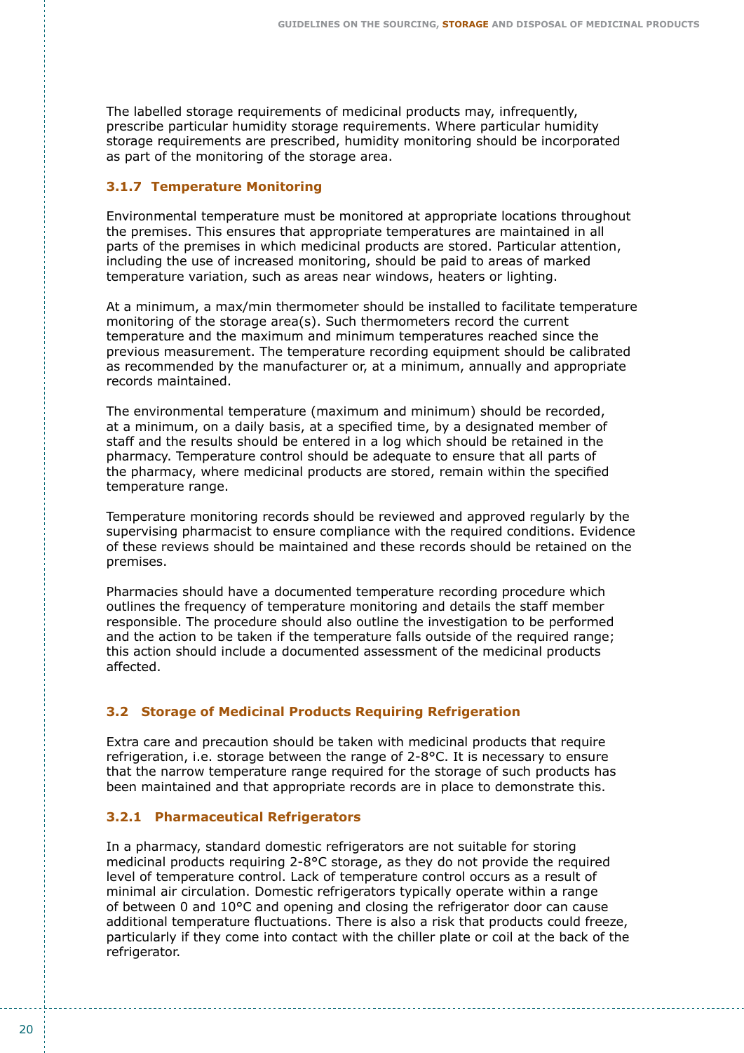The labelled storage requirements of medicinal products may, infrequently, prescribe particular humidity storage requirements. Where particular humidity storage requirements are prescribed, humidity monitoring should be incorporated as part of the monitoring of the storage area.

### 3.1.7 Temperature Monitoring

Environmental temperature must be monitored at appropriate locations throughout the premises. This ensures that appropriate temperatures are maintained in all parts of the premises in which medicinal products are stored. Particular attention, including the use of increased monitoring, should be paid to areas of marked temperature variation, such as areas near windows, heaters or lighting.

At a minimum, a max/min thermometer should be installed to facilitate temperature monitoring of the storage area(s). Such thermometers record the current temperature and the maximum and minimum temperatures reached since the previous measurement. The temperature recording equipment should be calibrated as recommended by the manufacturer or, at a minimum, annually and appropriate records maintained.

The environmental temperature (maximum and minimum) should be recorded, at a minimum, on a daily basis, at a specified time, by a designated member of staff and the results should be entered in a log which should be retained in the pharmacy. Temperature control should be adequate to ensure that all parts of the pharmacy, where medicinal products are stored, remain within the specified temperature range.

Temperature monitoring records should be reviewed and approved regularly by the supervising pharmacist to ensure compliance with the required conditions. Evidence of these reviews should be maintained and these records should be retained on the premises.

Pharmacies should have a documented temperature recording procedure which outlines the frequency of temperature monitoring and details the staff member responsible. The procedure should also outline the investigation to be performed and the action to be taken if the temperature falls outside of the required range; this action should include a documented assessment of the medicinal products affected.

## 3.2 Storage of Medicinal Products Requiring Refrigeration

Extra care and precaution should be taken with medicinal products that require refrigeration, i.e. storage between the range of 2-8°C. It is necessary to ensure that the narrow temperature range required for the storage of such products has been maintained and that appropriate records are in place to demonstrate this.

### 3.2.1 Pharmaceutical Refrigerators

In a pharmacy, standard domestic refrigerators are not suitable for storing medicinal products requiring 2-8°C storage, as they do not provide the required level of temperature control. Lack of temperature control occurs as a result of minimal air circulation. Domestic refrigerators typically operate within a range of between 0 and 10°C and opening and closing the refrigerator door can cause additional temperature fluctuations. There is also a risk that products could freeze, particularly if they come into contact with the chiller plate or coil at the back of the refrigerator.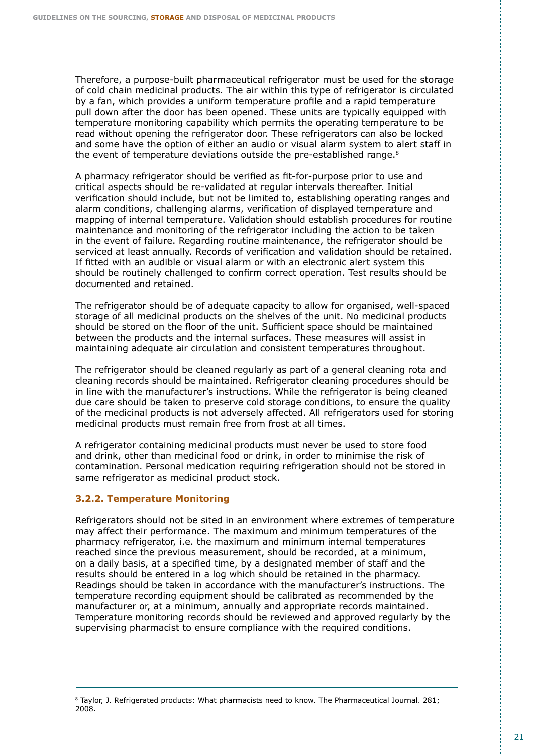Therefore, a purpose-built pharmaceutical refrigerator must be used for the storage of cold chain medicinal products. The air within this type of refrigerator is circulated by a fan, which provides a uniform temperature profile and a rapid temperature pull down after the door has been opened. These units are typically equipped with temperature monitoring capability which permits the operating temperature to be read without opening the refrigerator door. These refrigerators can also be locked and some have the option of either an audio or visual alarm system to alert staff in the event of temperature deviations outside the pre-established range.[8]

A pharmacy refrigerator should be verified as fit-for-purpose prior to use and critical aspects should be re-validated at regular intervals thereafter. Initial verification should include, but not be limited to, establishing operating ranges and alarm conditions, challenging alarms, verification of displayed temperature and mapping of internal temperature. Validation should establish procedures for routine maintenance and monitoring of the refrigerator including the action to be taken in the event of failure. Regarding routine maintenance, the refrigerator should be serviced at least annually. Records of verification and validation should be retained. If fitted with an audible or visual alarm or with an electronic alert system this should be routinely challenged to confirm correct operation. Test results should be documented and retained.

The refrigerator should be of adequate capacity to allow for organised, well-spaced storage of all medicinal products on the shelves of the unit. No medicinal products should be stored on the floor of the unit. Sufficient space should be maintained between the products and the internal surfaces. These measures will assist in maintaining adequate air circulation and consistent temperatures throughout.

The refrigerator should be cleaned regularly as part of a general cleaning rota and cleaning records should be maintained. Refrigerator cleaning procedures should be in line with the manufacturer's instructions. While the refrigerator is being cleaned due care should be taken to preserve cold storage conditions, to ensure the quality of the medicinal products is not adversely affected. All refrigerators used for storing medicinal products must remain free from frost at all times.

A refrigerator containing medicinal products must never be used to store food and drink, other than medicinal food or drink, in order to minimise the risk of contamination. Personal medication requiring refrigeration should not be stored in same refrigerator as medicinal product stock.

### 3.2.2. Temperature Monitoring

Refrigerators should not be sited in an environment where extremes of temperature may affect their performance. The maximum and minimum temperatures of the pharmacy refrigerator, i.e. the maximum and minimum internal temperatures reached since the previous measurement, should be recorded, at a minimum, on a daily basis, at a specified time, by a designated member of staff and the results should be entered in a log which should be retained in the pharmacy. Readings should be taken in accordance with the manufacturer's instructions. The temperature recording equipment should be calibrated as recommended by the manufacturer or, at a minimum, annually and appropriate records maintained. Temperature monitoring records should be reviewed and approved regularly by the supervising pharmacist to ensure compliance with the required conditions.

---

[8] Taylor, J. Refrigerated products: What pharmacists need to know. The Pharmaceutical Journal. 281; 2008.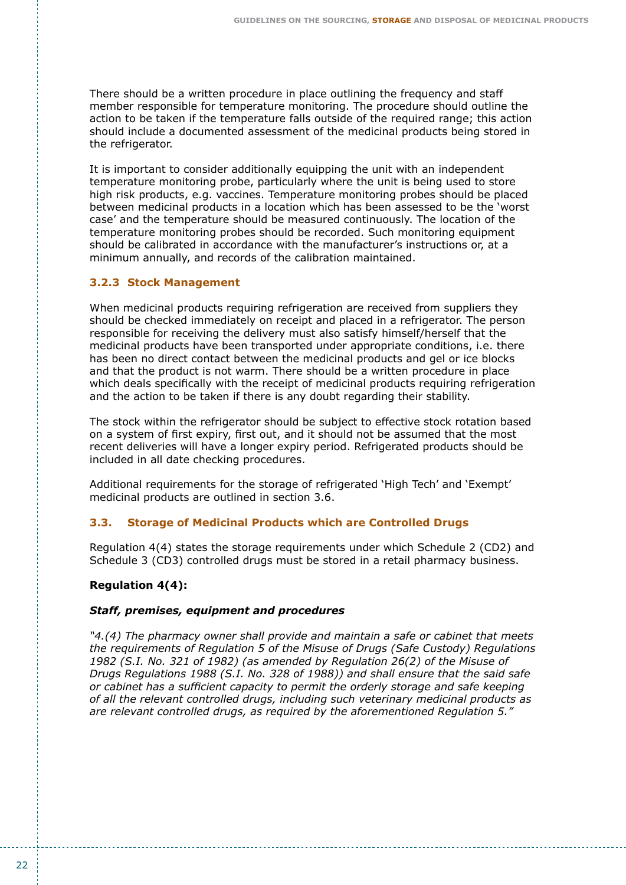There should be a written procedure in place outlining the frequency and staff member responsible for temperature monitoring. The procedure should outline the action to be taken if the temperature falls outside of the required range; this action should include a documented assessment of the medicinal products being stored in the refrigerator.

It is important to consider additionally equipping the unit with an independent temperature monitoring probe, particularly where the unit is being used to store high risk products, e.g. vaccines. Temperature monitoring probes should be placed between medicinal products in a location which has been assessed to be the 'worst case' and the temperature should be measured continuously. The location of the temperature monitoring probes should be recorded. Such monitoring equipment should be calibrated in accordance with the manufacturer's instructions or, at a minimum annually, and records of the calibration maintained.

### 3.2.3 Stock Management

When medicinal products requiring refrigeration are received from suppliers they should be checked immediately on receipt and placed in a refrigerator. The person responsible for receiving the delivery must also satisfy himself/herself that the medicinal products have been transported under appropriate conditions, i.e. there has been no direct contact between the medicinal products and gel or ice blocks and that the product is not warm. There should be a written procedure in place which deals specifically with the receipt of medicinal products requiring refrigeration and the action to be taken if there is any doubt regarding their stability.

The stock within the refrigerator should be subject to effective stock rotation based on a system of first expiry, first out, and it should not be assumed that the most recent deliveries will have a longer expiry period. Refrigerated products should be included in all date checking procedures.

Additional requirements for the storage of refrigerated 'High Tech' and 'Exempt' medicinal products are outlined in section 3.6.

## 3.3. Storage of Medicinal Products which are Controlled Drugs

Regulation 4(4) states the storage requirements under which Schedule 2 (CD2) and Schedule 3 (CD3) controlled drugs must be stored in a retail pharmacy business.

**Regulation 4(4):**

***Staff, premises, equipment and procedures***

*"4.(4) The pharmacy owner shall provide and maintain a safe or cabinet that meets the requirements of Regulation 5 of the Misuse of Drugs (Safe Custody) Regulations 1982 (S.I. No. 321 of 1982) (as amended by Regulation 26(2) of the Misuse of Drugs Regulations 1988 (S.I. No. 328 of 1988)) and shall ensure that the said safe or cabinet has a sufficient capacity to permit the orderly storage and safe keeping of all the relevant controlled drugs, including such veterinary medicinal products as are relevant controlled drugs, as required by the aforementioned Regulation 5."*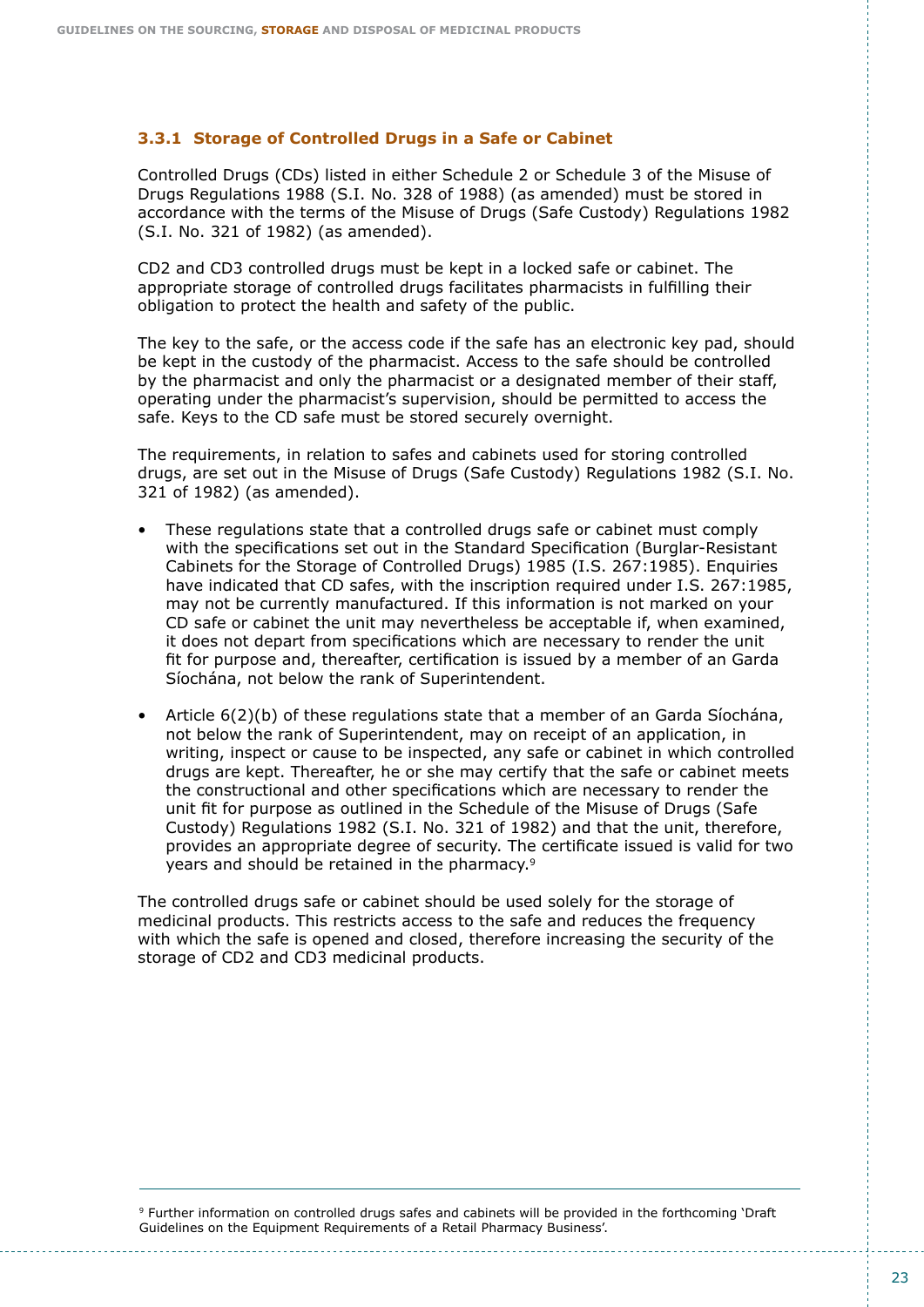### 3.3.1 Storage of Controlled Drugs in a Safe or Cabinet

Controlled Drugs (CDs) listed in either Schedule 2 or Schedule 3 of the Misuse of Drugs Regulations 1988 (S.I. No. 328 of 1988) (as amended) must be stored in accordance with the terms of the Misuse of Drugs (Safe Custody) Regulations 1982 (S.I. No. 321 of 1982) (as amended).

CD2 and CD3 controlled drugs must be kept in a locked safe or cabinet. The appropriate storage of controlled drugs facilitates pharmacists in fulfilling their obligation to protect the health and safety of the public.

The key to the safe, or the access code if the safe has an electronic key pad, should be kept in the custody of the pharmacist. Access to the safe should be controlled by the pharmacist and only the pharmacist or a designated member of their staff, operating under the pharmacist's supervision, should be permitted to access the safe. Keys to the CD safe must be stored securely overnight.

The requirements, in relation to safes and cabinets used for storing controlled drugs, are set out in the Misuse of Drugs (Safe Custody) Regulations 1982 (S.I. No. 321 of 1982) (as amended).

- These regulations state that a controlled drugs safe or cabinet must comply with the specifications set out in the Standard Specification (Burglar-Resistant Cabinets for the Storage of Controlled Drugs) 1985 (I.S. 267:1985). Enquiries have indicated that CD safes, with the inscription required under I.S. 267:1985, may not be currently manufactured. If this information is not marked on your CD safe or cabinet the unit may nevertheless be acceptable if, when examined, it does not depart from specifications which are necessary to render the unit fit for purpose and, thereafter, certification is issued by a member of an Garda Síochána, not below the rank of Superintendent.
- Article 6(2)(b) of these regulations state that a member of an Garda Síochána, not below the rank of Superintendent, may on receipt of an application, in writing, inspect or cause to be inspected, any safe or cabinet in which controlled drugs are kept. Thereafter, he or she may certify that the safe or cabinet meets the constructional and other specifications which are necessary to render the unit fit for purpose as outlined in the Schedule of the Misuse of Drugs (Safe Custody) Regulations 1982 (S.I. No. 321 of 1982) and that the unit, therefore, provides an appropriate degree of security. The certificate issued is valid for two years and should be retained in the pharmacy.[9]

The controlled drugs safe or cabinet should be used solely for the storage of medicinal products. This restricts access to the safe and reduces the frequency with which the safe is opened and closed, therefore increasing the security of the storage of CD2 and CD3 medicinal products.

---

[9] Further information on controlled drugs safes and cabinets will be provided in the forthcoming 'Draft Guidelines on the Equipment Requirements of a Retail Pharmacy Business'.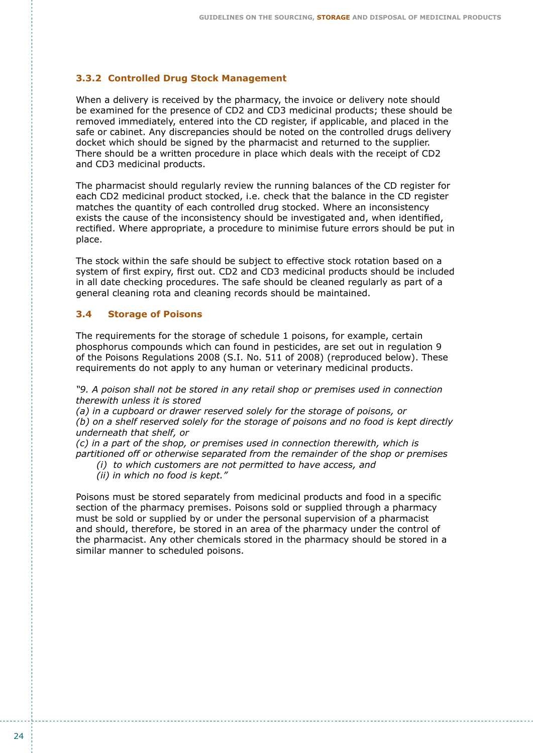### 3.3.2 Controlled Drug Stock Management

When a delivery is received by the pharmacy, the invoice or delivery note should be examined for the presence of CD2 and CD3 medicinal products; these should be removed immediately, entered into the CD register, if applicable, and placed in the safe or cabinet. Any discrepancies should be noted on the controlled drugs delivery docket which should be signed by the pharmacist and returned to the supplier. There should be a written procedure in place which deals with the receipt of CD2 and CD3 medicinal products.

The pharmacist should regularly review the running balances of the CD register for each CD2 medicinal product stocked, i.e. check that the balance in the CD register matches the quantity of each controlled drug stocked. Where an inconsistency exists the cause of the inconsistency should be investigated and, when identified, rectified. Where appropriate, a procedure to minimise future errors should be put in place.

The stock within the safe should be subject to effective stock rotation based on a system of first expiry, first out. CD2 and CD3 medicinal products should be included in all date checking procedures. The safe should be cleaned regularly as part of a general cleaning rota and cleaning records should be maintained.

## 3.4 Storage of Poisons

The requirements for the storage of schedule 1 poisons, for example, certain phosphorus compounds which can found in pesticides, are set out in regulation 9 of the Poisons Regulations 2008 (S.I. No. 511 of 2008) (reproduced below). These requirements do not apply to any human or veterinary medicinal products.

*"9. A poison shall not be stored in any retail shop or premises used in connection therewith unless it is stored*
*(a) in a cupboard or drawer reserved solely for the storage of poisons, or*
*(b) on a shelf reserved solely for the storage of poisons and no food is kept directly underneath that shelf, or*
*(c) in a part of the shop, or premises used in connection therewith, which is partitioned off or otherwise separated from the remainder of the shop or premises*
*(i) to which customers are not permitted to have access, and*
*(ii) in which no food is kept."*

Poisons must be stored separately from medicinal products and food in a specific section of the pharmacy premises. Poisons sold or supplied through a pharmacy must be sold or supplied by or under the personal supervision of a pharmacist and should, therefore, be stored in an area of the pharmacy under the control of the pharmacist. Any other chemicals stored in the pharmacy should be stored in a similar manner to scheduled poisons.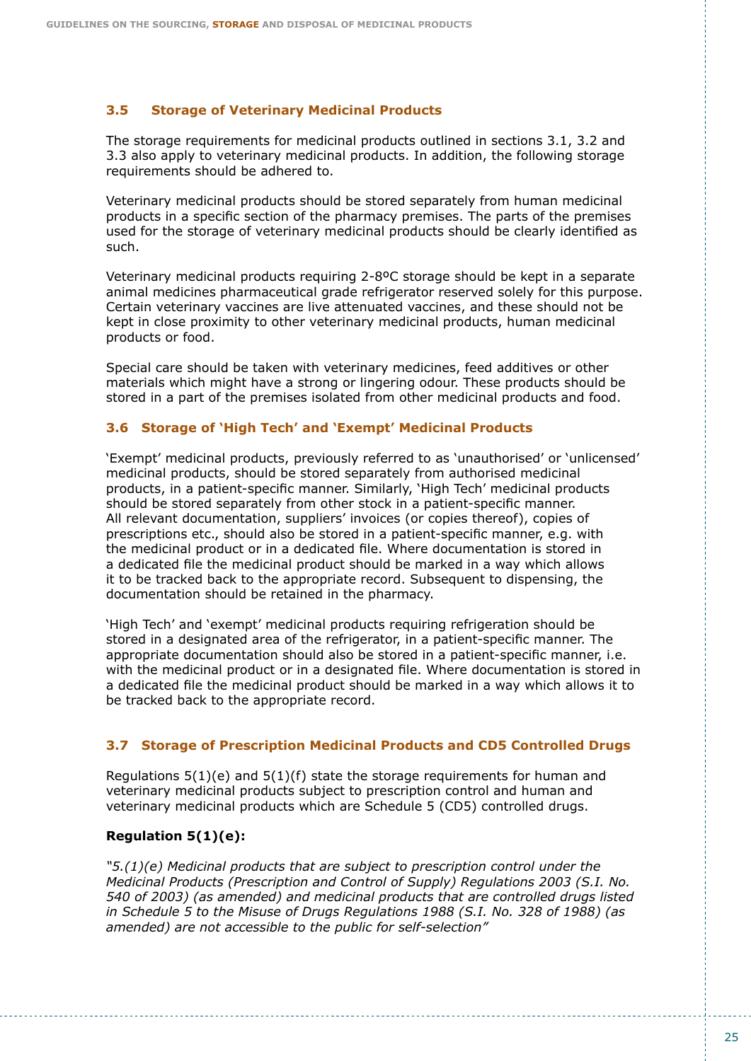## 3.5 Storage of Veterinary Medicinal Products

The storage requirements for medicinal products outlined in sections 3.1, 3.2 and 3.3 also apply to veterinary medicinal products. In addition, the following storage requirements should be adhered to.

Veterinary medicinal products should be stored separately from human medicinal products in a specific section of the pharmacy premises. The parts of the premises used for the storage of veterinary medicinal products should be clearly identified as such.

Veterinary medicinal products requiring 2-8ºC storage should be kept in a separate animal medicines pharmaceutical grade refrigerator reserved solely for this purpose. Certain veterinary vaccines are live attenuated vaccines, and these should not be kept in close proximity to other veterinary medicinal products, human medicinal products or food.

Special care should be taken with veterinary medicines, feed additives or other materials which might have a strong or lingering odour. These products should be stored in a part of the premises isolated from other medicinal products and food.

## 3.6 Storage of 'High Tech' and 'Exempt' Medicinal Products

'Exempt' medicinal products, previously referred to as 'unauthorised' or 'unlicensed' medicinal products, should be stored separately from authorised medicinal products, in a patient-specific manner. Similarly, 'High Tech' medicinal products should be stored separately from other stock in a patient-specific manner. All relevant documentation, suppliers' invoices (or copies thereof), copies of prescriptions etc., should also be stored in a patient-specific manner, e.g. with the medicinal product or in a dedicated file. Where documentation is stored in a dedicated file the medicinal product should be marked in a way which allows it to be tracked back to the appropriate record. Subsequent to dispensing, the documentation should be retained in the pharmacy.

'High Tech' and 'exempt' medicinal products requiring refrigeration should be stored in a designated area of the refrigerator, in a patient-specific manner. The appropriate documentation should also be stored in a patient-specific manner, i.e. with the medicinal product or in a designated file. Where documentation is stored in a dedicated file the medicinal product should be marked in a way which allows it to be tracked back to the appropriate record.

## 3.7 Storage of Prescription Medicinal Products and CD5 Controlled Drugs

Regulations 5(1)(e) and 5(1)(f) state the storage requirements for human and veterinary medicinal products subject to prescription control and human and veterinary medicinal products which are Schedule 5 (CD5) controlled drugs.

**Regulation 5(1)(e):**

*"5.(1)(e) Medicinal products that are subject to prescription control under the Medicinal Products (Prescription and Control of Supply) Regulations 2003 (S.I. No. 540 of 2003) (as amended) and medicinal products that are controlled drugs listed in Schedule 5 to the Misuse of Drugs Regulations 1988 (S.I. No. 328 of 1988) (as amended) are not accessible to the public for self-selection"*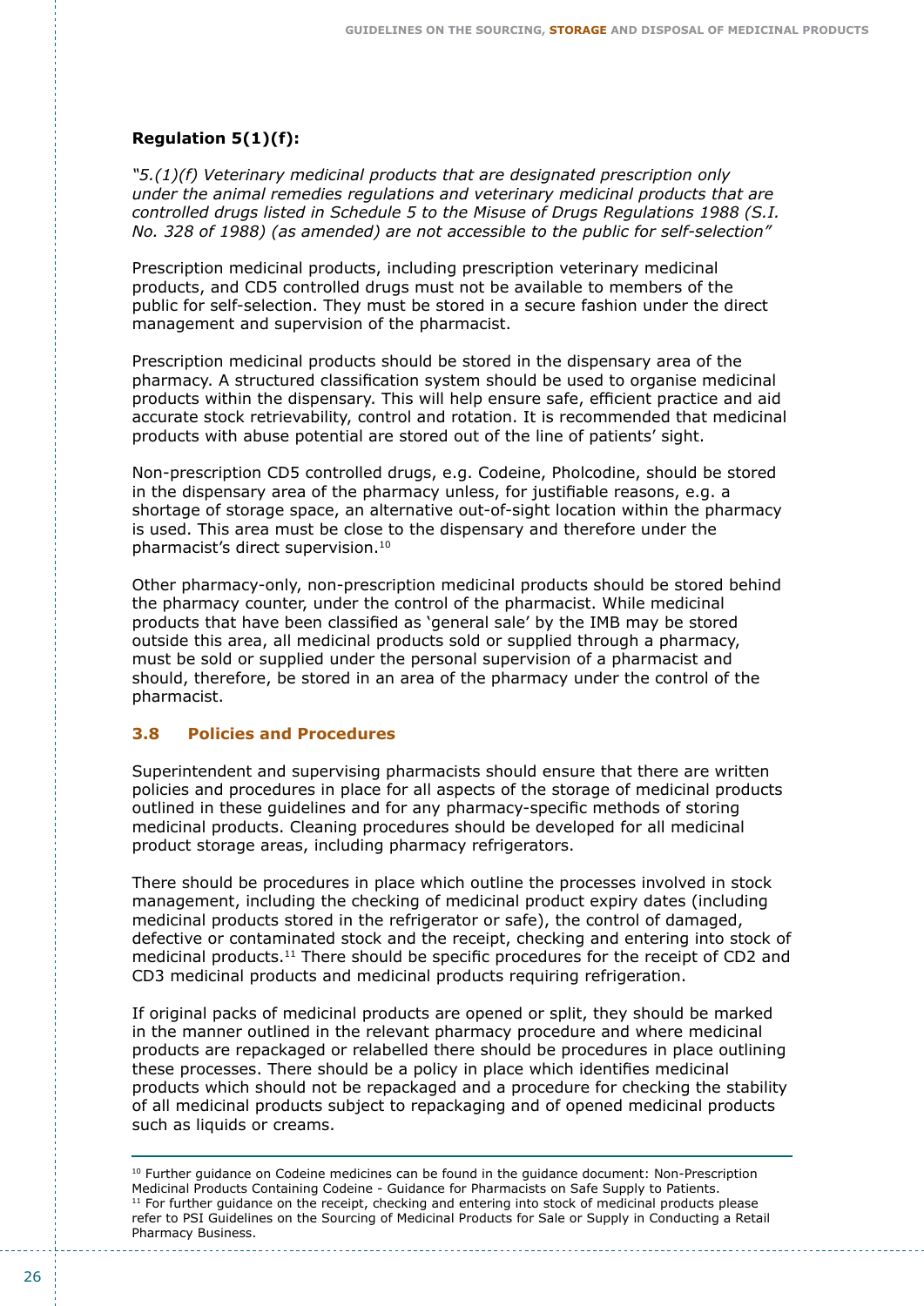**Regulation 5(1)(f):**

*"5.(1)(f) Veterinary medicinal products that are designated prescription only under the animal remedies regulations and veterinary medicinal products that are controlled drugs listed in Schedule 5 to the Misuse of Drugs Regulations 1988 (S.I. No. 328 of 1988) (as amended) are not accessible to the public for self-selection"*

Prescription medicinal products, including prescription veterinary medicinal products, and CD5 controlled drugs must not be available to members of the public for self-selection. They must be stored in a secure fashion under the direct management and supervision of the pharmacist.

Prescription medicinal products should be stored in the dispensary area of the pharmacy. A structured classification system should be used to organise medicinal products within the dispensary. This will help ensure safe, efficient practice and aid accurate stock retrievability, control and rotation. It is recommended that medicinal products with abuse potential are stored out of the line of patients' sight.

Non-prescription CD5 controlled drugs, e.g. Codeine, Pholcodine, should be stored in the dispensary area of the pharmacy unless, for justifiable reasons, e.g. a shortage of storage space, an alternative out-of-sight location within the pharmacy is used. This area must be close to the dispensary and therefore under the pharmacist's direct supervision.[10]

Other pharmacy-only, non-prescription medicinal products should be stored behind the pharmacy counter, under the control of the pharmacist. While medicinal products that have been classified as 'general sale' by the IMB may be stored outside this area, all medicinal products sold or supplied through a pharmacy, must be sold or supplied under the personal supervision of a pharmacist and should, therefore, be stored in an area of the pharmacy under the control of the pharmacist.

### 3.8 Policies and Procedures

Superintendent and supervising pharmacists should ensure that there are written policies and procedures in place for all aspects of the storage of medicinal products outlined in these guidelines and for any pharmacy-specific methods of storing medicinal products. Cleaning procedures should be developed for all medicinal product storage areas, including pharmacy refrigerators.

There should be procedures in place which outline the processes involved in stock management, including the checking of medicinal product expiry dates (including medicinal products stored in the refrigerator or safe), the control of damaged, defective or contaminated stock and the receipt, checking and entering into stock of medicinal products.[11] There should be specific procedures for the receipt of CD2 and CD3 medicinal products and medicinal products requiring refrigeration.

If original packs of medicinal products are opened or split, they should be marked in the manner outlined in the relevant pharmacy procedure and where medicinal products are repackaged or relabelled there should be procedures in place outlining these processes. There should be a policy in place which identifies medicinal products which should not be repackaged and a procedure for checking the stability of all medicinal products subject to repackaging and of opened medicinal products such as liquids or creams.

---

[10] Further guidance on Codeine medicines can be found in the guidance document: Non-Prescription Medicinal Products Containing Codeine - Guidance for Pharmacists on Safe Supply to Patients.
[11] For further guidance on the receipt, checking and entering into stock of medicinal products please refer to PSI Guidelines on the Sourcing of Medicinal Products for Sale or Supply in Conducting a Retail Pharmacy Business.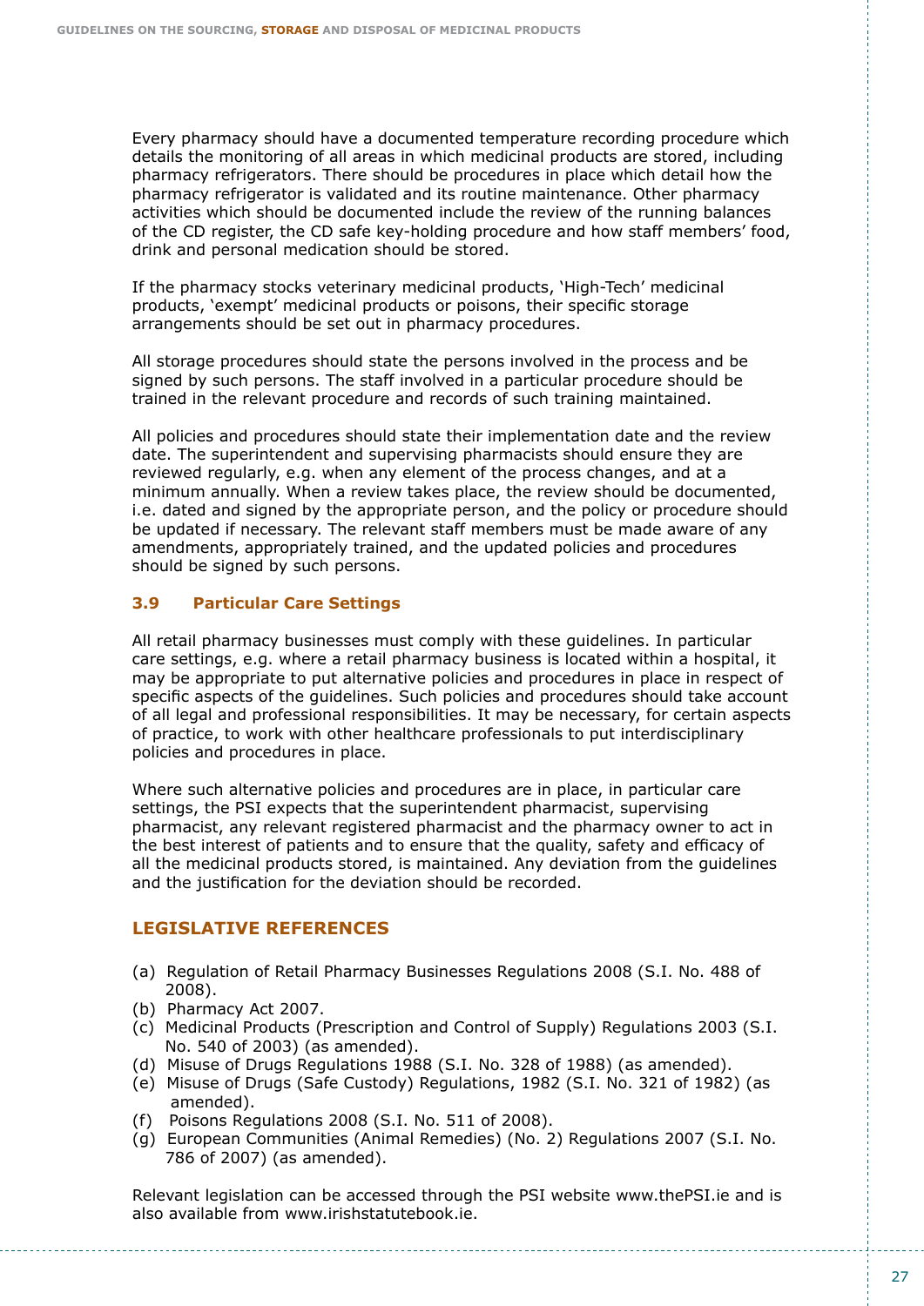Every pharmacy should have a documented temperature recording procedure which details the monitoring of all areas in which medicinal products are stored, including pharmacy refrigerators. There should be procedures in place which detail how the pharmacy refrigerator is validated and its routine maintenance. Other pharmacy activities which should be documented include the review of the running balances of the CD register, the CD safe key-holding procedure and how staff members' food, drink and personal medication should be stored.

If the pharmacy stocks veterinary medicinal products, 'High-Tech' medicinal products, 'exempt' medicinal products or poisons, their specific storage arrangements should be set out in pharmacy procedures.

All storage procedures should state the persons involved in the process and be signed by such persons. The staff involved in a particular procedure should be trained in the relevant procedure and records of such training maintained.

All policies and procedures should state their implementation date and the review date. The superintendent and supervising pharmacists should ensure they are reviewed regularly, e.g. when any element of the process changes, and at a minimum annually. When a review takes place, the review should be documented, i.e. dated and signed by the appropriate person, and the policy or procedure should be updated if necessary. The relevant staff members must be made aware of any amendments, appropriately trained, and the updated policies and procedures should be signed by such persons.

### 3.9 Particular Care Settings

All retail pharmacy businesses must comply with these guidelines. In particular care settings, e.g. where a retail pharmacy business is located within a hospital, it may be appropriate to put alternative policies and procedures in place in respect of specific aspects of the guidelines. Such policies and procedures should take account of all legal and professional responsibilities. It may be necessary, for certain aspects of practice, to work with other healthcare professionals to put interdisciplinary policies and procedures in place.

Where such alternative policies and procedures are in place, in particular care settings, the PSI expects that the superintendent pharmacist, supervising pharmacist, any relevant registered pharmacist and the pharmacy owner to act in the best interest of patients and to ensure that the quality, safety and efficacy of all the medicinal products stored, is maintained. Any deviation from the guidelines and the justification for the deviation should be recorded.

## LEGISLATIVE REFERENCES

(a) Regulation of Retail Pharmacy Businesses Regulations 2008 (S.I. No. 488 of 2008).
(b) Pharmacy Act 2007.
(c) Medicinal Products (Prescription and Control of Supply) Regulations 2003 (S.I. No. 540 of 2003) (as amended).
(d) Misuse of Drugs Regulations 1988 (S.I. No. 328 of 1988) (as amended).
(e) Misuse of Drugs (Safe Custody) Regulations, 1982 (S.I. No. 321 of 1982) (as amended).
(f) Poisons Regulations 2008 (S.I. No. 511 of 2008).
(g) European Communities (Animal Remedies) (No. 2) Regulations 2007 (S.I. No. 786 of 2007) (as amended).

Relevant legislation can be accessed through the PSI website www.thePSI.ie and is also available from www.irishstatutebook.ie.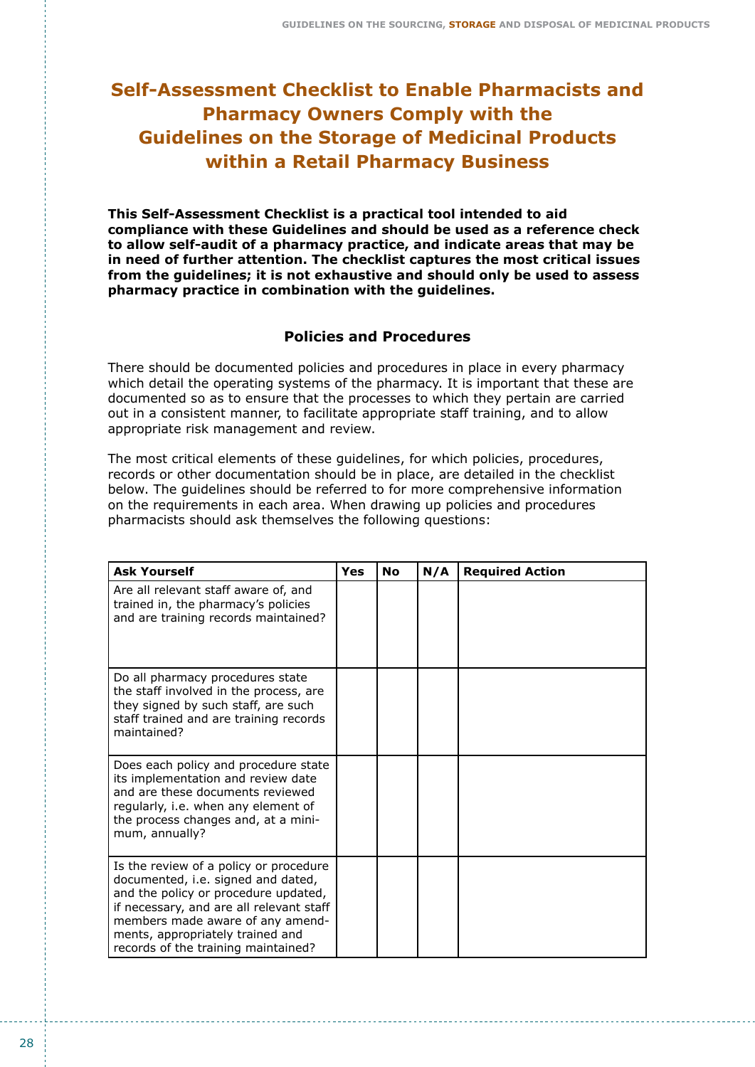# Self-Assessment Checklist to Enable Pharmacists and Pharmacy Owners Comply with the Guidelines on the Storage of Medicinal Products within a Retail Pharmacy Business

**This Self-Assessment Checklist is a practical tool intended to aid compliance with these Guidelines and should be used as a reference check to allow self-audit of a pharmacy practice, and indicate areas that may be in need of further attention. The checklist captures the most critical issues from the guidelines; it is not exhaustive and should only be used to assess pharmacy practice in combination with the guidelines.**

## Policies and Procedures

There should be documented policies and procedures in place in every pharmacy which detail the operating systems of the pharmacy. It is important that these are documented so as to ensure that the processes to which they pertain are carried out in a consistent manner, to facilitate appropriate staff training, and to allow appropriate risk management and review.

The most critical elements of these guidelines, for which policies, procedures, records or other documentation should be in place, are detailed in the checklist below. The guidelines should be referred to for more comprehensive information on the requirements in each area. When drawing up policies and procedures pharmacists should ask themselves the following questions:

| Ask Yourself | Yes | No | N/A | Required Action |
|---|---|---|---|---|
| Are all relevant staff aware of, and trained in, the pharmacy's policies and are training records maintained? | | | | |
| Do all pharmacy procedures state the staff involved in the process, are they signed by such staff, are such staff trained and are training records maintained? | | | | |
| Does each policy and procedure state its implementation and review date and are these documents reviewed regularly, i.e. when any element of the process changes and, at a minimum, annually? | | | | |
| Is the review of a policy or procedure documented, i.e. signed and dated, and the policy or procedure updated, if necessary, and are all relevant staff members made aware of any amendments, appropriately trained and records of the training maintained? | | | | |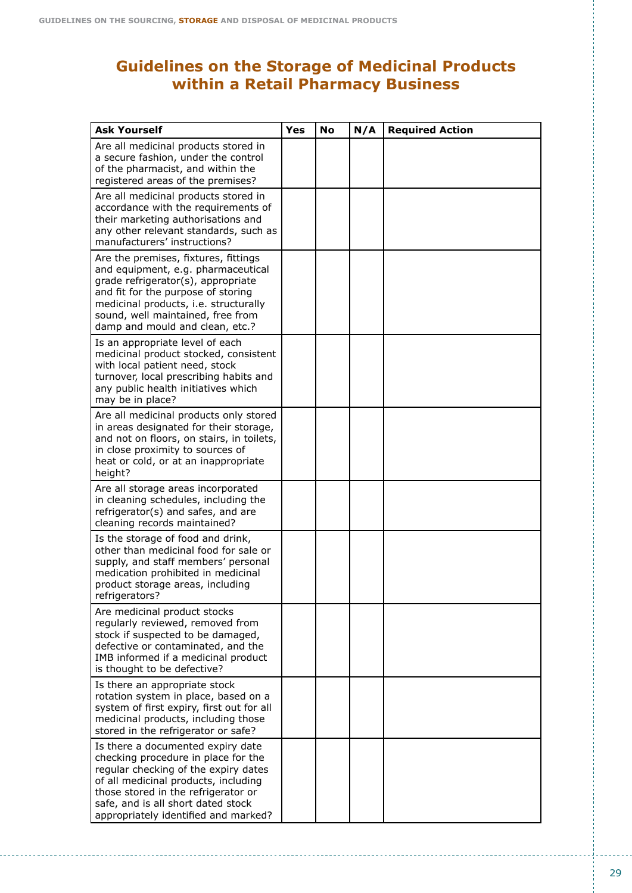# Guidelines on the Storage of Medicinal Products within a Retail Pharmacy Business

| Ask Yourself | Yes | No | N/A | Required Action |
|---|---|---|---|---|
| Are all medicinal products stored in a secure fashion, under the control of the pharmacist, and within the registered areas of the premises? | | | | |
| Are all medicinal products stored in accordance with the requirements of their marketing authorisations and any other relevant standards, such as manufacturers' instructions? | | | | |
| Are the premises, fixtures, fittings and equipment, e.g. pharmaceutical grade refrigerator(s), appropriate and fit for the purpose of storing medicinal products, i.e. structurally sound, well maintained, free from damp and mould and clean, etc.? | | | | |
| Is an appropriate level of each medicinal product stocked, consistent with local patient need, stock turnover, local prescribing habits and any public health initiatives which may be in place? | | | | |
| Are all medicinal products only stored in areas designated for their storage, and not on floors, on stairs, in toilets, in close proximity to sources of heat or cold, or at an inappropriate height? | | | | |
| Are all storage areas incorporated in cleaning schedules, including the refrigerator(s) and safes, and are cleaning records maintained? | | | | |
| Is the storage of food and drink, other than medicinal food for sale or supply, and staff members' personal medication prohibited in medicinal product storage areas, including refrigerators? | | | | |
| Are medicinal product stocks regularly reviewed, removed from stock if suspected to be damaged, defective or contaminated, and the IMB informed if a medicinal product is thought to be defective? | | | | |
| Is there an appropriate stock rotation system in place, based on a system of first expiry, first out for all medicinal products, including those stored in the refrigerator or safe? | | | | |
| Is there a documented expiry date checking procedure in place for the regular checking of the expiry dates of all medicinal products, including those stored in the refrigerator or safe, and is all short dated stock appropriately identified and marked? | | | | |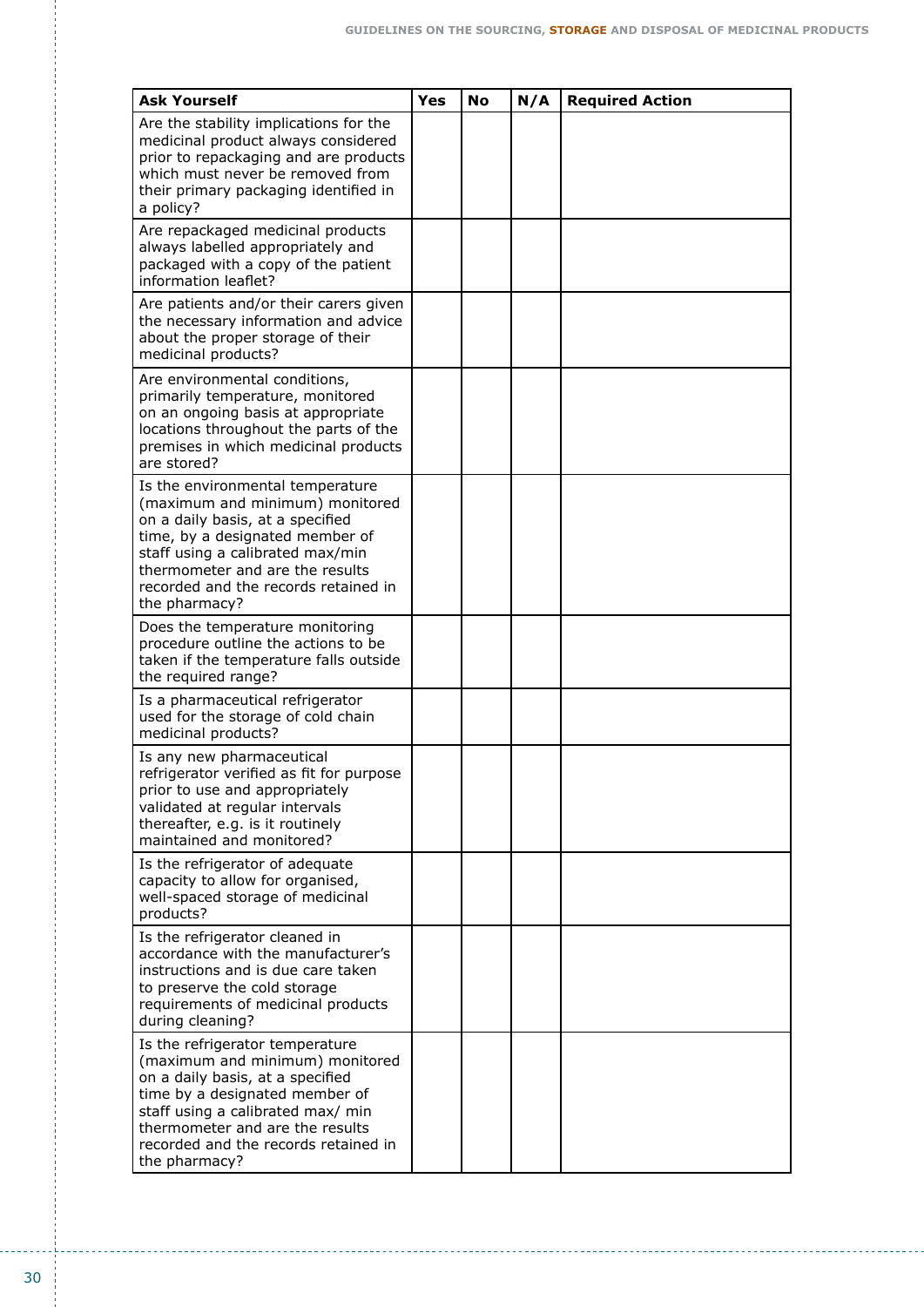| Ask Yourself | Yes | No | N/A | Required Action |
|---|---|---|---|---|
| Are the stability implications for the medicinal product always considered prior to repackaging and are products which must never be removed from their primary packaging identified in a policy? | | | | |
| Are repackaged medicinal products always labelled appropriately and packaged with a copy of the patient information leaflet? | | | | |
| Are patients and/or their carers given the necessary information and advice about the proper storage of their medicinal products? | | | | |
| Are environmental conditions, primarily temperature, monitored on an ongoing basis at appropriate locations throughout the parts of the premises in which medicinal products are stored? | | | | |
| Is the environmental temperature (maximum and minimum) monitored on a daily basis, at a specified time, by a designated member of staff using a calibrated max/min thermometer and are the results recorded and the records retained in the pharmacy? | | | | |
| Does the temperature monitoring procedure outline the actions to be taken if the temperature falls outside the required range? | | | | |
| Is a pharmaceutical refrigerator used for the storage of cold chain medicinal products? | | | | |
| Is any new pharmaceutical refrigerator verified as fit for purpose prior to use and appropriately validated at regular intervals thereafter, e.g. is it routinely maintained and monitored? | | | | |
| Is the refrigerator of adequate capacity to allow for organised, well-spaced storage of medicinal products? | | | | |
| Is the refrigerator cleaned in accordance with the manufacturer's instructions and is due care taken to preserve the cold storage requirements of medicinal products during cleaning? | | | | |
| Is the refrigerator temperature (maximum and minimum) monitored on a daily basis, at a specified time by a designated member of staff using a calibrated max/ min thermometer and are the results recorded and the records retained in the pharmacy? | | | | |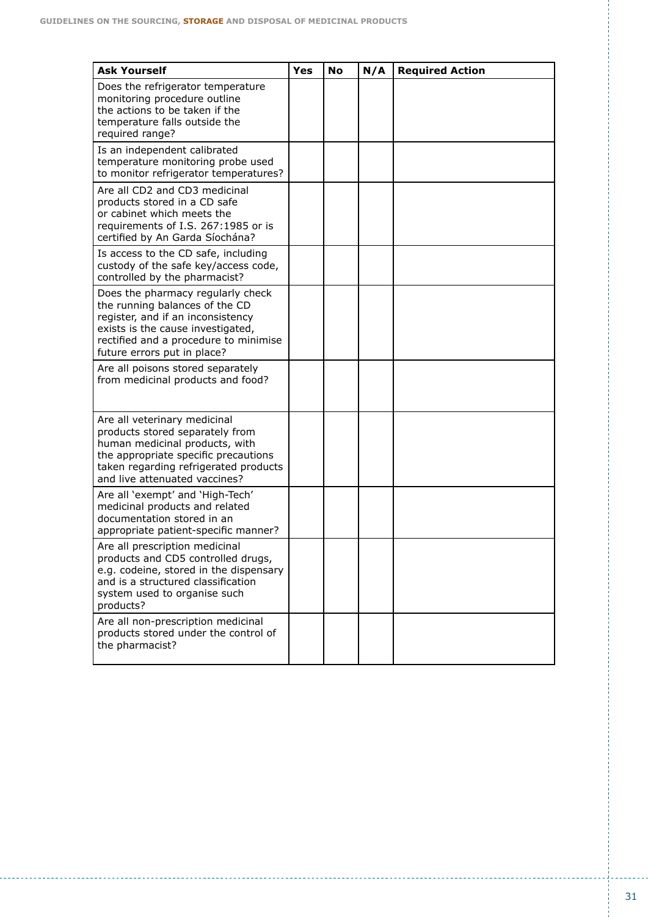| Ask Yourself | Yes | No | N/A | Required Action |
|---|---|---|---|---|
| Does the refrigerator temperature monitoring procedure outline the actions to be taken if the temperature falls outside the required range? | | | | |
| Is an independent calibrated temperature monitoring probe used to monitor refrigerator temperatures? | | | | |
| Are all CD2 and CD3 medicinal products stored in a CD safe or cabinet which meets the requirements of I.S. 267:1985 or is certified by An Garda Síochána? | | | | |
| Is access to the CD safe, including custody of the safe key/access code, controlled by the pharmacist? | | | | |
| Does the pharmacy regularly check the running balances of the CD register, and if an inconsistency exists is the cause investigated, rectified and a procedure to minimise future errors put in place? | | | | |
| Are all poisons stored separately from medicinal products and food? | | | | |
| Are all veterinary medicinal products stored separately from human medicinal products, with the appropriate specific precautions taken regarding refrigerated products and live attenuated vaccines? | | | | |
| Are all 'exempt' and 'High-Tech' medicinal products and related documentation stored in an appropriate patient-specific manner? | | | | |
| Are all prescription medicinal products and CD5 controlled drugs, e.g. codeine, stored in the dispensary and is a structured classification system used to organise such products? | | | | |
| Are all non-prescription medicinal products stored under the control of the pharmacist? | | | | |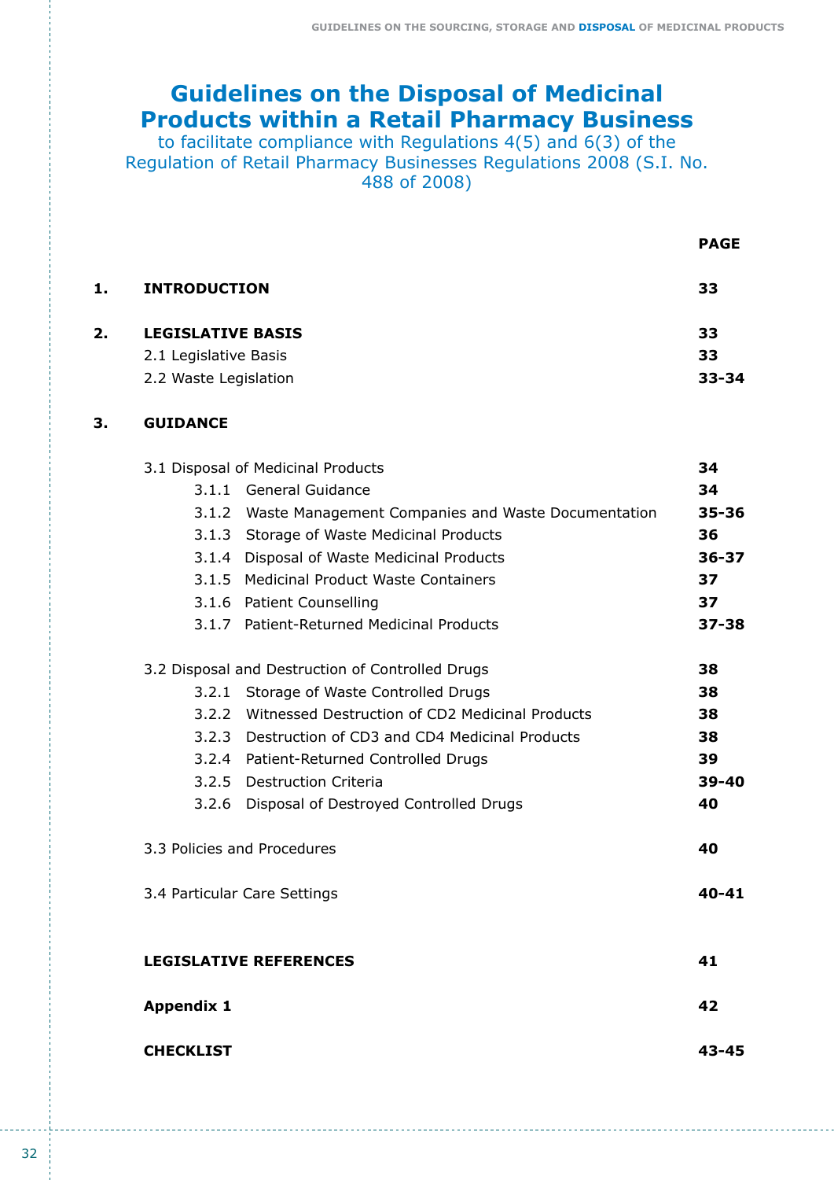# Guidelines on the Disposal of Medicinal Products within a Retail Pharmacy Business

to facilitate compliance with Regulations 4(5) and 6(3) of the Regulation of Retail Pharmacy Businesses Regulations 2008 (S.I. No. 488 of 2008)

| | | PAGE |
|---|---|---|
| **1.** | **INTRODUCTION** | **33** |
| **2.** | **LEGISLATIVE BASIS** | **33** |
| | 2.1 Legislative Basis | **33** |
| | 2.2 Waste Legislation | **33-34** |
| **3.** | **GUIDANCE** | |
| | 3.1 Disposal of Medicinal Products | **34** |
| | 3.1.1 General Guidance | **34** |
| | 3.1.2 Waste Management Companies and Waste Documentation | **35-36** |
| | 3.1.3 Storage of Waste Medicinal Products | **36** |
| | 3.1.4 Disposal of Waste Medicinal Products | **36-37** |
| | 3.1.5 Medicinal Product Waste Containers | **37** |
| | 3.1.6 Patient Counselling | **37** |
| | 3.1.7 Patient-Returned Medicinal Products | **37-38** |
| | 3.2 Disposal and Destruction of Controlled Drugs | **38** |
| | 3.2.1 Storage of Waste Controlled Drugs | **38** |
| | 3.2.2 Witnessed Destruction of CD2 Medicinal Products | **38** |
| | 3.2.3 Destruction of CD3 and CD4 Medicinal Products | **38** |
| | 3.2.4 Patient-Returned Controlled Drugs | **39** |
| | 3.2.5 Destruction Criteria | **39-40** |
| | 3.2.6 Disposal of Destroyed Controlled Drugs | **40** |
| | 3.3 Policies and Procedures | **40** |
| | 3.4 Particular Care Settings | **40-41** |
| | **LEGISLATIVE REFERENCES** | **41** |
| | **Appendix 1** | **42** |
| | **CHECKLIST** | **43-45** |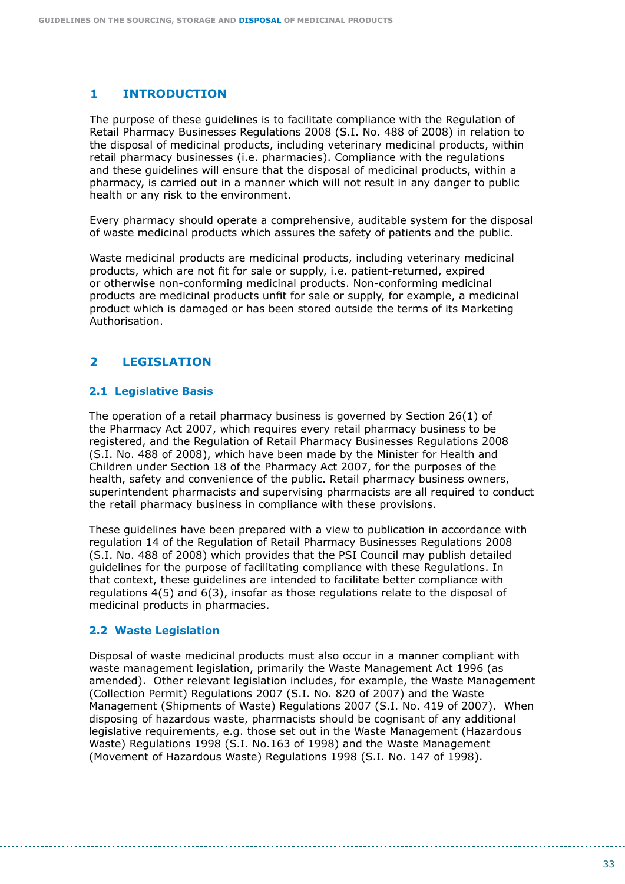# 1 INTRODUCTION

The purpose of these guidelines is to facilitate compliance with the Regulation of Retail Pharmacy Businesses Regulations 2008 (S.I. No. 488 of 2008) in relation to the disposal of medicinal products, including veterinary medicinal products, within retail pharmacy businesses (i.e. pharmacies). Compliance with the regulations and these guidelines will ensure that the disposal of medicinal products, within a pharmacy, is carried out in a manner which will not result in any danger to public health or any risk to the environment.

Every pharmacy should operate a comprehensive, auditable system for the disposal of waste medicinal products which assures the safety of patients and the public.

Waste medicinal products are medicinal products, including veterinary medicinal products, which are not fit for sale or supply, i.e. patient-returned, expired or otherwise non-conforming medicinal products. Non-conforming medicinal products are medicinal products unfit for sale or supply, for example, a medicinal product which is damaged or has been stored outside the terms of its Marketing Authorisation.

# 2 LEGISLATION

## 2.1 Legislative Basis

The operation of a retail pharmacy business is governed by Section 26(1) of the Pharmacy Act 2007, which requires every retail pharmacy business to be registered, and the Regulation of Retail Pharmacy Businesses Regulations 2008 (S.I. No. 488 of 2008), which have been made by the Minister for Health and Children under Section 18 of the Pharmacy Act 2007, for the purposes of the health, safety and convenience of the public. Retail pharmacy business owners, superintendent pharmacists and supervising pharmacists are all required to conduct the retail pharmacy business in compliance with these provisions.

These guidelines have been prepared with a view to publication in accordance with regulation 14 of the Regulation of Retail Pharmacy Businesses Regulations 2008 (S.I. No. 488 of 2008) which provides that the PSI Council may publish detailed guidelines for the purpose of facilitating compliance with these Regulations. In that context, these guidelines are intended to facilitate better compliance with regulations 4(5) and 6(3), insofar as those regulations relate to the disposal of medicinal products in pharmacies.

## 2.2 Waste Legislation

Disposal of waste medicinal products must also occur in a manner compliant with waste management legislation, primarily the Waste Management Act 1996 (as amended). Other relevant legislation includes, for example, the Waste Management (Collection Permit) Regulations 2007 (S.I. No. 820 of 2007) and the Waste Management (Shipments of Waste) Regulations 2007 (S.I. No. 419 of 2007). When disposing of hazardous waste, pharmacists should be cognisant of any additional legislative requirements, e.g. those set out in the Waste Management (Hazardous Waste) Regulations 1998 (S.I. No.163 of 1998) and the Waste Management (Movement of Hazardous Waste) Regulations 1998 (S.I. No. 147 of 1998).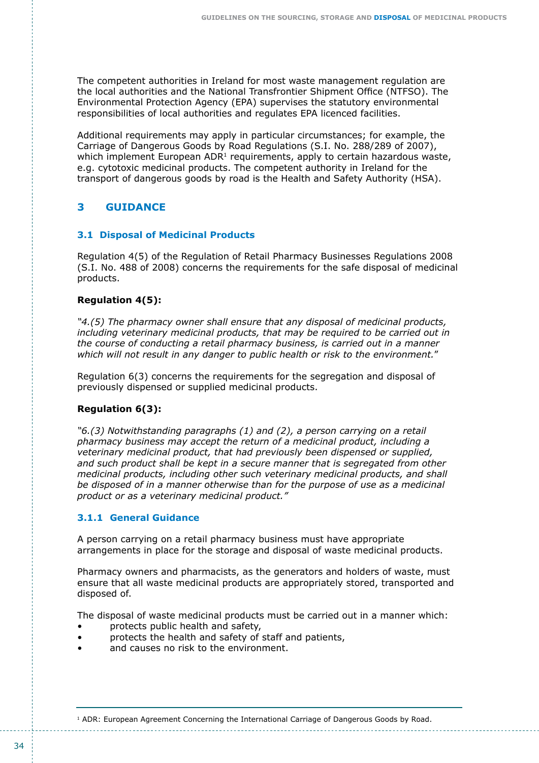The competent authorities in Ireland for most waste management regulation are the local authorities and the National Transfrontier Shipment Office (NTFSO). The Environmental Protection Agency (EPA) supervises the statutory environmental responsibilities of local authorities and regulates EPA licenced facilities.

Additional requirements may apply in particular circumstances; for example, the Carriage of Dangerous Goods by Road Regulations (S.I. No. 288/289 of 2007), which implement European ADR[1] requirements, apply to certain hazardous waste, e.g. cytotoxic medicinal products. The competent authority in Ireland for the transport of dangerous goods by road is the Health and Safety Authority (HSA).

# 3 GUIDANCE

## 3.1 Disposal of Medicinal Products

Regulation 4(5) of the Regulation of Retail Pharmacy Businesses Regulations 2008 (S.I. No. 488 of 2008) concerns the requirements for the safe disposal of medicinal products.

**Regulation 4(5):**

*"4.(5) The pharmacy owner shall ensure that any disposal of medicinal products, including veterinary medicinal products, that may be required to be carried out in the course of conducting a retail pharmacy business, is carried out in a manner which will not result in any danger to public health or risk to the environment."*

Regulation 6(3) concerns the requirements for the segregation and disposal of previously dispensed or supplied medicinal products.

**Regulation 6(3):**

*"6.(3) Notwithstanding paragraphs (1) and (2), a person carrying on a retail pharmacy business may accept the return of a medicinal product, including a veterinary medicinal product, that had previously been dispensed or supplied, and such product shall be kept in a secure manner that is segregated from other medicinal products, including other such veterinary medicinal products, and shall be disposed of in a manner otherwise than for the purpose of use as a medicinal product or as a veterinary medicinal product."*

### 3.1.1 General Guidance

A person carrying on a retail pharmacy business must have appropriate arrangements in place for the storage and disposal of waste medicinal products.

Pharmacy owners and pharmacists, as the generators and holders of waste, must ensure that all waste medicinal products are appropriately stored, transported and disposed of.

The disposal of waste medicinal products must be carried out in a manner which:

- protects public health and safety,
- protects the health and safety of staff and patients,
- and causes no risk to the environment.

---

[1] ADR: European Agreement Concerning the International Carriage of Dangerous Goods by Road.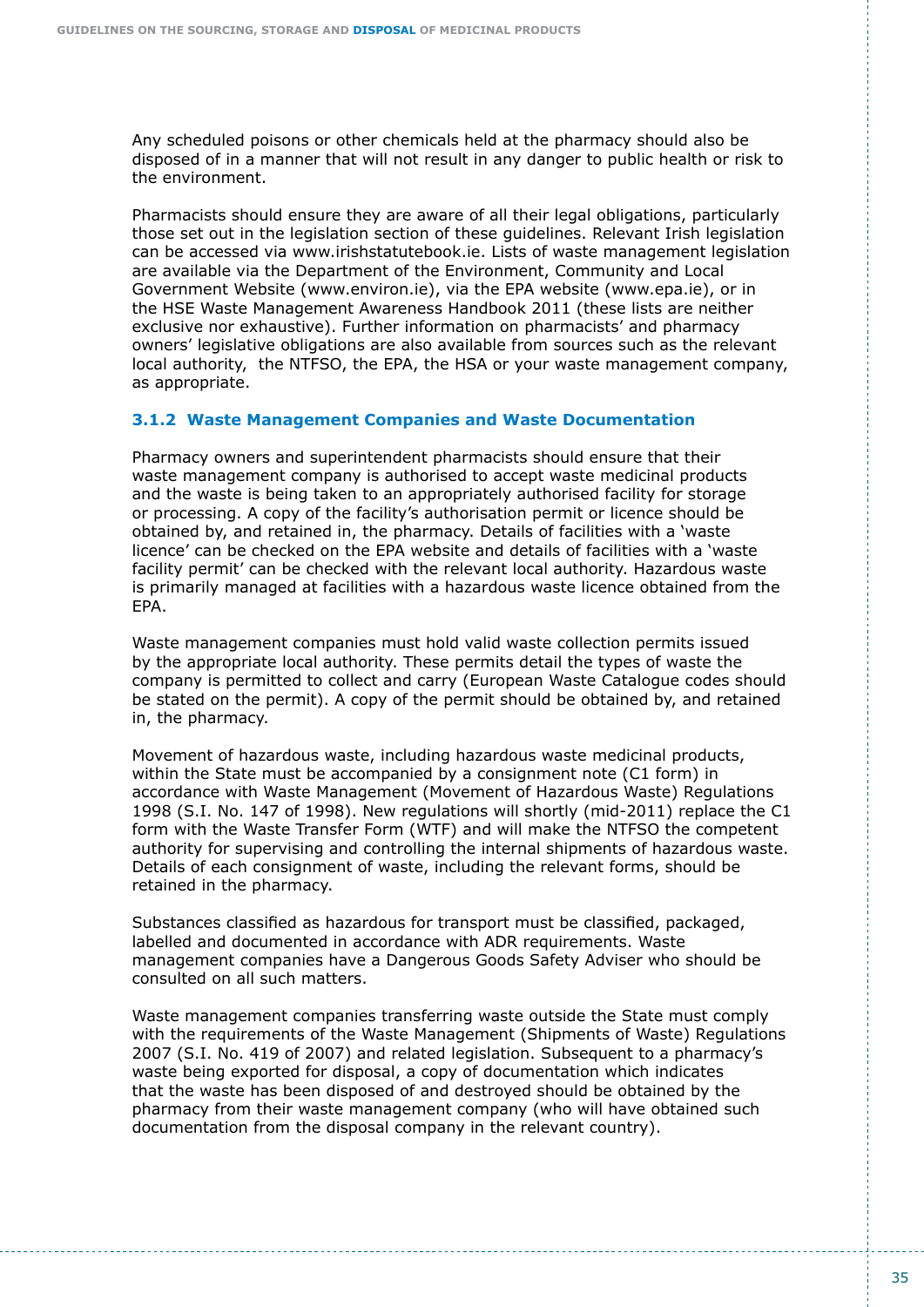Any scheduled poisons or other chemicals held at the pharmacy should also be disposed of in a manner that will not result in any danger to public health or risk to the environment.

Pharmacists should ensure they are aware of all their legal obligations, particularly those set out in the legislation section of these guidelines. Relevant Irish legislation can be accessed via www.irishstatutebook.ie. Lists of waste management legislation are available via the Department of the Environment, Community and Local Government Website (www.environ.ie), via the EPA website (www.epa.ie), or in the HSE Waste Management Awareness Handbook 2011 (these lists are neither exclusive nor exhaustive). Further information on pharmacists' and pharmacy owners' legislative obligations are also available from sources such as the relevant local authority, the NTFSO, the EPA, the HSA or your waste management company, as appropriate.

### 3.1.2 Waste Management Companies and Waste Documentation

Pharmacy owners and superintendent pharmacists should ensure that their waste management company is authorised to accept waste medicinal products and the waste is being taken to an appropriately authorised facility for storage or processing. A copy of the facility's authorisation permit or licence should be obtained by, and retained in, the pharmacy. Details of facilities with a 'waste licence' can be checked on the EPA website and details of facilities with a 'waste facility permit' can be checked with the relevant local authority. Hazardous waste is primarily managed at facilities with a hazardous waste licence obtained from the EPA.

Waste management companies must hold valid waste collection permits issued by the appropriate local authority. These permits detail the types of waste the company is permitted to collect and carry (European Waste Catalogue codes should be stated on the permit). A copy of the permit should be obtained by, and retained in, the pharmacy.

Movement of hazardous waste, including hazardous waste medicinal products, within the State must be accompanied by a consignment note (C1 form) in accordance with Waste Management (Movement of Hazardous Waste) Regulations 1998 (S.I. No. 147 of 1998). New regulations will shortly (mid-2011) replace the C1 form with the Waste Transfer Form (WTF) and will make the NTFSO the competent authority for supervising and controlling the internal shipments of hazardous waste. Details of each consignment of waste, including the relevant forms, should be retained in the pharmacy.

Substances classified as hazardous for transport must be classified, packaged, labelled and documented in accordance with ADR requirements. Waste management companies have a Dangerous Goods Safety Adviser who should be consulted on all such matters.

Waste management companies transferring waste outside the State must comply with the requirements of the Waste Management (Shipments of Waste) Regulations 2007 (S.I. No. 419 of 2007) and related legislation. Subsequent to a pharmacy's waste being exported for disposal, a copy of documentation which indicates that the waste has been disposed of and destroyed should be obtained by the pharmacy from their waste management company (who will have obtained such documentation from the disposal company in the relevant country).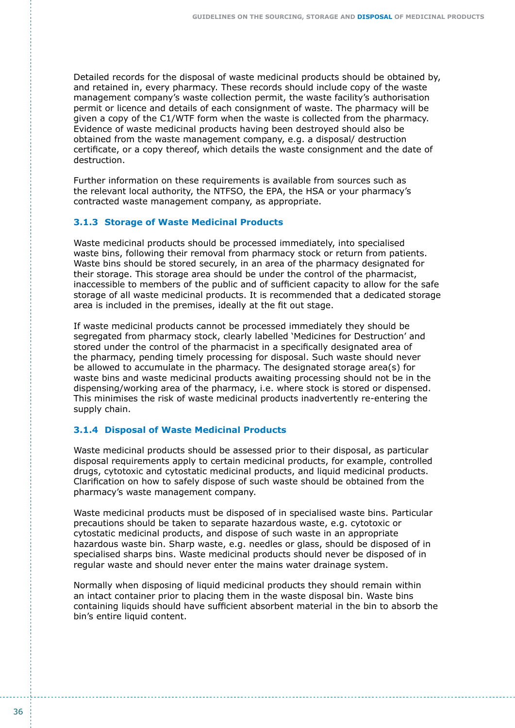Detailed records for the disposal of waste medicinal products should be obtained by, and retained in, every pharmacy. These records should include copy of the waste management company's waste collection permit, the waste facility's authorisation permit or licence and details of each consignment of waste. The pharmacy will be given a copy of the C1/WTF form when the waste is collected from the pharmacy. Evidence of waste medicinal products having been destroyed should also be obtained from the waste management company, e.g. a disposal/ destruction certificate, or a copy thereof, which details the waste consignment and the date of destruction.

Further information on these requirements is available from sources such as the relevant local authority, the NTFSO, the EPA, the HSA or your pharmacy's contracted waste management company, as appropriate.

### 3.1.3 Storage of Waste Medicinal Products

Waste medicinal products should be processed immediately, into specialised waste bins, following their removal from pharmacy stock or return from patients. Waste bins should be stored securely, in an area of the pharmacy designated for their storage. This storage area should be under the control of the pharmacist, inaccessible to members of the public and of sufficient capacity to allow for the safe storage of all waste medicinal products. It is recommended that a dedicated storage area is included in the premises, ideally at the fit out stage.

If waste medicinal products cannot be processed immediately they should be segregated from pharmacy stock, clearly labelled 'Medicines for Destruction' and stored under the control of the pharmacist in a specifically designated area of the pharmacy, pending timely processing for disposal. Such waste should never be allowed to accumulate in the pharmacy. The designated storage area(s) for waste bins and waste medicinal products awaiting processing should not be in the dispensing/working area of the pharmacy, i.e. where stock is stored or dispensed. This minimises the risk of waste medicinal products inadvertently re-entering the supply chain.

### 3.1.4 Disposal of Waste Medicinal Products

Waste medicinal products should be assessed prior to their disposal, as particular disposal requirements apply to certain medicinal products, for example, controlled drugs, cytotoxic and cytostatic medicinal products, and liquid medicinal products. Clarification on how to safely dispose of such waste should be obtained from the pharmacy's waste management company.

Waste medicinal products must be disposed of in specialised waste bins. Particular precautions should be taken to separate hazardous waste, e.g. cytotoxic or cytostatic medicinal products, and dispose of such waste in an appropriate hazardous waste bin. Sharp waste, e.g. needles or glass, should be disposed of in specialised sharps bins. Waste medicinal products should never be disposed of in regular waste and should never enter the mains water drainage system.

Normally when disposing of liquid medicinal products they should remain within an intact container prior to placing them in the waste disposal bin. Waste bins containing liquids should have sufficient absorbent material in the bin to absorb the bin's entire liquid content.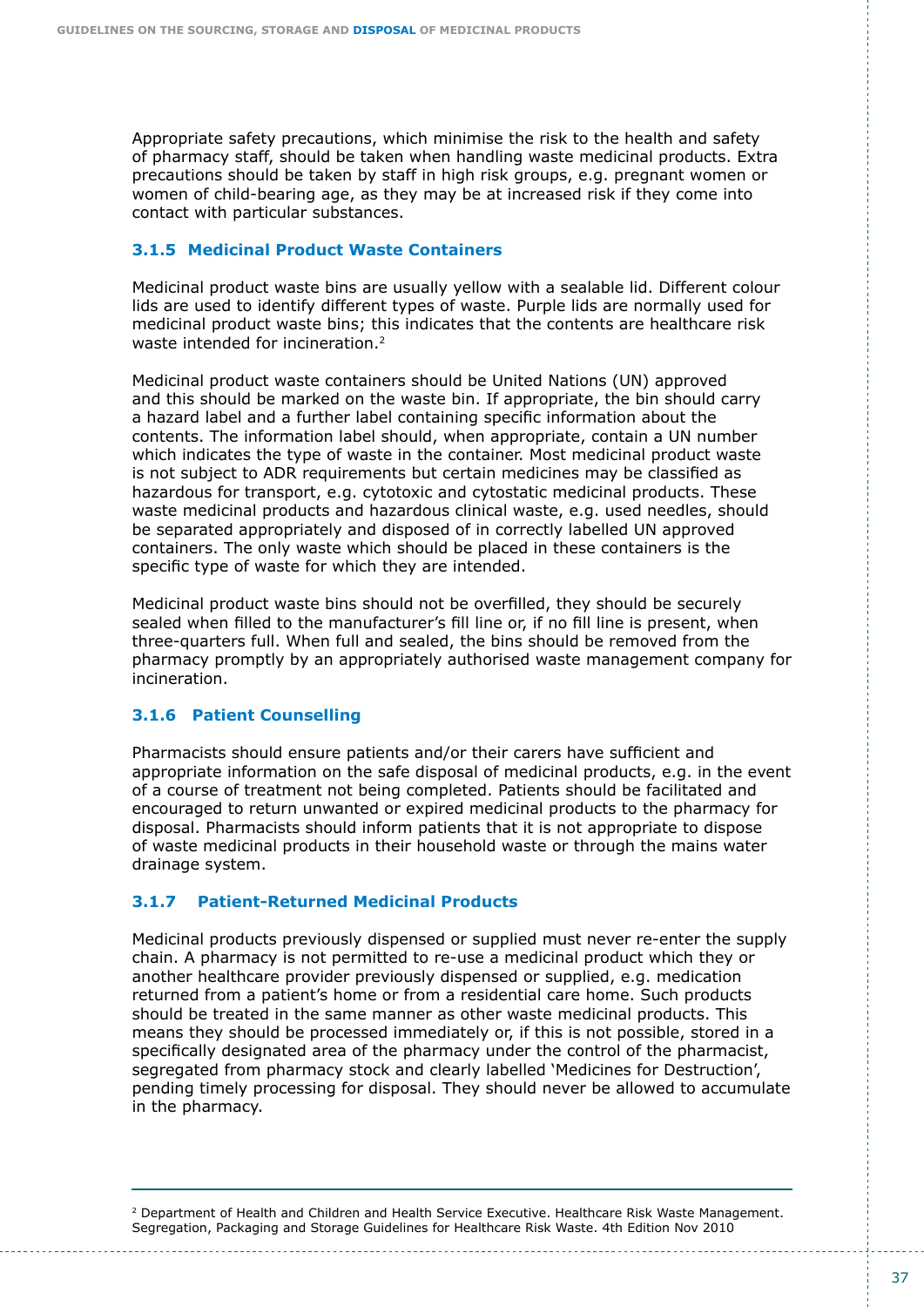Appropriate safety precautions, which minimise the risk to the health and safety of pharmacy staff, should be taken when handling waste medicinal products. Extra precautions should be taken by staff in high risk groups, e.g. pregnant women or women of child-bearing age, as they may be at increased risk if they come into contact with particular substances.

### 3.1.5 Medicinal Product Waste Containers

Medicinal product waste bins are usually yellow with a sealable lid. Different colour lids are used to identify different types of waste. Purple lids are normally used for medicinal product waste bins; this indicates that the contents are healthcare risk waste intended for incineration.[2]

Medicinal product waste containers should be United Nations (UN) approved and this should be marked on the waste bin. If appropriate, the bin should carry a hazard label and a further label containing specific information about the contents. The information label should, when appropriate, contain a UN number which indicates the type of waste in the container. Most medicinal product waste is not subject to ADR requirements but certain medicines may be classified as hazardous for transport, e.g. cytotoxic and cytostatic medicinal products. These waste medicinal products and hazardous clinical waste, e.g. used needles, should be separated appropriately and disposed of in correctly labelled UN approved containers. The only waste which should be placed in these containers is the specific type of waste for which they are intended.

Medicinal product waste bins should not be overfilled, they should be securely sealed when filled to the manufacturer's fill line or, if no fill line is present, when three-quarters full. When full and sealed, the bins should be removed from the pharmacy promptly by an appropriately authorised waste management company for incineration.

### 3.1.6 Patient Counselling

Pharmacists should ensure patients and/or their carers have sufficient and appropriate information on the safe disposal of medicinal products, e.g. in the event of a course of treatment not being completed. Patients should be facilitated and encouraged to return unwanted or expired medicinal products to the pharmacy for disposal. Pharmacists should inform patients that it is not appropriate to dispose of waste medicinal products in their household waste or through the mains water drainage system.

### 3.1.7 Patient-Returned Medicinal Products

Medicinal products previously dispensed or supplied must never re-enter the supply chain. A pharmacy is not permitted to re-use a medicinal product which they or another healthcare provider previously dispensed or supplied, e.g. medication returned from a patient's home or from a residential care home. Such products should be treated in the same manner as other waste medicinal products. This means they should be processed immediately or, if this is not possible, stored in a specifically designated area of the pharmacy under the control of the pharmacist, segregated from pharmacy stock and clearly labelled 'Medicines for Destruction', pending timely processing for disposal. They should never be allowed to accumulate in the pharmacy.

---

[2] Department of Health and Children and Health Service Executive. Healthcare Risk Waste Management. Segregation, Packaging and Storage Guidelines for Healthcare Risk Waste. 4th Edition Nov 2010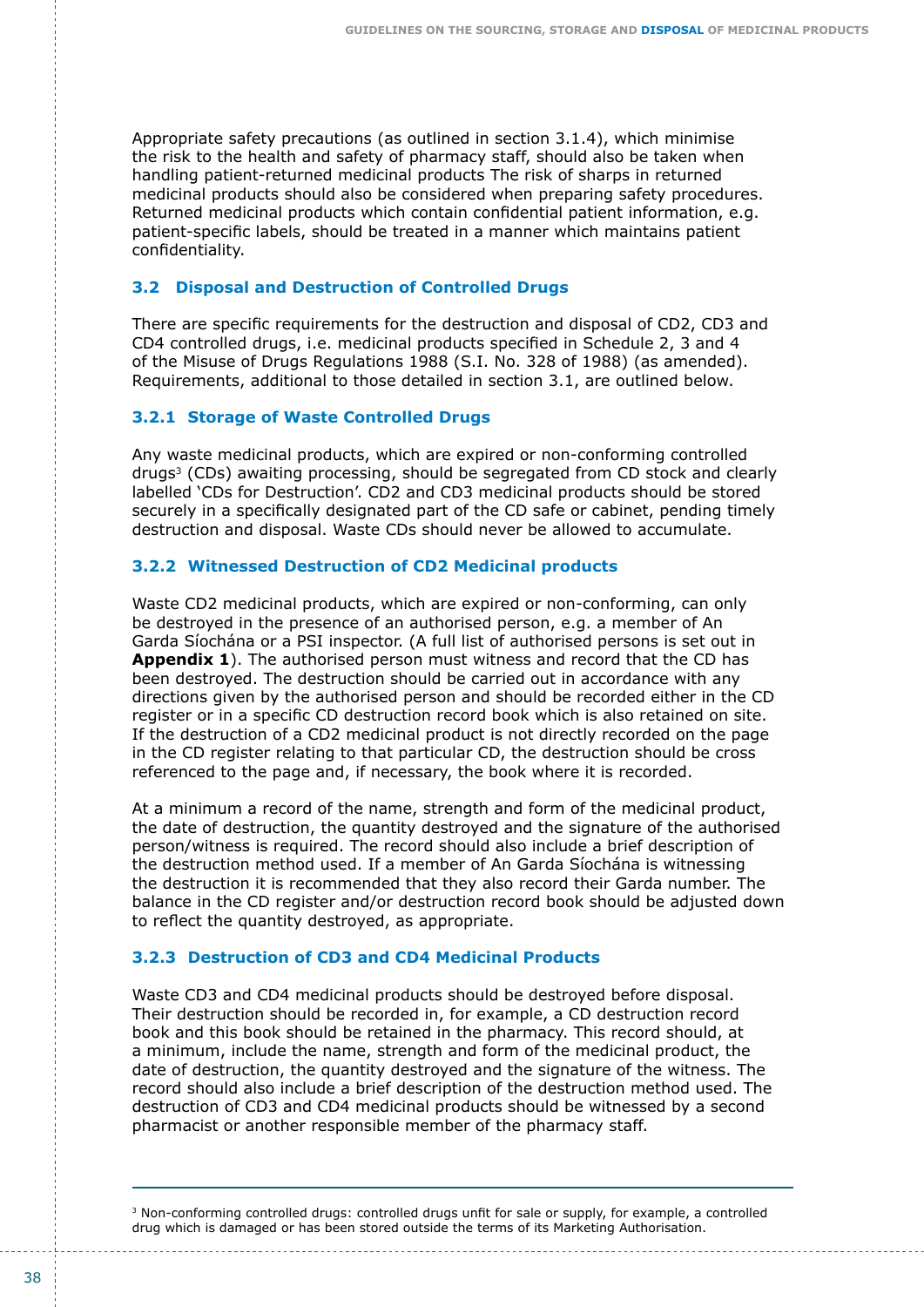Appropriate safety precautions (as outlined in section 3.1.4), which minimise the risk to the health and safety of pharmacy staff, should also be taken when handling patient-returned medicinal products The risk of sharps in returned medicinal products should also be considered when preparing safety procedures. Returned medicinal products which contain confidential patient information, e.g. patient-specific labels, should be treated in a manner which maintains patient confidentiality.

## 3.2 Disposal and Destruction of Controlled Drugs

There are specific requirements for the destruction and disposal of CD2, CD3 and CD4 controlled drugs, i.e. medicinal products specified in Schedule 2, 3 and 4 of the Misuse of Drugs Regulations 1988 (S.I. No. 328 of 1988) (as amended). Requirements, additional to those detailed in section 3.1, are outlined below.

### 3.2.1 Storage of Waste Controlled Drugs

Any waste medicinal products, which are expired or non-conforming controlled drugs[3] (CDs) awaiting processing, should be segregated from CD stock and clearly labelled 'CDs for Destruction'. CD2 and CD3 medicinal products should be stored securely in a specifically designated part of the CD safe or cabinet, pending timely destruction and disposal. Waste CDs should never be allowed to accumulate.

### 3.2.2 Witnessed Destruction of CD2 Medicinal products

Waste CD2 medicinal products, which are expired or non-conforming, can only be destroyed in the presence of an authorised person, e.g. a member of An Garda Síochána or a PSI inspector. (A full list of authorised persons is set out in **Appendix 1**). The authorised person must witness and record that the CD has been destroyed. The destruction should be carried out in accordance with any directions given by the authorised person and should be recorded either in the CD register or in a specific CD destruction record book which is also retained on site. If the destruction of a CD2 medicinal product is not directly recorded on the page in the CD register relating to that particular CD, the destruction should be cross referenced to the page and, if necessary, the book where it is recorded.

At a minimum a record of the name, strength and form of the medicinal product, the date of destruction, the quantity destroyed and the signature of the authorised person/witness is required. The record should also include a brief description of the destruction method used. If a member of An Garda Síochána is witnessing the destruction it is recommended that they also record their Garda number. The balance in the CD register and/or destruction record book should be adjusted down to reflect the quantity destroyed, as appropriate.

### 3.2.3 Destruction of CD3 and CD4 Medicinal Products

Waste CD3 and CD4 medicinal products should be destroyed before disposal. Their destruction should be recorded in, for example, a CD destruction record book and this book should be retained in the pharmacy. This record should, at a minimum, include the name, strength and form of the medicinal product, the date of destruction, the quantity destroyed and the signature of the witness. The record should also include a brief description of the destruction method used. The destruction of CD3 and CD4 medicinal products should be witnessed by a second pharmacist or another responsible member of the pharmacy staff.

---

[3] Non-conforming controlled drugs: controlled drugs unfit for sale or supply, for example, a controlled drug which is damaged or has been stored outside the terms of its Marketing Authorisation.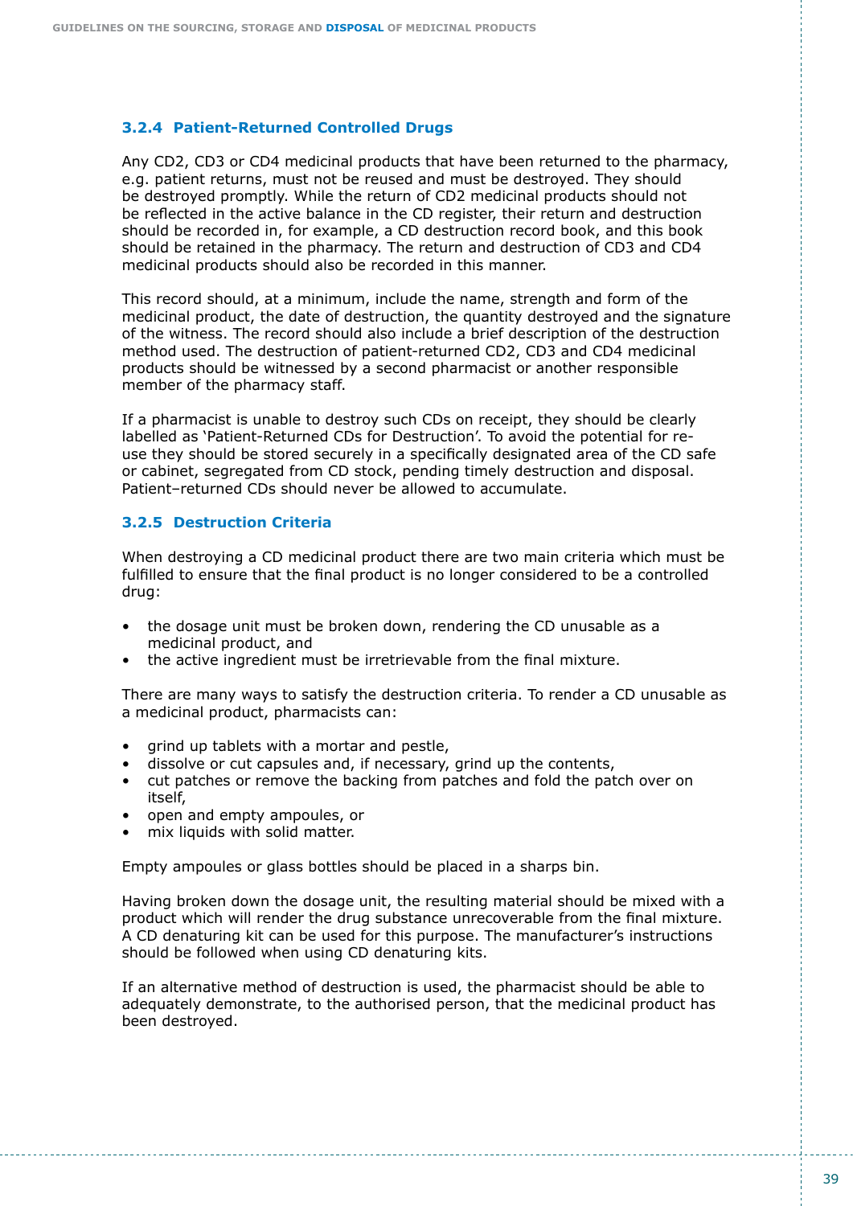### 3.2.4 Patient-Returned Controlled Drugs

Any CD2, CD3 or CD4 medicinal products that have been returned to the pharmacy, e.g. patient returns, must not be reused and must be destroyed. They should be destroyed promptly. While the return of CD2 medicinal products should not be reflected in the active balance in the CD register, their return and destruction should be recorded in, for example, a CD destruction record book, and this book should be retained in the pharmacy. The return and destruction of CD3 and CD4 medicinal products should also be recorded in this manner.

This record should, at a minimum, include the name, strength and form of the medicinal product, the date of destruction, the quantity destroyed and the signature of the witness. The record should also include a brief description of the destruction method used. The destruction of patient-returned CD2, CD3 and CD4 medicinal products should be witnessed by a second pharmacist or another responsible member of the pharmacy staff.

If a pharmacist is unable to destroy such CDs on receipt, they should be clearly labelled as 'Patient-Returned CDs for Destruction'. To avoid the potential for re-use they should be stored securely in a specifically designated area of the CD safe or cabinet, segregated from CD stock, pending timely destruction and disposal. Patient–returned CDs should never be allowed to accumulate.

### 3.2.5 Destruction Criteria

When destroying a CD medicinal product there are two main criteria which must be fulfilled to ensure that the final product is no longer considered to be a controlled drug:

- the dosage unit must be broken down, rendering the CD unusable as a medicinal product, and
- the active ingredient must be irretrievable from the final mixture.

There are many ways to satisfy the destruction criteria. To render a CD unusable as a medicinal product, pharmacists can:

- grind up tablets with a mortar and pestle,
- dissolve or cut capsules and, if necessary, grind up the contents,
- cut patches or remove the backing from patches and fold the patch over on itself,
- open and empty ampoules, or
- mix liquids with solid matter.

Empty ampoules or glass bottles should be placed in a sharps bin.

Having broken down the dosage unit, the resulting material should be mixed with a product which will render the drug substance unrecoverable from the final mixture. A CD denaturing kit can be used for this purpose. The manufacturer's instructions should be followed when using CD denaturing kits.

If an alternative method of destruction is used, the pharmacist should be able to adequately demonstrate, to the authorised person, that the medicinal product has been destroyed.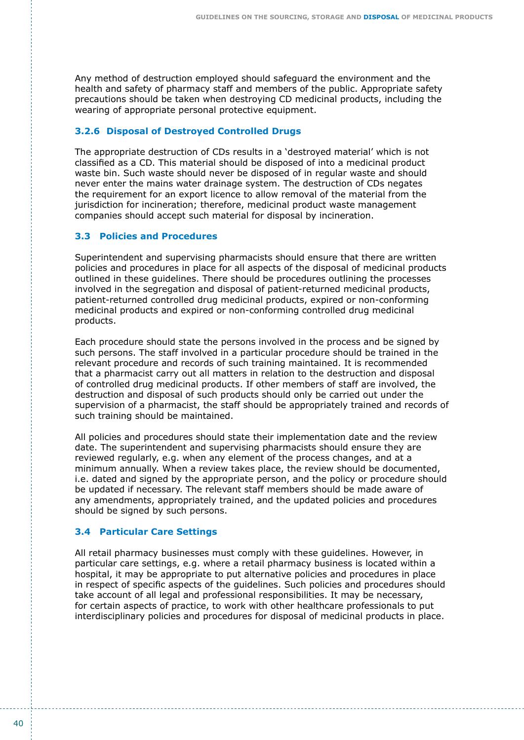Any method of destruction employed should safeguard the environment and the health and safety of pharmacy staff and members of the public. Appropriate safety precautions should be taken when destroying CD medicinal products, including the wearing of appropriate personal protective equipment.

### 3.2.6 Disposal of Destroyed Controlled Drugs

The appropriate destruction of CDs results in a 'destroyed material' which is not classified as a CD. This material should be disposed of into a medicinal product waste bin. Such waste should never be disposed of in regular waste and should never enter the mains water drainage system. The destruction of CDs negates the requirement for an export licence to allow removal of the material from the jurisdiction for incineration; therefore, medicinal product waste management companies should accept such material for disposal by incineration.

## 3.3 Policies and Procedures

Superintendent and supervising pharmacists should ensure that there are written policies and procedures in place for all aspects of the disposal of medicinal products outlined in these guidelines. There should be procedures outlining the processes involved in the segregation and disposal of patient-returned medicinal products, patient-returned controlled drug medicinal products, expired or non-conforming medicinal products and expired or non-conforming controlled drug medicinal products.

Each procedure should state the persons involved in the process and be signed by such persons. The staff involved in a particular procedure should be trained in the relevant procedure and records of such training maintained. It is recommended that a pharmacist carry out all matters in relation to the destruction and disposal of controlled drug medicinal products. If other members of staff are involved, the destruction and disposal of such products should only be carried out under the supervision of a pharmacist, the staff should be appropriately trained and records of such training should be maintained.

All policies and procedures should state their implementation date and the review date. The superintendent and supervising pharmacists should ensure they are reviewed regularly, e.g. when any element of the process changes, and at a minimum annually. When a review takes place, the review should be documented, i.e. dated and signed by the appropriate person, and the policy or procedure should be updated if necessary. The relevant staff members should be made aware of any amendments, appropriately trained, and the updated policies and procedures should be signed by such persons.

## 3.4 Particular Care Settings

All retail pharmacy businesses must comply with these guidelines. However, in particular care settings, e.g. where a retail pharmacy business is located within a hospital, it may be appropriate to put alternative policies and procedures in place in respect of specific aspects of the guidelines. Such policies and procedures should take account of all legal and professional responsibilities. It may be necessary, for certain aspects of practice, to work with other healthcare professionals to put interdisciplinary policies and procedures for disposal of medicinal products in place.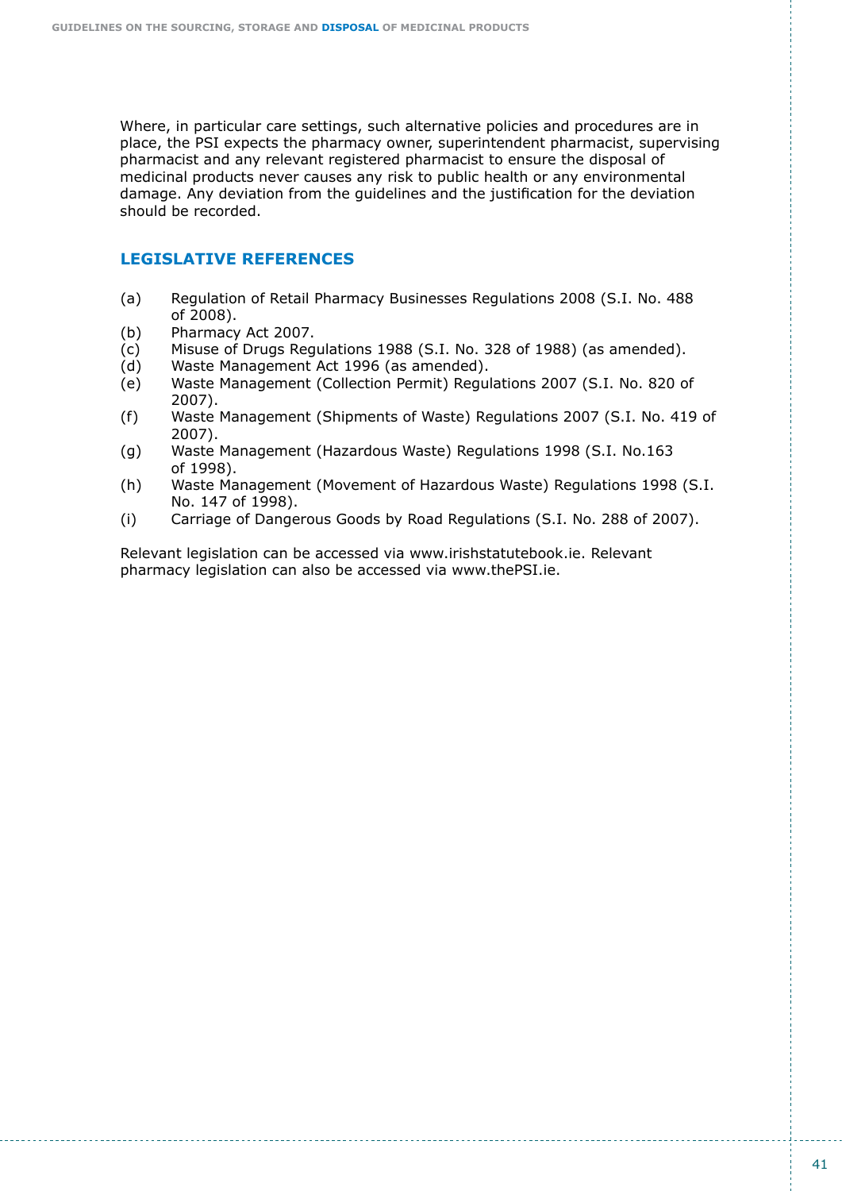Where, in particular care settings, such alternative policies and procedures are in place, the PSI expects the pharmacy owner, superintendent pharmacist, supervising pharmacist and any relevant registered pharmacist to ensure the disposal of medicinal products never causes any risk to public health or any environmental damage. Any deviation from the guidelines and the justification for the deviation should be recorded.

## LEGISLATIVE REFERENCES

- (a) Regulation of Retail Pharmacy Businesses Regulations 2008 (S.I. No. 488 of 2008).
- (b) Pharmacy Act 2007.
- (c) Misuse of Drugs Regulations 1988 (S.I. No. 328 of 1988) (as amended).
- (d) Waste Management Act 1996 (as amended).
- (e) Waste Management (Collection Permit) Regulations 2007 (S.I. No. 820 of 2007).
- (f) Waste Management (Shipments of Waste) Regulations 2007 (S.I. No. 419 of 2007).
- (g) Waste Management (Hazardous Waste) Regulations 1998 (S.I. No.163 of 1998).
- (h) Waste Management (Movement of Hazardous Waste) Regulations 1998 (S.I. No. 147 of 1998).
- (i) Carriage of Dangerous Goods by Road Regulations (S.I. No. 288 of 2007).

Relevant legislation can be accessed via www.irishstatutebook.ie. Relevant pharmacy legislation can also be accessed via www.thePSI.ie.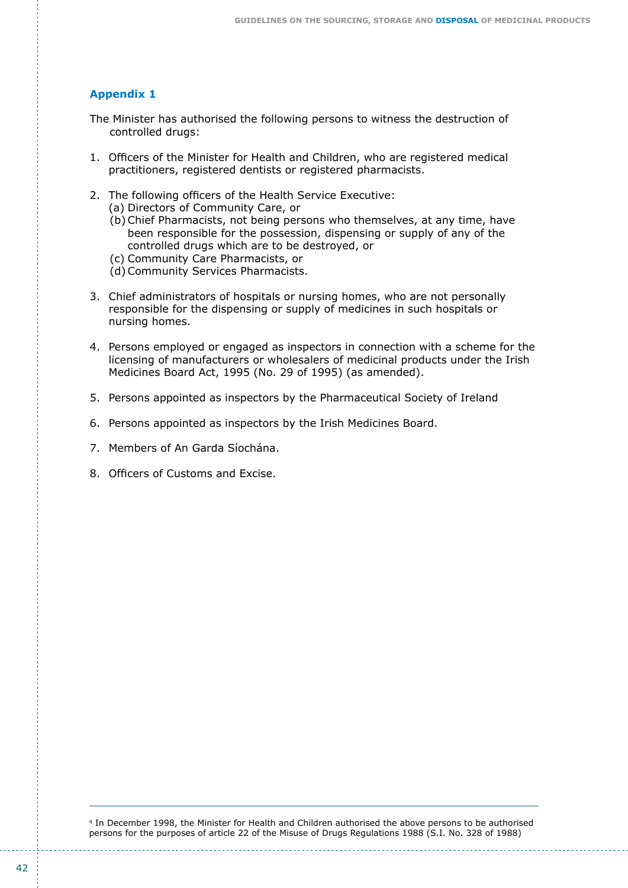## Appendix 1

The Minister has authorised the following persons to witness the destruction of controlled drugs:

1. Officers of the Minister for Health and Children, who are registered medical practitioners, registered dentists or registered pharmacists.

2. The following officers of the Health Service Executive:
   (a) Directors of Community Care, or
   (b) Chief Pharmacists, not being persons who themselves, at any time, have been responsible for the possession, dispensing or supply of any of the controlled drugs which are to be destroyed, or
   (c) Community Care Pharmacists, or
   (d) Community Services Pharmacists.

3. Chief administrators of hospitals or nursing homes, who are not personally responsible for the dispensing or supply of medicines in such hospitals or nursing homes.

4. Persons employed or engaged as inspectors in connection with a scheme for the licensing of manufacturers or wholesalers of medicinal products under the Irish Medicines Board Act, 1995 (No. 29 of 1995) (as amended).

5. Persons appointed as inspectors by the Pharmaceutical Society of Ireland

6. Persons appointed as inspectors by the Irish Medicines Board.

7. Members of An Garda Síochána.

8. Officers of Customs and Excise.

---

[4] In December 1998, the Minister for Health and Children authorised the above persons to be authorised persons for the purposes of article 22 of the Misuse of Drugs Regulations 1988 (S.I. No. 328 of 1988)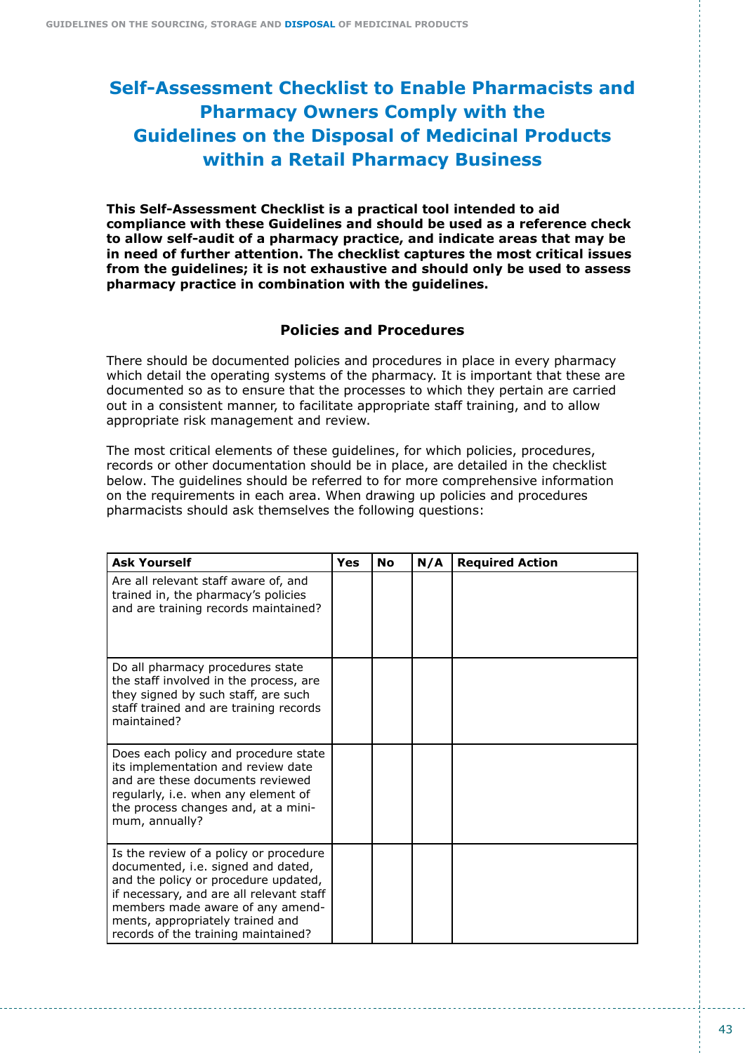# Self-Assessment Checklist to Enable Pharmacists and Pharmacy Owners Comply with the Guidelines on the Disposal of Medicinal Products within a Retail Pharmacy Business

**This Self-Assessment Checklist is a practical tool intended to aid compliance with these Guidelines and should be used as a reference check to allow self-audit of a pharmacy practice, and indicate areas that may be in need of further attention. The checklist captures the most critical issues from the guidelines; it is not exhaustive and should only be used to assess pharmacy practice in combination with the guidelines.**

## Policies and Procedures

There should be documented policies and procedures in place in every pharmacy which detail the operating systems of the pharmacy. It is important that these are documented so as to ensure that the processes to which they pertain are carried out in a consistent manner, to facilitate appropriate staff training, and to allow appropriate risk management and review.

The most critical elements of these guidelines, for which policies, procedures, records or other documentation should be in place, are detailed in the checklist below. The guidelines should be referred to for more comprehensive information on the requirements in each area. When drawing up policies and procedures pharmacists should ask themselves the following questions:

| Ask Yourself | Yes | No | N/A | Required Action |
|---|---|---|---|---|
| Are all relevant staff aware of, and trained in, the pharmacy's policies and are training records maintained? | | | | |
| Do all pharmacy procedures state the staff involved in the process, are they signed by such staff, are such staff trained and are training records maintained? | | | | |
| Does each policy and procedure state its implementation and review date and are these documents reviewed regularly, i.e. when any element of the process changes and, at a minimum, annually? | | | | |
| Is the review of a policy or procedure documented, i.e. signed and dated, and the policy or procedure updated, if necessary, and are all relevant staff members made aware of any amendments, appropriately trained and records of the training maintained? | | | | |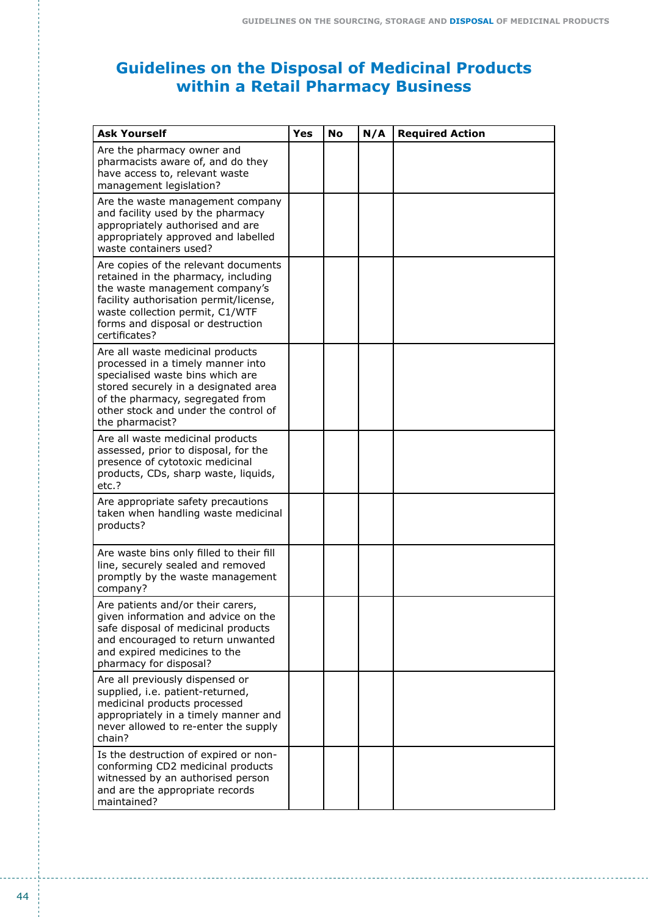# Guidelines on the Disposal of Medicinal Products within a Retail Pharmacy Business

| Ask Yourself | Yes | No | N/A | Required Action |
|---|---|---|---|---|
| Are the pharmacy owner and pharmacists aware of, and do they have access to, relevant waste management legislation? | | | | |
| Are the waste management company and facility used by the pharmacy appropriately authorised and are appropriately approved and labelled waste containers used? | | | | |
| Are copies of the relevant documents retained in the pharmacy, including the waste management company's facility authorisation permit/license, waste collection permit, C1/WTF forms and disposal or destruction certificates? | | | | |
| Are all waste medicinal products processed in a timely manner into specialised waste bins which are stored securely in a designated area of the pharmacy, segregated from other stock and under the control of the pharmacist? | | | | |
| Are all waste medicinal products assessed, prior to disposal, for the presence of cytotoxic medicinal products, CDs, sharp waste, liquids, etc.? | | | | |
| Are appropriate safety precautions taken when handling waste medicinal products? | | | | |
| Are waste bins only filled to their fill line, securely sealed and removed promptly by the waste management company? | | | | |
| Are patients and/or their carers, given information and advice on the safe disposal of medicinal products and encouraged to return unwanted and expired medicines to the pharmacy for disposal? | | | | |
| Are all previously dispensed or supplied, i.e. patient-returned, medicinal products processed appropriately in a timely manner and never allowed to re-enter the supply chain? | | | | |
| Is the destruction of expired or non-conforming CD2 medicinal products witnessed by an authorised person and are the appropriate records maintained? | | | | |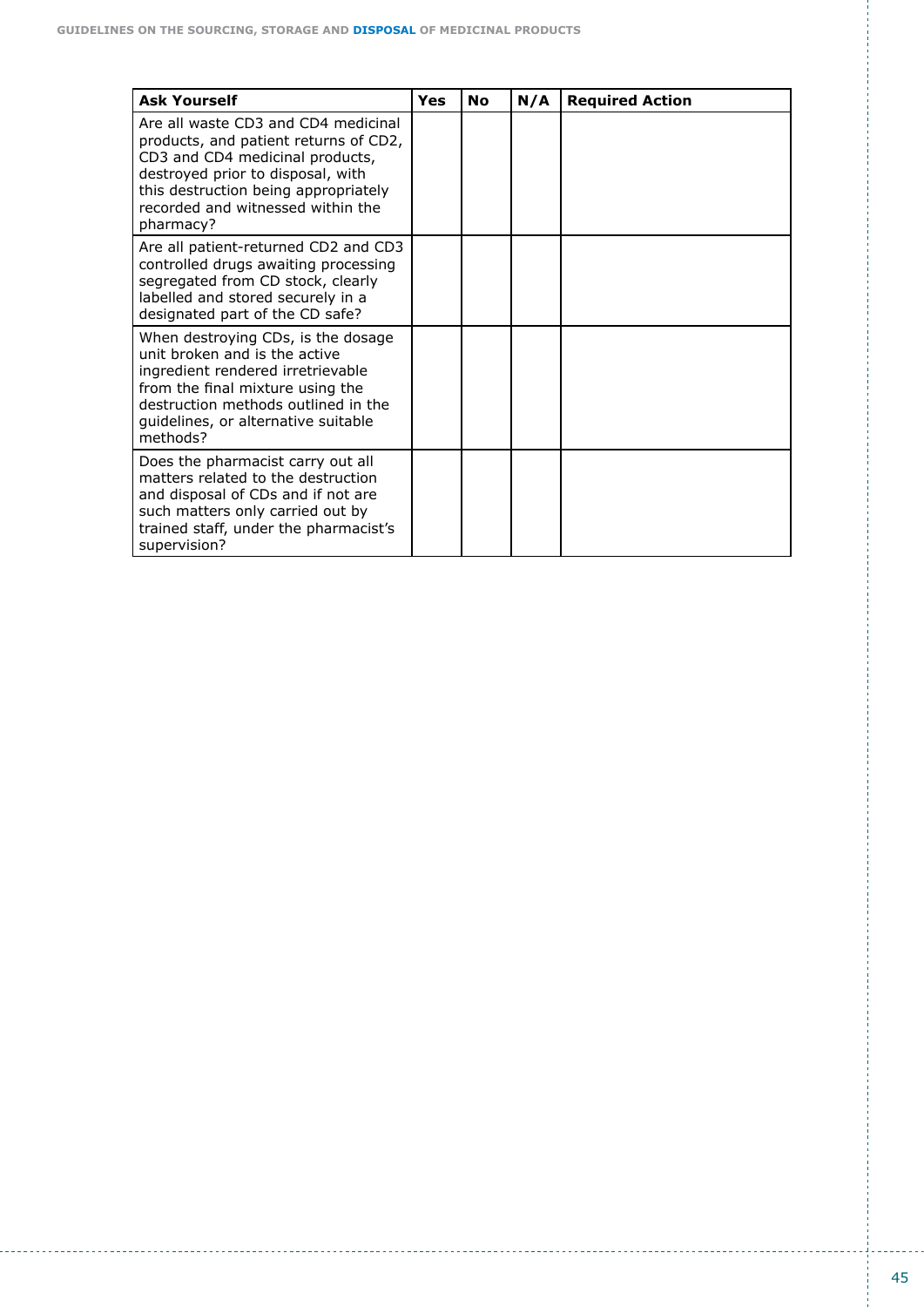| Ask Yourself | Yes | No | N/A | Required Action |
|---|---|---|---|---|
| Are all waste CD3 and CD4 medicinal products, and patient returns of CD2, CD3 and CD4 medicinal products, destroyed prior to disposal, with this destruction being appropriately recorded and witnessed within the pharmacy? | | | | |
| Are all patient-returned CD2 and CD3 controlled drugs awaiting processing segregated from CD stock, clearly labelled and stored securely in a designated part of the CD safe? | | | | |
| When destroying CDs, is the dosage unit broken and is the active ingredient rendered irretrievable from the final mixture using the destruction methods outlined in the guidelines, or alternative suitable methods? | | | | |
| Does the pharmacist carry out all matters related to the destruction and disposal of CDs and if not are such matters only carried out by trained staff, under the pharmacist's supervision? | | | | |